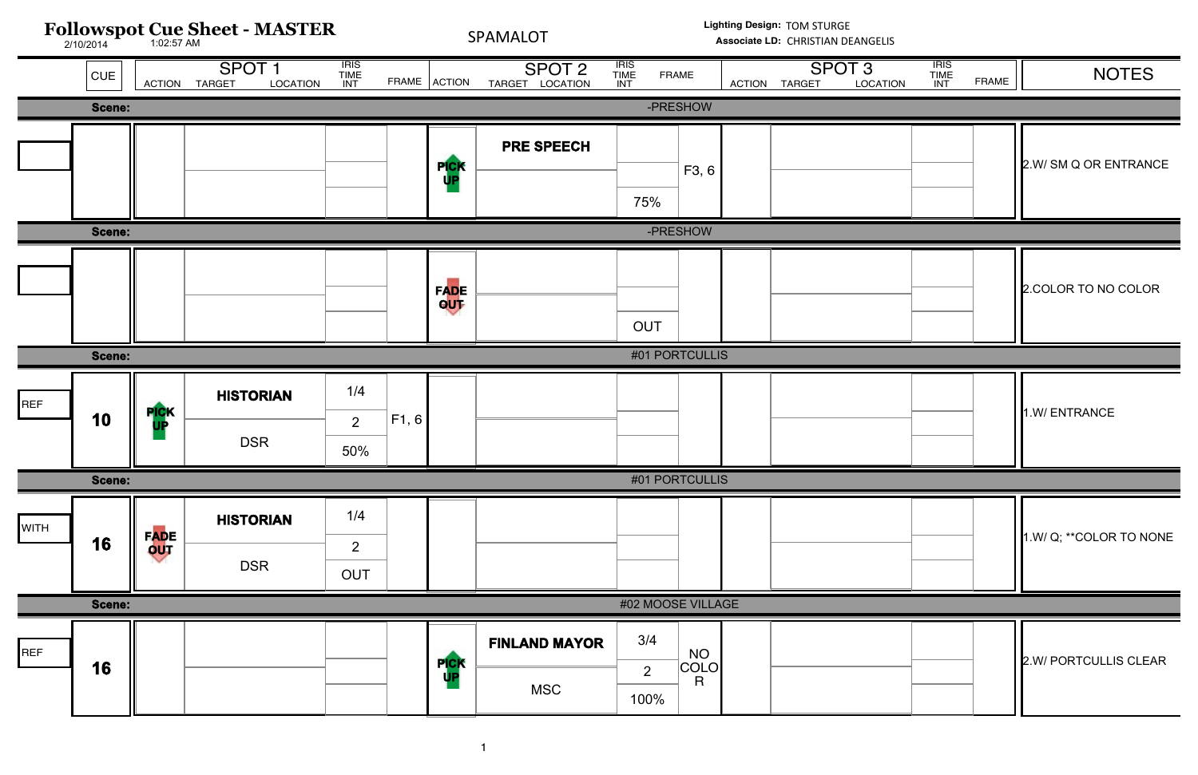# Followspot Cue Sheet - MASTER

2/10/2014 1:02:57 AM

SPAMALOT

**Lighting Design:** TOM STURGE
**Associate LD:** CHRISTIAN DEANGELIS

| | CUE | SPOT 1 ACTION | SPOT 1 TARGET / LOCATION | SPOT 1 IRIS / TIME / INT | SPOT 1 FRAME | SPOT 2 ACTION | SPOT 2 TARGET / LOCATION | SPOT 2 IRIS / TIME / INT | SPOT 2 FRAME | SPOT 3 ACTION | SPOT 3 TARGET / LOCATION | SPOT 3 IRIS / TIME / INT | SPOT 3 FRAME | NOTES |
|---|---|---|---|---|---|---|---|---|---|---|---|---|---|---|
| **Scene:** -PRESHOW | | | | | | | | | | | | | | |
| | | | | | | PICK UP | **PRE SPEECH** | 75% | F3, 6 | | | | | 2.W/ SM Q OR ENTRANCE |
| **Scene:** -PRESHOW | | | | | | | | | | | | | | |
| | | | | | | FADE OUT | | OUT | | | | | | 2.COLOR TO NO COLOR |
| **Scene:** #01 PORTCULLIS | | | | | | | | | | | | | | |
| REF | **10** | PICK UP | **HISTORIAN** / DSR | 1/4 / 2 / 50% | F1, 6 | | | | | | | | | 1.W/ ENTRANCE |
| **Scene:** #01 PORTCULLIS | | | | | | | | | | | | | | |
| WITH | **16** | FADE OUT | **HISTORIAN** / DSR | 1/4 / 2 / OUT | | | | | | | | | | 1.W/ Q; **COLOR TO NONE |
| **Scene:** #02 MOOSE VILLAGE | | | | | | | | | | | | | | |
| REF | **16** | | | | | PICK UP | **FINLAND MAYOR** / MSC | 3/4 / 2 / 100% | NO COLOR | | | | | 2.W/ PORTCULLIS CLEAR |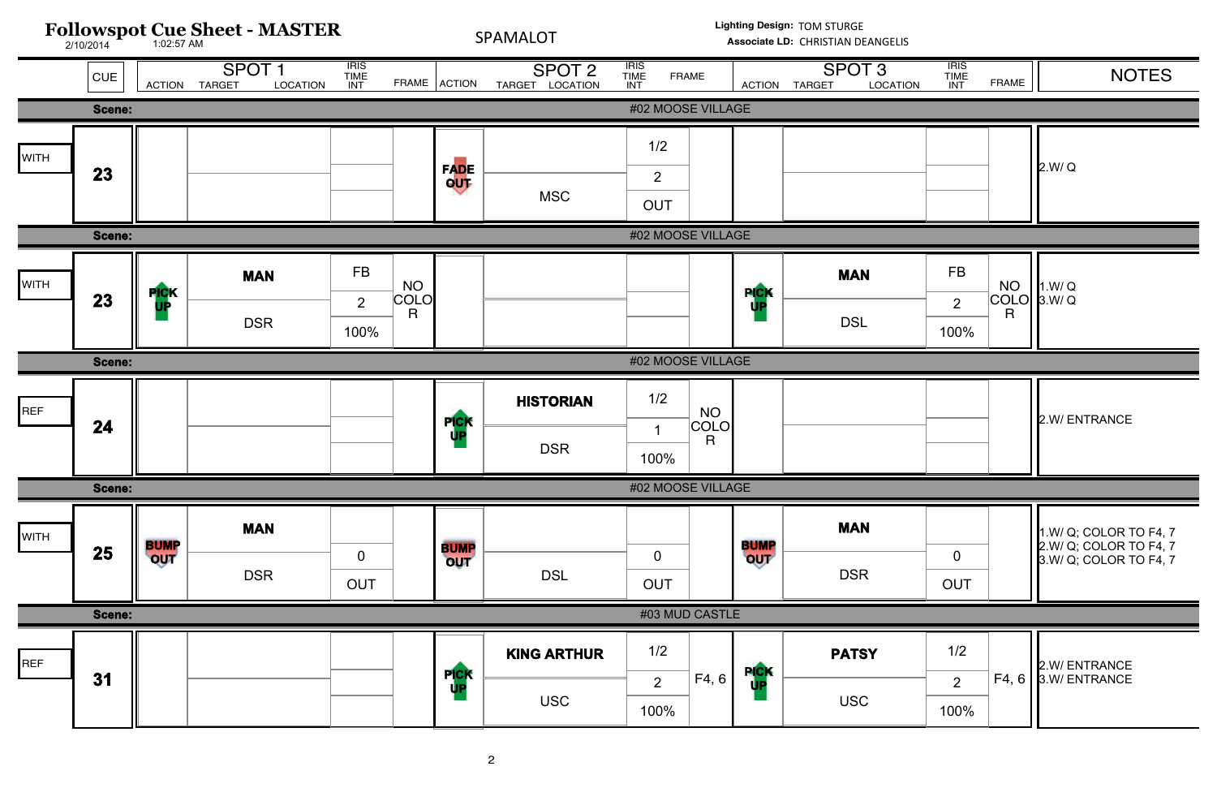# Followspot Cue Sheet - MASTER

2/10/2014 1:02:57 AM

SPAMALOT

**Lighting Design:** TOM STURGE
**Associate LD:** CHRISTIAN DEANGELIS

| | CUE | SPOT 1 ACTION | SPOT 1 TARGET / LOCATION | SPOT 1 IRIS / TIME / INT | SPOT 1 FRAME | SPOT 2 ACTION | SPOT 2 TARGET / LOCATION | SPOT 2 IRIS / TIME / INT | SPOT 2 FRAME | SPOT 3 ACTION | SPOT 3 TARGET / LOCATION | SPOT 3 IRIS / TIME / INT | SPOT 3 FRAME | NOTES |
|---|---|---|---|---|---|---|---|---|---|---|---|---|---|---|
| **Scene:** | | | | | | #02 MOOSE VILLAGE | | | | | | | | |
| WITH | 23 | | | | | FADE OUT | MSC | 1/2 / 2 / OUT | | | | | | 2.W/ Q |
| **Scene:** | | | | | | #02 MOOSE VILLAGE | | | | | | | | |
| WITH | 23 | PICK UP | MAN / DSR | FB / 2 / 100% | NO COLOR | | | | | PICK UP | MAN / DSL | FB / 2 / 100% | NO COLOR | 1.W/ Q<br>3.W/ Q |
| **Scene:** | | | | | | #02 MOOSE VILLAGE | | | | | | | | |
| REF | 24 | | | | | PICK UP | HISTORIAN / DSR | 1/2 / 1 / 100% | NO COLOR | | | | | 2.W/ ENTRANCE |
| **Scene:** | | | | | | #02 MOOSE VILLAGE | | | | | | | | |
| WITH | 25 | BUMP OUT | MAN / DSR | 0 / OUT | | BUMP OUT | DSL | 0 / OUT | | BUMP OUT | MAN / DSR | 0 / OUT | | 1.W/ Q; COLOR TO F4, 7<br>2.W/ Q; COLOR TO F4, 7<br>3.W/ Q; COLOR TO F4, 7 |
| **Scene:** | | | | | | #03 MUD CASTLE | | | | | | | | |
| REF | 31 | | | | | PICK UP | KING ARTHUR / USC | 1/2 / 2 / 100% | F4, 6 | PICK UP | PATSY / USC | 1/2 / 2 / 100% | F4, 6 | 2.W/ ENTRANCE<br>3.W/ ENTRANCE |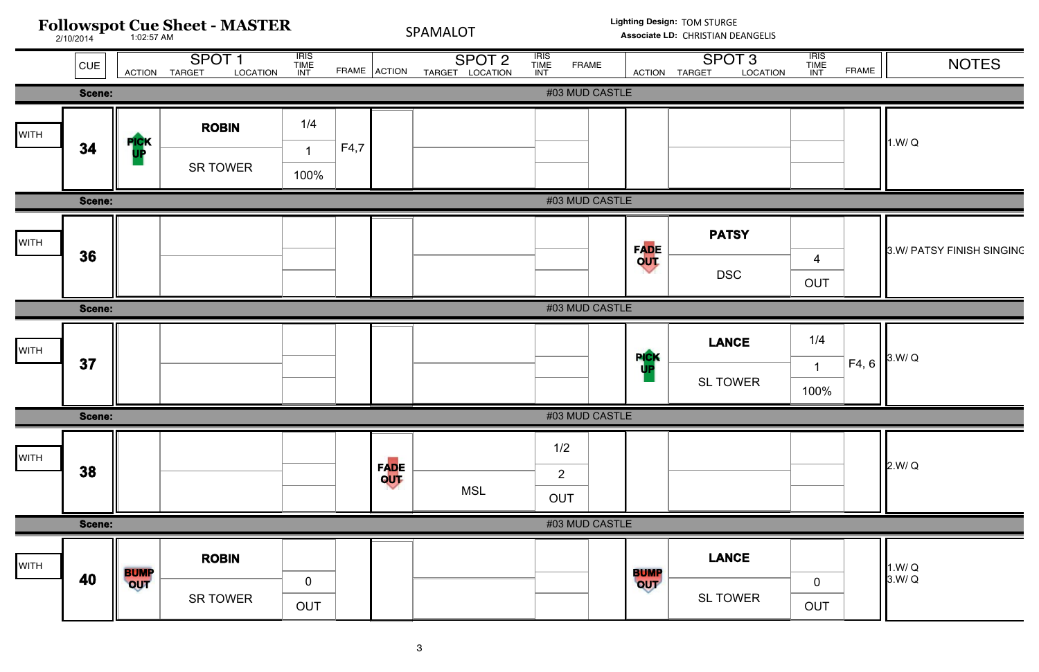# Followspot Cue Sheet - MASTER

2/10/2014 1:02:57 AM

SPAMALOT

**Lighting Design:** TOM STURGE
**Associate LD:** CHRISTIAN DEANGELIS

| | CUE | SPOT 1 ACTION | SPOT 1 TARGET / LOCATION | SPOT 1 IRIS / TIME / INT | SPOT 1 FRAME | SPOT 2 ACTION | SPOT 2 TARGET / LOCATION | SPOT 2 IRIS / TIME / INT | SPOT 2 FRAME | SPOT 3 ACTION | SPOT 3 TARGET / LOCATION | SPOT 3 IRIS / TIME / INT | SPOT 3 FRAME | NOTES |
|---|---|---|---|---|---|---|---|---|---|---|---|---|---|---|
| **Scene:** #03 MUD CASTLE | | | | | | | | | | | | | | |
| WITH | **34** | PICK UP | **ROBIN** / SR TOWER | 1/4 / 1 / 100% | F4,7 | | | | | | | | | 1.W/ Q |
| **Scene:** #03 MUD CASTLE | | | | | | | | | | | | | | |
| WITH | **36** | | | | | | | | | FADE OUT | **PATSY** / DSC | 4 / OUT | | 3.W/ PATSY FINISH SINGING |
| **Scene:** #03 MUD CASTLE | | | | | | | | | | | | | | |
| WITH | **37** | | | | | | | | | PICK UP | **LANCE** / SL TOWER | 1/4 / 1 / 100% | F4, 6 | 3.W/ Q |
| **Scene:** #03 MUD CASTLE | | | | | | | | | | | | | | |
| WITH | **38** | | | | | FADE OUT | MSL | 1/2 / 2 / OUT | | | | | | 2.W/ Q |
| **Scene:** #03 MUD CASTLE | | | | | | | | | | | | | | |
| WITH | **40** | BUMP OUT | **ROBIN** / SR TOWER | 0 / OUT | | | | | | BUMP OUT | **LANCE** / SL TOWER | 0 / OUT | | 1.W/ Q<br>3.W/ Q |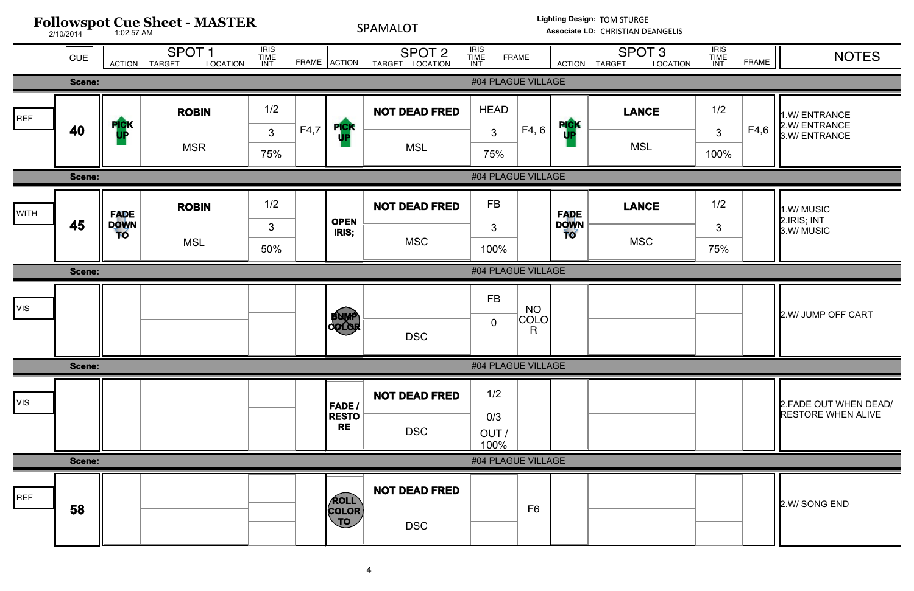# Followspot Cue Sheet - MASTER

2/10/2014 1:02:57 AM

SPAMALOT

**Lighting Design:** TOM STURGE
**Associate LD:** CHRISTIAN DEANGELIS

| | CUE | SPOT 1 ACTION | SPOT 1 TARGET / LOCATION | SPOT 1 IRIS / TIME / INT | SPOT 1 FRAME | SPOT 2 ACTION | SPOT 2 TARGET / LOCATION | SPOT 2 IRIS / TIME / INT | SPOT 2 FRAME | SPOT 3 ACTION | SPOT 3 TARGET / LOCATION | SPOT 3 IRIS / TIME / INT | SPOT 3 FRAME | NOTES |
|---|---|---|---|---|---|---|---|---|---|---|---|---|---|---|
| **Scene:** | | | | | | #04 PLAGUE VILLAGE | | | | | | | | |
| REF | **40** | PICK UP | **ROBIN** / MSR | 1/2 / 3 / 75% | F4,7 | PICK UP | **NOT DEAD FRED** / MSL | HEAD / 3 / 75% | F4, 6 | PICK UP | **LANCE** / MSL | 1/2 / 3 / 100% | F4,6 | 1.W/ ENTRANCE 2.W/ ENTRANCE 3.W/ ENTRANCE |
| **Scene:** | | | | | | #04 PLAGUE VILLAGE | | | | | | | | |
| WITH | **45** | FADE DOWN TO | **ROBIN** / MSL | 1/2 / 3 / 50% | | OPEN IRIS; | **NOT DEAD FRED** / MSC | FB / 3 / 100% | | FADE DOWN TO | **LANCE** / MSC | 1/2 / 3 / 75% | | 1.W/ MUSIC 2.IRIS; INT 3.W/ MUSIC |
| **Scene:** | | | | | | #04 PLAGUE VILLAGE | | | | | | | | |
| VIS | | | | | | BUMP COLOR | DSC | FB / 0 | NO COLOR | | | | | 2.W/ JUMP OFF CART |
| **Scene:** | | | | | | #04 PLAGUE VILLAGE | | | | | | | | |
| VIS | | | | | | FADE / RESTORE | **NOT DEAD FRED** / DSC | 1/2 / 0/3 / OUT / 100% | | | | | | 2.FADE OUT WHEN DEAD/ RESTORE WHEN ALIVE |
| **Scene:** | | | | | | #04 PLAGUE VILLAGE | | | | | | | | |
| REF | **58** | | | | | ROLL COLOR TO | **NOT DEAD FRED** / DSC | | F6 | | | | | 2.W/ SONG END |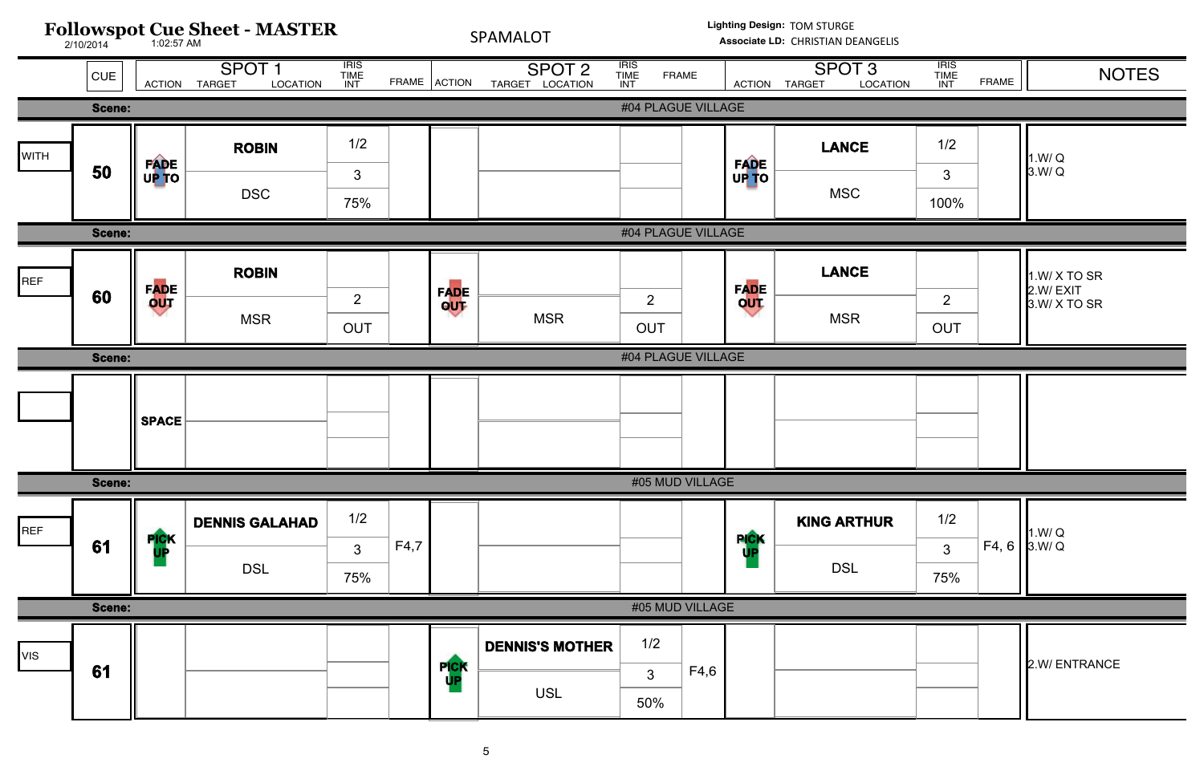# Followspot Cue Sheet - MASTER

2/10/2014 1:02:57 AM

SPAMALOT

**Lighting Design:** TOM STURGE
**Associate LD:** CHRISTIAN DEANGELIS

| | CUE | SPOT 1 ACTION | SPOT 1 TARGET / LOCATION | SPOT 1 IRIS / TIME / INT | SPOT 1 FRAME | SPOT 2 ACTION | SPOT 2 TARGET / LOCATION | SPOT 2 IRIS / TIME / INT | SPOT 2 FRAME | SPOT 3 ACTION | SPOT 3 TARGET / LOCATION | SPOT 3 IRIS / TIME / INT | SPOT 3 FRAME | NOTES |
|---|---|---|---|---|---|---|---|---|---|---|---|---|---|---|
| **Scene:** #04 PLAGUE VILLAGE | | | | | | | | | | | | | | |
| WITH | 50 | FADE UP TO | ROBIN / DSC | 1/2 / 3 / 75% | | | | | | FADE UP TO | LANCE / MSC | 1/2 / 3 / 100% | | 1.W/ Q<br>3.W/ Q |
| **Scene:** #04 PLAGUE VILLAGE | | | | | | | | | | | | | | |
| REF | 60 | FADE OUT | ROBIN / MSR | 2 / OUT | | FADE OUT | MSR | 2 / OUT | | FADE OUT | LANCE / MSR | 2 / OUT | | 1.W/ X TO SR<br>2.W/ EXIT<br>3.W/ X TO SR |
| **Scene:** #04 PLAGUE VILLAGE | | | | | | | | | | | | | | |
| | | SPACE | | | | | | | | | | | | |
| **Scene:** #05 MUD VILLAGE | | | | | | | | | | | | | | |
| REF | 61 | PICK UP | DENNIS GALAHAD / DSL | 1/2 / 3 / 75% | F4,7 | | | | | PICK UP | KING ARTHUR / DSL | 1/2 / 3 / 75% | F4, 6 | 1.W/ Q<br>3.W/ Q |
| **Scene:** #05 MUD VILLAGE | | | | | | | | | | | | | | |
| VIS | 61 | | | | | PICK UP | DENNIS'S MOTHER / USL | 1/2 / 3 / 50% | F4,6 | | | | | 2.W/ ENTRANCE |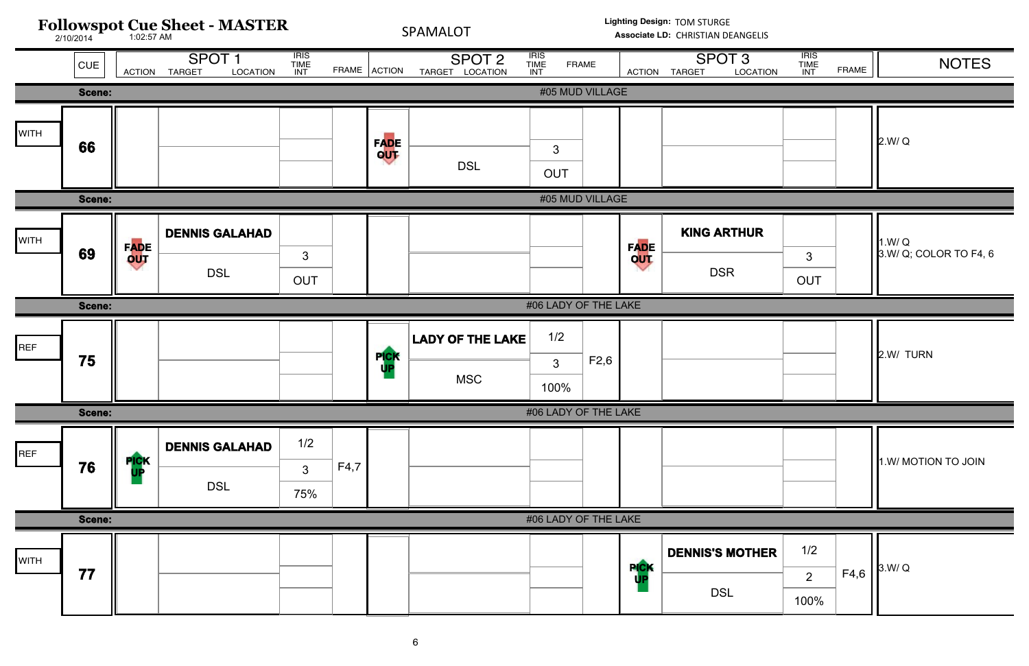# Followspot Cue Sheet - MASTER

2/10/2014 1:02:57 AM

SPAMALOT

**Lighting Design:** TOM STURGE
**Associate LD:** CHRISTIAN DEANGELIS

| | CUE | SPOT 1 ACTION | SPOT 1 TARGET / LOCATION | SPOT 1 IRIS / TIME / INT | SPOT 1 FRAME | SPOT 2 ACTION | SPOT 2 TARGET / LOCATION | SPOT 2 IRIS / TIME / INT | SPOT 2 FRAME | SPOT 3 ACTION | SPOT 3 TARGET / LOCATION | SPOT 3 IRIS / TIME / INT | SPOT 3 FRAME | NOTES |
|---|---|---|---|---|---|---|---|---|---|---|---|---|---|---|
| | **Scene:** #05 MUD VILLAGE | | | | | | | | | | | | | |
| WITH | **66** | | | | | FADE OUT | DSL | 3 / OUT | | | | | | 2.W/ Q |
| | **Scene:** #05 MUD VILLAGE | | | | | | | | | | | | | |
| WITH | **69** | FADE OUT | **DENNIS GALAHAD** / DSL | 3 / OUT | | | | | | FADE OUT | **KING ARTHUR** / DSR | 3 / OUT | | 1.W/ Q<br>3.W/ Q; COLOR TO F4, 6 |
| | **Scene:** #06 LADY OF THE LAKE | | | | | | | | | | | | | |
| REF | **75** | | | | | PICK UP | **LADY OF THE LAKE** / MSC | 1/2 / 3 / 100% | F2,6 | | | | | 2.W/ TURN |
| | **Scene:** #06 LADY OF THE LAKE | | | | | | | | | | | | | |
| REF | **76** | PICK UP | **DENNIS GALAHAD** / DSL | 1/2 / 3 / 75% | F4,7 | | | | | | | | | 1.W/ MOTION TO JOIN |
| | **Scene:** #06 LADY OF THE LAKE | | | | | | | | | | | | | |
| WITH | **77** | | | | | | | | | PICK UP | **DENNIS'S MOTHER** / DSL | 1/2 / 2 / 100% | F4,6 | 3.W/ Q |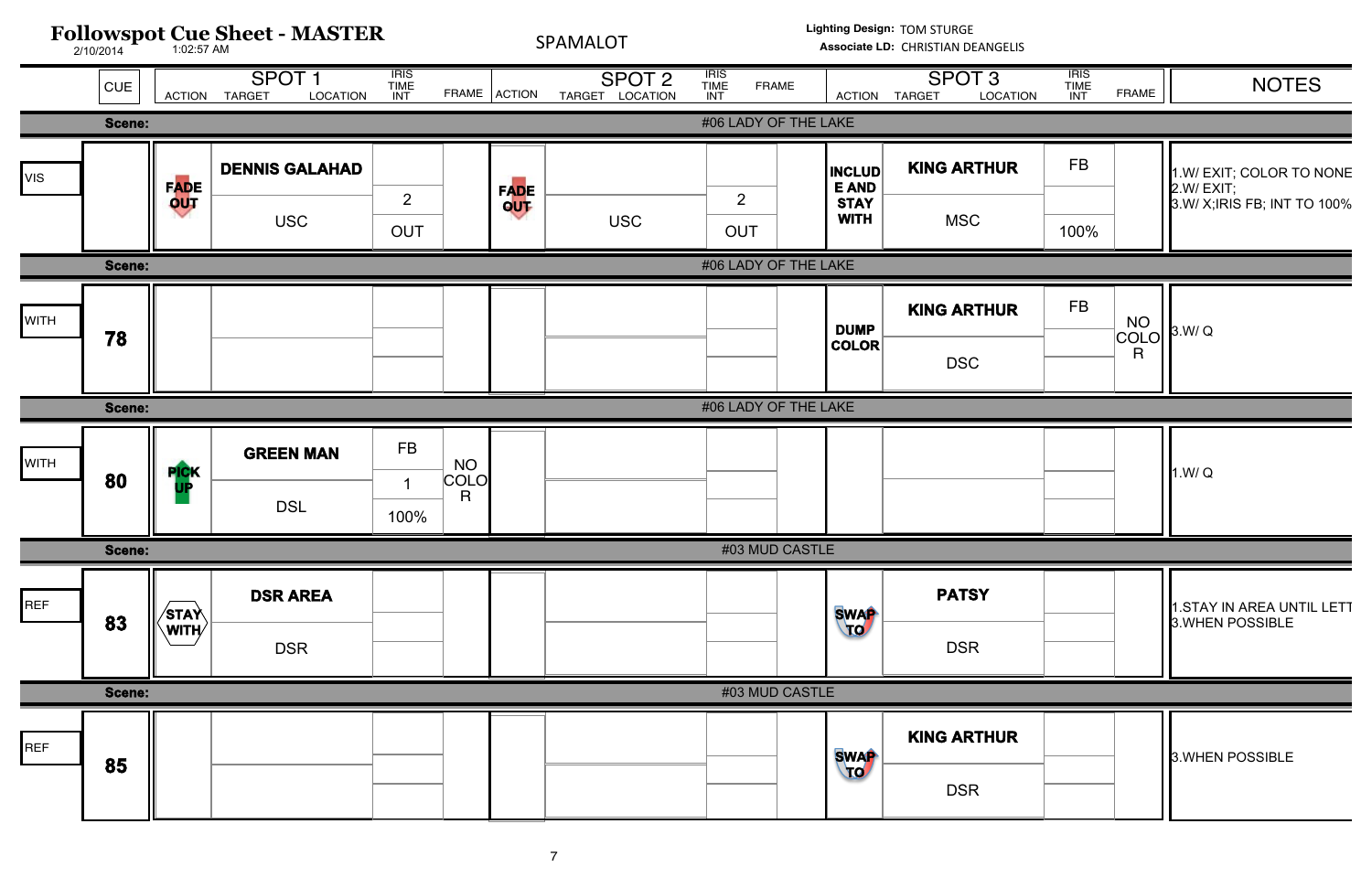# Followspot Cue Sheet - MASTER

2/10/2014 1:02:57 AM

SPAMALOT

**Lighting Design:** TOM STURGE
**Associate LD:** CHRISTIAN DEANGELIS

| | CUE | SPOT 1 ACTION | SPOT 1 TARGET / LOCATION | SPOT 1 IRIS / TIME / INT | SPOT 1 FRAME | SPOT 2 ACTION | SPOT 2 TARGET / LOCATION | SPOT 2 IRIS / TIME / INT | SPOT 2 FRAME | SPOT 3 ACTION | SPOT 3 TARGET / LOCATION | SPOT 3 IRIS / TIME / INT | SPOT 3 FRAME | NOTES |
|---|---|---|---|---|---|---|---|---|---|---|---|---|---|---|
| **Scene:** | | | | | | | #06 LADY OF THE LAKE | | | | | | | |
| VIS | | FADE OUT | **DENNIS GALAHAD** / USC | 2 / OUT | | FADE OUT | USC | 2 / OUT | | INCLUDE AND STAY WITH | **KING ARTHUR** / MSC | FB / 100% | | 1.W/ EXIT; COLOR TO NONE 2.W/ EXIT; 3.W/ X;IRIS FB; INT TO 100% |
| **Scene:** | | | | | | | #06 LADY OF THE LAKE | | | | | | | |
| WITH | 78 | | | | | | | | | DUMP COLOR | **KING ARTHUR** / DSC | FB | NO COLOR | 3.W/ Q |
| **Scene:** | | | | | | | #06 LADY OF THE LAKE | | | | | | | |
| WITH | 80 | PICK UP | **GREEN MAN** / DSL | FB / 1 / 100% | NO COLOR | | | | | | | | | 1.W/ Q |
| **Scene:** | | | | | | | #03 MUD CASTLE | | | | | | | |
| REF | 83 | STAY WITH | **DSR AREA** / DSR | | | | | | | SWAP TO | **PATSY** / DSR | | | 1.STAY IN AREA UNTIL LETT 3.WHEN POSSIBLE |
| **Scene:** | | | | | | | #03 MUD CASTLE | | | | | | | |
| REF | 85 | | | | | | | | | SWAP TO | **KING ARTHUR** / DSR | | | 3.WHEN POSSIBLE |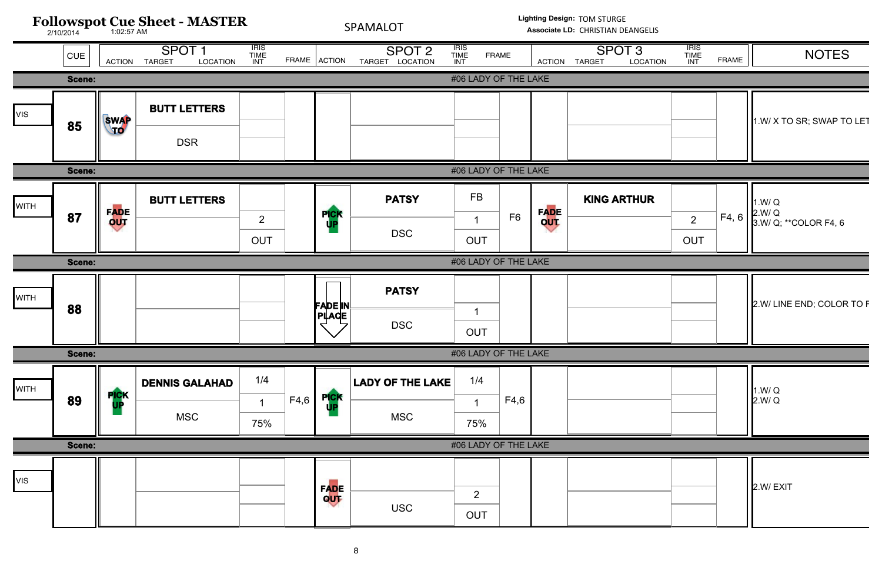# Followspot Cue Sheet - MASTER

2/10/2014 1:02:57 AM

SPAMALOT

**Lighting Design:** TOM STURGE
**Associate LD:** CHRISTIAN DEANGELIS

| | CUE | SPOT 1 ACTION | SPOT 1 TARGET / LOCATION | SPOT 1 IRIS / TIME / INT | SPOT 1 FRAME | SPOT 2 ACTION | SPOT 2 TARGET / LOCATION | SPOT 2 IRIS / TIME / INT | SPOT 2 FRAME | SPOT 3 ACTION | SPOT 3 TARGET / LOCATION | SPOT 3 IRIS / TIME / INT | SPOT 3 FRAME | NOTES |
|---|---|---|---|---|---|---|---|---|---|---|---|---|---|---|
| Scene: #06 LADY OF THE LAKE | | | | | | | | | | | | | | |
| VIS | 85 | SWAP TO | BUTT LETTERS / DSR | | | | | | | | | | | 1.W/ X TO SR; SWAP TO LET |
| Scene: #06 LADY OF THE LAKE | | | | | | | | | | | | | | |
| WITH | 87 | FADE OUT | BUTT LETTERS | 2 / OUT | | PICK UP | PATSY / DSC | FB / 1 / OUT | F6 | FADE OUT | KING ARTHUR | 2 / OUT | F4, 6 | 1.W/ Q<br>2.W/ Q<br>3.W/ Q; **COLOR F4, 6 |
| Scene: #06 LADY OF THE LAKE | | | | | | | | | | | | | | |
| WITH | 88 | | | | | FADE IN PLACE | PATSY / DSC | 1 / OUT | | | | | | 2.W/ LINE END; COLOR TO F |
| Scene: #06 LADY OF THE LAKE | | | | | | | | | | | | | | |
| WITH | 89 | PICK UP | DENNIS GALAHAD / MSC | 1/4 / 1 / 75% | F4,6 | PICK UP | LADY OF THE LAKE / MSC | 1/4 / 1 / 75% | F4,6 | | | | | 1.W/ Q<br>2.W/ Q |
| Scene: #06 LADY OF THE LAKE | | | | | | | | | | | | | | |
| VIS | | | | | | FADE OUT | USC | 2 / OUT | | | | | | 2.W/ EXIT |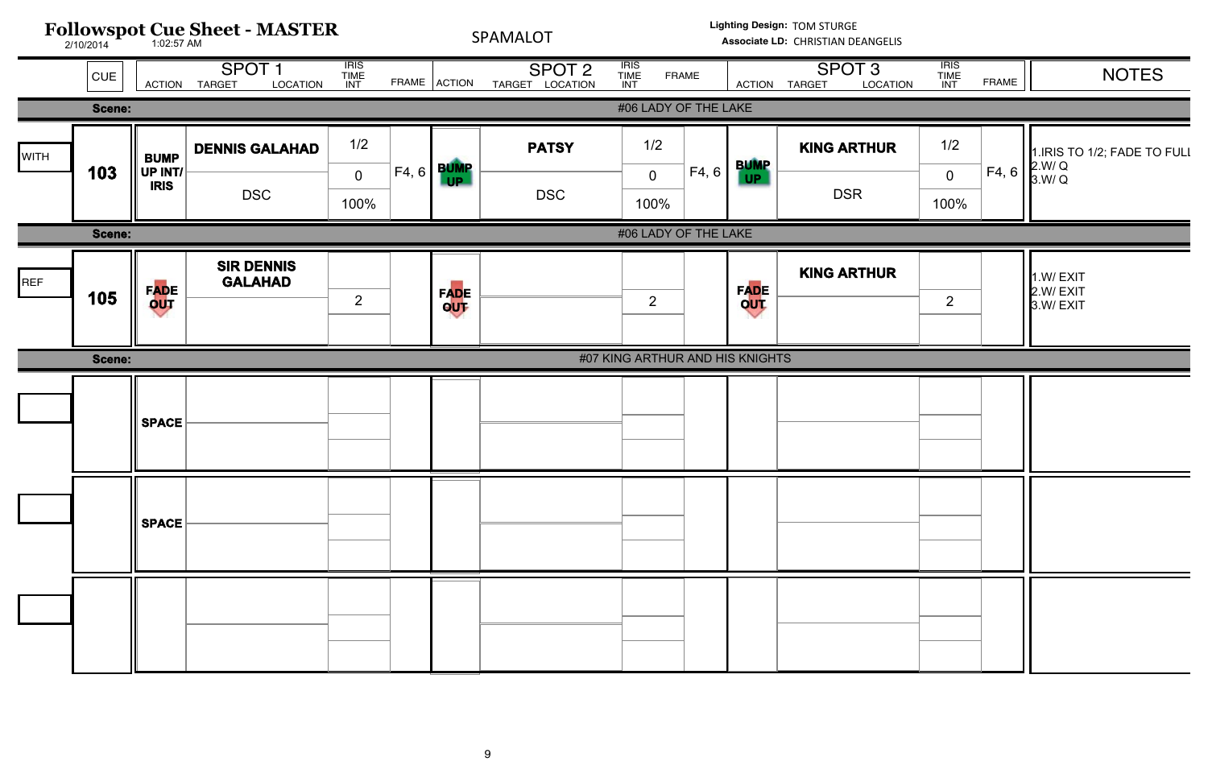# Followspot Cue Sheet - MASTER

2/10/2014 1:02:57 AM

SPAMALOT

**Lighting Design:** TOM STURGE
**Associate LD:** CHRISTIAN DEANGELIS

| | CUE | SPOT 1 ACTION | SPOT 1 TARGET / LOCATION | IRIS / TIME / INT | FRAME | SPOT 2 ACTION | SPOT 2 TARGET / LOCATION | IRIS / TIME / INT | FRAME | SPOT 3 ACTION | SPOT 3 TARGET / LOCATION | IRIS / TIME / INT | FRAME | NOTES |
|---|---|---|---|---|---|---|---|---|---|---|---|---|---|---|
| **Scene:** | | | | | | #06 LADY OF THE LAKE | | | | | | | | |
| WITH | **103** | **BUMP UP INT/ IRIS** | **DENNIS GALAHAD** / DSC | 1/2 / 0 / 100% | F4, 6 | **BUMP UP** | **PATSY** / DSC | 1/2 / 0 / 100% | F4, 6 | **BUMP UP** | **KING ARTHUR** / DSR | 1/2 / 0 / 100% | F4, 6 | 1.IRIS TO 1/2; FADE TO FULL 2.W/ Q 3.W/ Q |
| **Scene:** | | | | | | #06 LADY OF THE LAKE | | | | | | | | |
| REF | **105** | **FADE OUT** | **SIR DENNIS GALAHAD** | 2 | | **FADE OUT** | | 2 | | **FADE OUT** | **KING ARTHUR** | 2 | | 1.W/ EXIT 2.W/ EXIT 3.W/ EXIT |
| **Scene:** | | | | | | #07 KING ARTHUR AND HIS KNIGHTS | | | | | | | | |
| | | **SPACE** | | | | | | | | | | | | |
| | | **SPACE** | | | | | | | | | | | | |
| | | | | | | | | | | | | | | |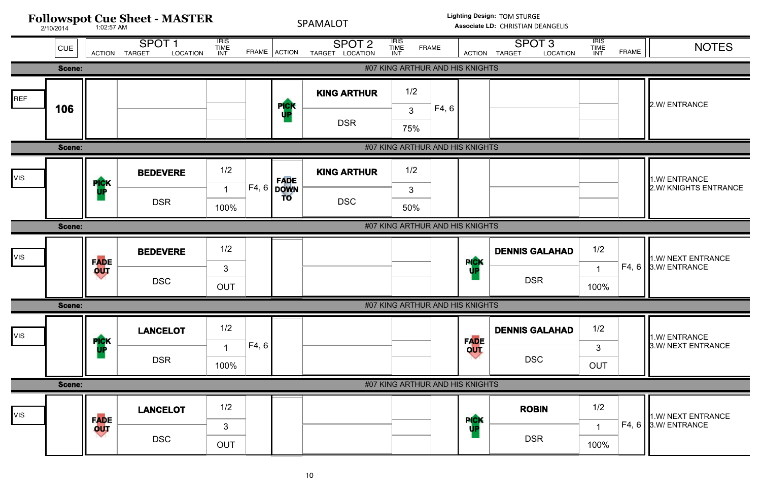# Followspot Cue Sheet - MASTER

2/10/2014 1:02:57 AM

SPAMALOT

**Lighting Design:** TOM STURGE
**Associate LD:** CHRISTIAN DEANGELIS

| | CUE | SPOT 1 ACTION | SPOT 1 TARGET / LOCATION | SPOT 1 IRIS / TIME / INT | SPOT 1 FRAME | SPOT 2 ACTION | SPOT 2 TARGET / LOCATION | SPOT 2 IRIS / TIME / INT | SPOT 2 FRAME | SPOT 3 ACTION | SPOT 3 TARGET / LOCATION | SPOT 3 IRIS / TIME / INT | SPOT 3 FRAME | NOTES |
|---|---|---|---|---|---|---|---|---|---|---|---|---|---|---|
| **Scene:** | | | | | | #07 KING ARTHUR AND HIS KNIGHTS | | | | | | | | |
| REF | **106** | | | | | PICK UP | **KING ARTHUR** / DSR | 1/2 / 3 / 75% | F4, 6 | | | | | 2.W/ ENTRANCE |
| **Scene:** | | | | | | #07 KING ARTHUR AND HIS KNIGHTS | | | | | | | | |
| VIS | | PICK UP | **BEDEVERE** / DSR | 1/2 / 1 / 100% | F4, 6 | FADE DOWN TO | **KING ARTHUR** / DSC | 1/2 / 3 / 50% | | | | | | 1.W/ ENTRANCE<br>2.W/ KNIGHTS ENTRANCE |
| **Scene:** | | | | | | #07 KING ARTHUR AND HIS KNIGHTS | | | | | | | | |
| VIS | | FADE OUT | **BEDEVERE** / DSC | 1/2 / 3 / OUT | | | | | | PICK UP | **DENNIS GALAHAD** / DSR | 1/2 / 1 / 100% | F4, 6 | 1.W/ NEXT ENTRANCE<br>3.W/ ENTRANCE |
| **Scene:** | | | | | | #07 KING ARTHUR AND HIS KNIGHTS | | | | | | | | |
| VIS | | PICK UP | **LANCELOT** / DSR | 1/2 / 1 / 100% | F4, 6 | | | | | FADE OUT | **DENNIS GALAHAD** / DSC | 1/2 / 3 / OUT | | 1.W/ ENTRANCE<br>3.W/ NEXT ENTRANCE |
| **Scene:** | | | | | | #07 KING ARTHUR AND HIS KNIGHTS | | | | | | | | |
| VIS | | FADE OUT | **LANCELOT** / DSC | 1/2 / 3 / OUT | | | | | | PICK UP | **ROBIN** / DSR | 1/2 / 1 / 100% | F4, 6 | 1.W/ NEXT ENTRANCE<br>3.W/ ENTRANCE |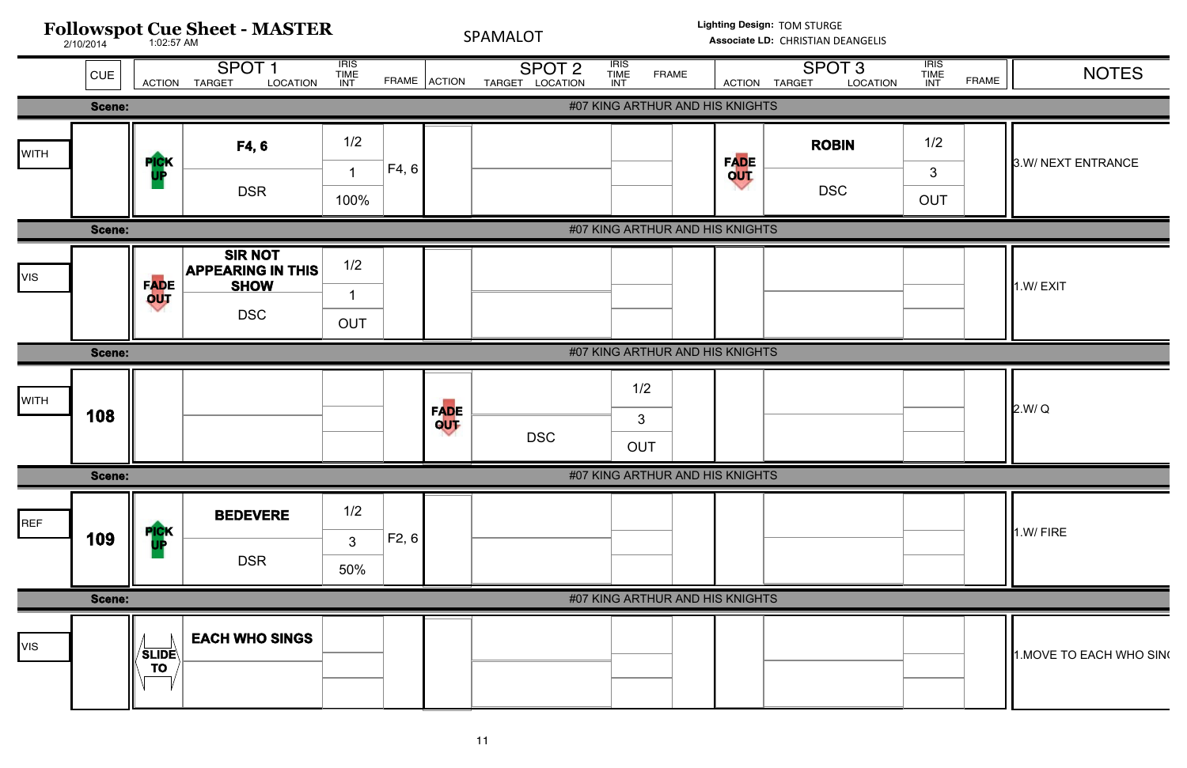# Followspot Cue Sheet - MASTER

2/10/2014 1:02:57 AM

SPAMALOT

**Lighting Design:** TOM STURGE
**Associate LD:** CHRISTIAN DEANGELIS

| | CUE | SPOT 1 ACTION | SPOT 1 TARGET / LOCATION | SPOT 1 IRIS / TIME / INT | SPOT 1 FRAME | SPOT 2 ACTION | SPOT 2 TARGET / LOCATION | SPOT 2 IRIS / TIME / INT | SPOT 2 FRAME | SPOT 3 ACTION | SPOT 3 TARGET / LOCATION | SPOT 3 IRIS / TIME / INT | SPOT 3 FRAME | NOTES |
|---|---|---|---|---|---|---|---|---|---|---|---|---|---|---|
| **Scene:** #07 KING ARTHUR AND HIS KNIGHTS | | | | | | | | | | | | | | |
| WITH | | PICK UP | **F4, 6** / DSR | 1/2 / 1 / 100% | F4, 6 | | | | | FADE OUT | **ROBIN** / DSC | 1/2 / 3 / OUT | | 3.W/ NEXT ENTRANCE |
| **Scene:** #07 KING ARTHUR AND HIS KNIGHTS | | | | | | | | | | | | | | |
| VIS | | FADE OUT | **SIR NOT APPEARING IN THIS SHOW** / DSC | 1/2 / 1 / OUT | | | | | | | | | | 1.W/ EXIT |
| **Scene:** #07 KING ARTHUR AND HIS KNIGHTS | | | | | | | | | | | | | | |
| WITH | **108** | | | | | FADE OUT | DSC | 1/2 / 3 / OUT | | | | | | 2.W/ Q |
| **Scene:** #07 KING ARTHUR AND HIS KNIGHTS | | | | | | | | | | | | | | |
| REF | **109** | PICK UP | **BEDEVERE** / DSR | 1/2 / 3 / 50% | F2, 6 | | | | | | | | | 1.W/ FIRE |
| **Scene:** #07 KING ARTHUR AND HIS KNIGHTS | | | | | | | | | | | | | | |
| VIS | | SLIDE TO | **EACH WHO SINGS** | | | | | | | | | | | 1.MOVE TO EACH WHO SIN( |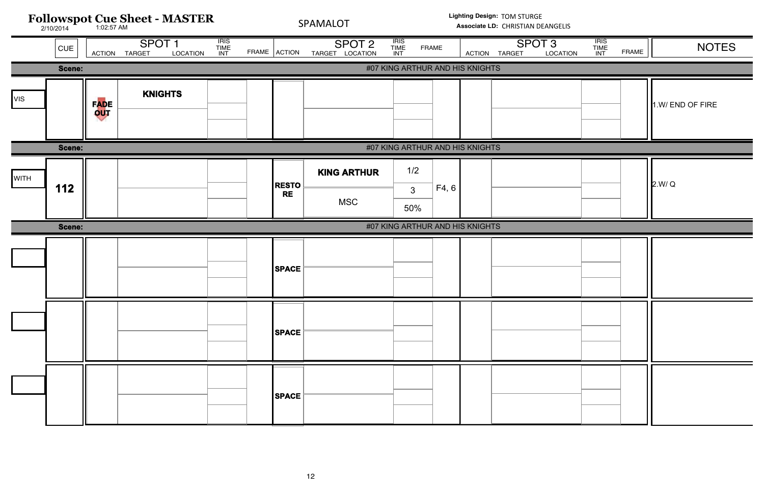# Followspot Cue Sheet - MASTER

2/10/2014 1:02:57 AM

SPAMALOT

**Lighting Design:** TOM STURGE
**Associate LD:** CHRISTIAN DEANGELIS

| | CUE | SPOT 1 ACTION | SPOT 1 TARGET / LOCATION | SPOT 1 IRIS / TIME / INT | SPOT 1 FRAME | SPOT 2 ACTION | SPOT 2 TARGET / LOCATION | SPOT 2 IRIS / TIME / INT | SPOT 2 FRAME | SPOT 3 ACTION | SPOT 3 TARGET / LOCATION | SPOT 3 IRIS / TIME / INT | SPOT 3 FRAME | NOTES |
|---|---|---|---|---|---|---|---|---|---|---|---|---|---|---|
| **Scene:** #07 KING ARTHUR AND HIS KNIGHTS | | | | | | | | | | | | | | |
| VIS | | FADE OUT | **KNIGHTS** | | | | | | | | | | | 1.W/ END OF FIRE |
| **Scene:** #07 KING ARTHUR AND HIS KNIGHTS | | | | | | | | | | | | | | |
| WITH | 112 | | | | | RESTORE | **KING ARTHUR** / MSC | 1/2 / 3 / 50% | F4, 6 | | | | | 2.W/ Q |
| **Scene:** #07 KING ARTHUR AND HIS KNIGHTS | | | | | | | | | | | | | | |
| | | | | | | SPACE | | | | | | | | |
| | | | | | | SPACE | | | | | | | | |
| | | | | | | SPACE | | | | | | | | |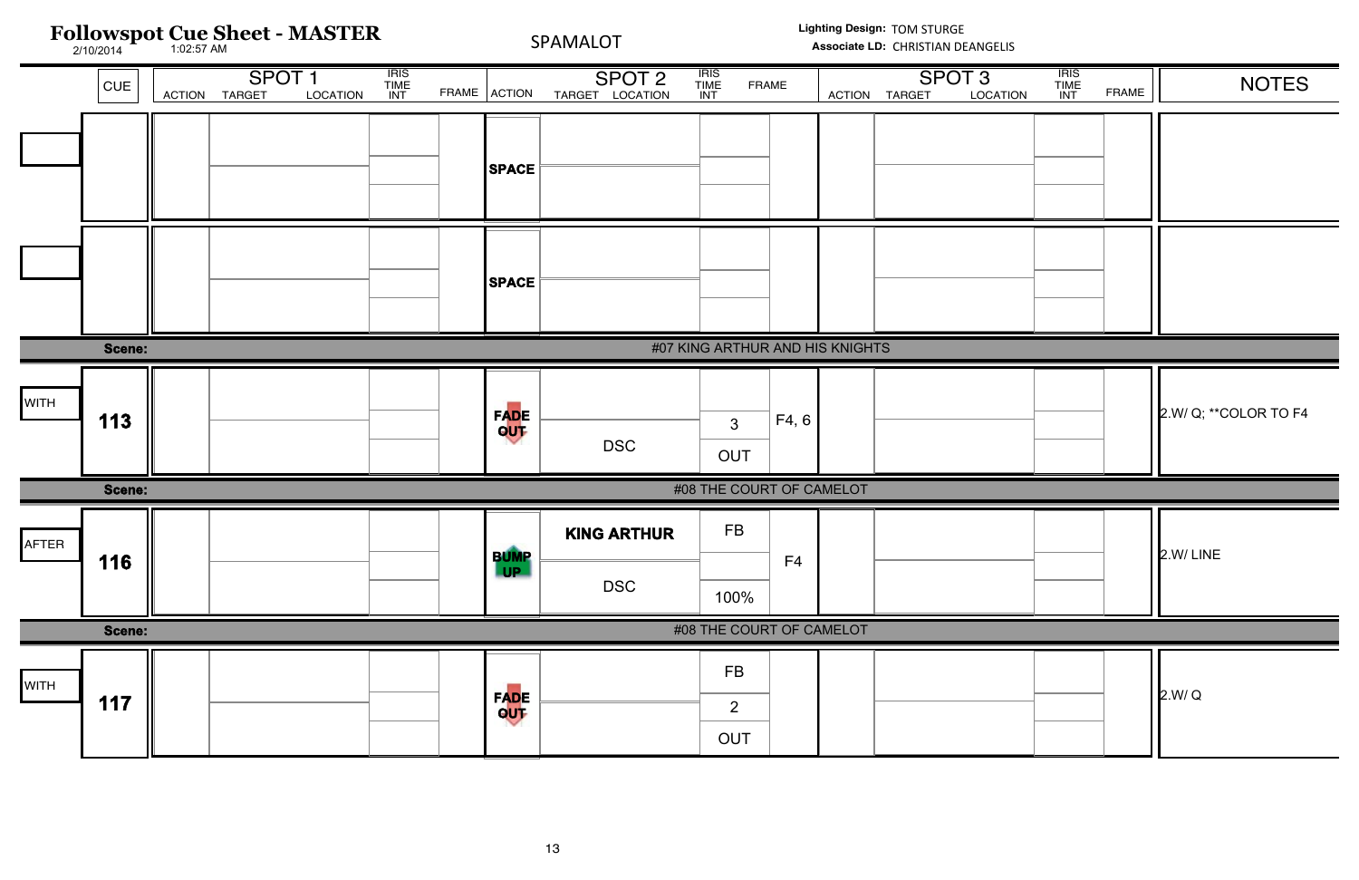# Followspot Cue Sheet - MASTER

2/10/2014 1:02:57 AM

SPAMALOT

**Lighting Design:** TOM STURGE
**Associate LD:** CHRISTIAN DEANGELIS

| | CUE | SPOT 1 ACTION | SPOT 1 TARGET / LOCATION | SPOT 1 IRIS / TIME / INT | SPOT 1 FRAME | SPOT 2 ACTION | SPOT 2 TARGET / LOCATION | SPOT 2 IRIS / TIME / INT | SPOT 2 FRAME | SPOT 3 ACTION | SPOT 3 TARGET / LOCATION | SPOT 3 IRIS / TIME / INT | SPOT 3 FRAME | NOTES |
|---|---|---|---|---|---|---|---|---|---|---|---|---|---|---|
| | | | | | | SPACE | | | | | | | | |
| | | | | | | SPACE | | | | | | | | |
| | **Scene:** | | | | | | #07 KING ARTHUR AND HIS KNIGHTS | | | | | | | |
| WITH | **113** | | | | | FADE OUT | DSC | 3 / OUT | F4, 6 | | | | | 2.W/ Q; **COLOR TO F4 |
| | **Scene:** | | | | | | #08 THE COURT OF CAMELOT | | | | | | | |
| AFTER | **116** | | | | | BUMP UP | **KING ARTHUR** / DSC | FB / 100% | F4 | | | | | 2.W/ LINE |
| | **Scene:** | | | | | | #08 THE COURT OF CAMELOT | | | | | | | |
| WITH | **117** | | | | | FADE OUT | | FB / 2 / OUT | | | | | | 2.W/ Q |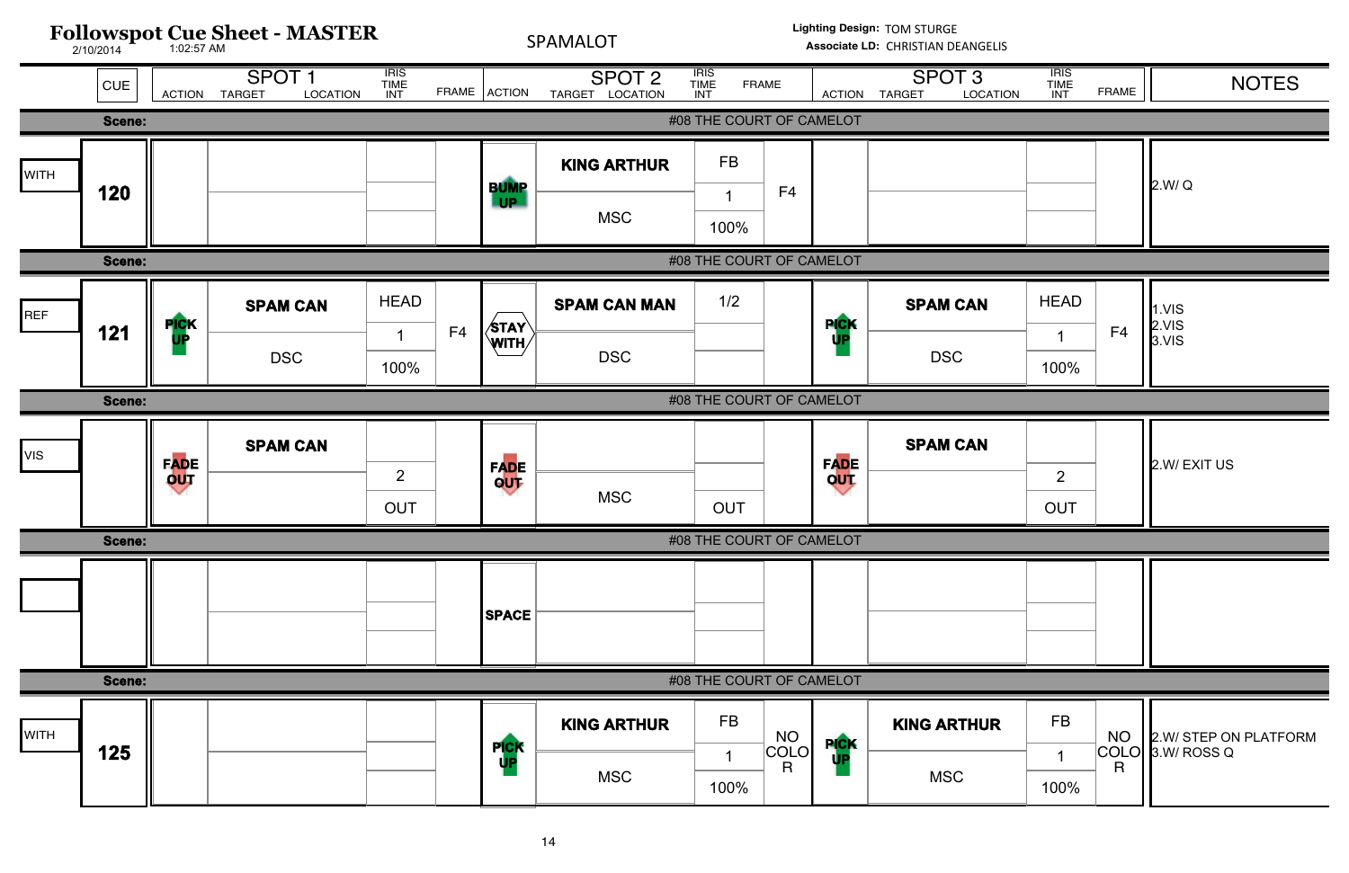# Followspot Cue Sheet - MASTER

2/10/2014 1:02:57 AM

SPAMALOT

**Lighting Design:** TOM STURGE
**Associate LD:** CHRISTIAN DEANGELIS

| | CUE | SPOT 1 ACTION | SPOT 1 TARGET / LOCATION | SPOT 1 IRIS / TIME / INT | SPOT 1 FRAME | SPOT 2 ACTION | SPOT 2 TARGET / LOCATION | SPOT 2 IRIS / TIME / INT | SPOT 2 FRAME | SPOT 3 ACTION | SPOT 3 TARGET / LOCATION | SPOT 3 IRIS / TIME / INT | SPOT 3 FRAME | NOTES |
|---|---|---|---|---|---|---|---|---|---|---|---|---|---|---|
| **Scene:** | #08 THE COURT OF CAMELOT | | | | | | | | | | | | | |
| WITH | **120** | | | | | BUMP UP | **KING ARTHUR** / MSC | FB / 1 / 100% | F4 | | | | | 2.W/ Q |
| **Scene:** | #08 THE COURT OF CAMELOT | | | | | | | | | | | | | |
| REF | **121** | PICK UP | **SPAM CAN** / DSC | HEAD / 1 / 100% | F4 | STAY WITH | **SPAM CAN MAN** / DSC | 1/2 | | PICK UP | **SPAM CAN** / DSC | HEAD / 1 / 100% | F4 | 1.VIS 2.VIS 3.VIS |
| **Scene:** | #08 THE COURT OF CAMELOT | | | | | | | | | | | | | |
| VIS | | FADE OUT | **SPAM CAN** | 2 / OUT | | FADE OUT | MSC | OUT | | FADE OUT | **SPAM CAN** | 2 / OUT | | 2.W/ EXIT US |
| **Scene:** | #08 THE COURT OF CAMELOT | | | | | | | | | | | | | |
| | | | | | | SPACE | | | | | | | | |
| **Scene:** | #08 THE COURT OF CAMELOT | | | | | | | | | | | | | |
| WITH | **125** | | | | | PICK UP | **KING ARTHUR** / MSC | FB / 1 / 100% | NO COLOR | PICK UP | **KING ARTHUR** / MSC | FB / 1 / 100% | NO COLOR | 2.W/ STEP ON PLATFORM 3.W/ ROSS Q |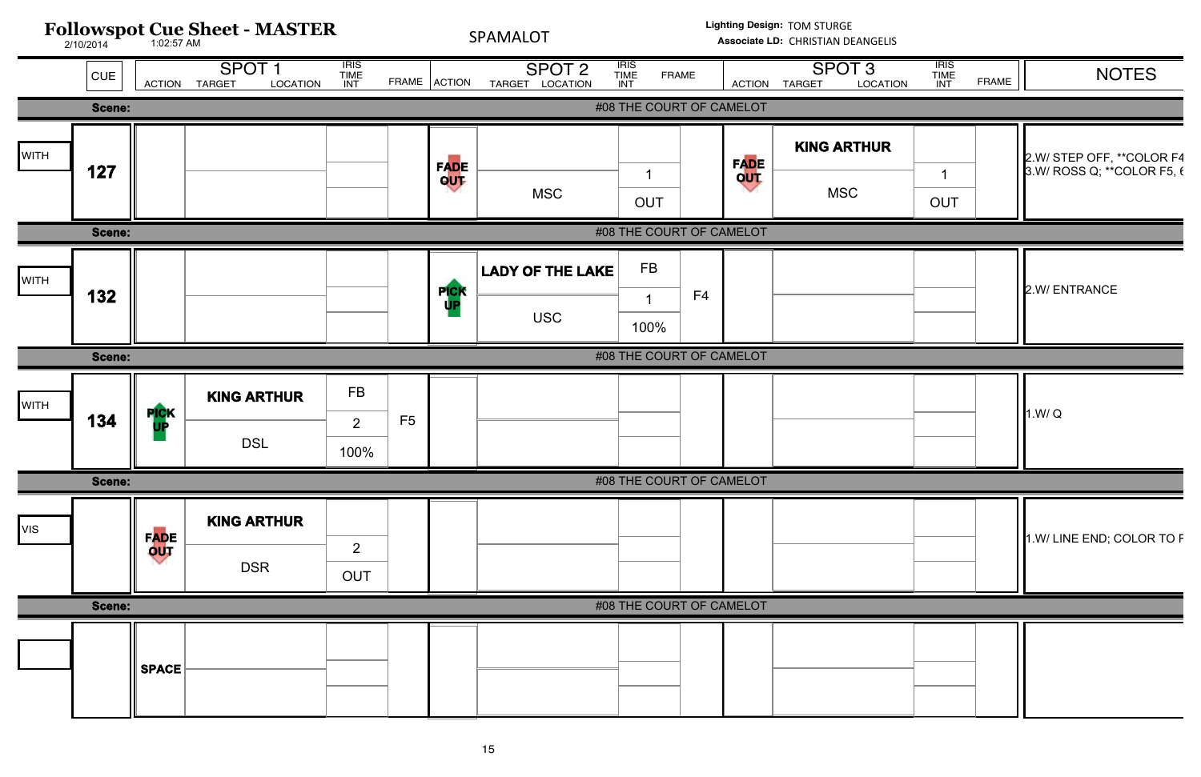# Followspot Cue Sheet - MASTER

2/10/2014 1:02:57 AM

SPAMALOT

**Lighting Design:** TOM STURGE
**Associate LD:** CHRISTIAN DEANGELIS

| | CUE | SPOT 1 ACTION | SPOT 1 TARGET / LOCATION | SPOT 1 IRIS / TIME / INT | SPOT 1 FRAME | SPOT 2 ACTION | SPOT 2 TARGET / LOCATION | SPOT 2 IRIS / TIME / INT | SPOT 2 FRAME | SPOT 3 ACTION | SPOT 3 TARGET / LOCATION | SPOT 3 IRIS / TIME / INT | SPOT 3 FRAME | NOTES |
|---|---|---|---|---|---|---|---|---|---|---|---|---|---|---|
| **Scene:** | | | | | #08 THE COURT OF CAMELOT | | | | | | | | | |
| WITH | **127** | | | | | FADE OUT | MSC | 1 / OUT | | FADE OUT | **KING ARTHUR** / MSC | 1 / OUT | | 2.W/ STEP OFF, **COLOR F4<br>3.W/ ROSS Q; **COLOR F5, 6 |
| **Scene:** | | | | | #08 THE COURT OF CAMELOT | | | | | | | | | |
| WITH | **132** | | | | | PICK UP | **LADY OF THE LAKE** / USC | FB / 1 / 100% | F4 | | | | | 2.W/ ENTRANCE |
| **Scene:** | | | | | #08 THE COURT OF CAMELOT | | | | | | | | | |
| WITH | **134** | PICK UP | **KING ARTHUR** / DSL | FB / 2 / 100% | F5 | | | | | | | | | 1.W/ Q |
| **Scene:** | | | | | #08 THE COURT OF CAMELOT | | | | | | | | | |
| VIS | | FADE OUT | **KING ARTHUR** / DSR | 2 / OUT | | | | | | | | | | 1.W/ LINE END; COLOR TO F |
| **Scene:** | | | | | #08 THE COURT OF CAMELOT | | | | | | | | | |
| | | **SPACE** | | | | | | | | | | | | |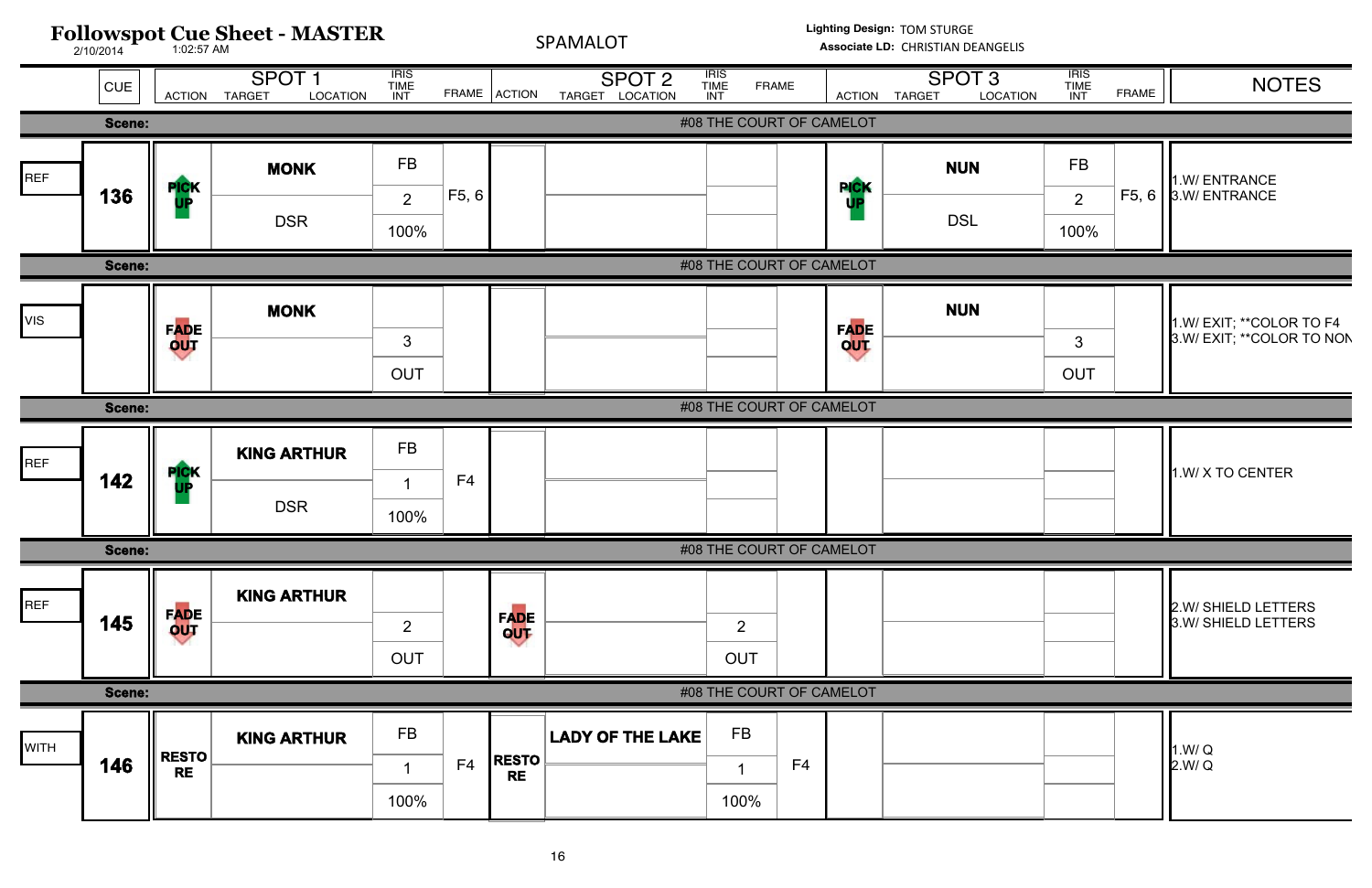# Followspot Cue Sheet - MASTER

2/10/2014 1:02:57 AM

SPAMALOT

**Lighting Design:** TOM STURGE
**Associate LD:** CHRISTIAN DEANGELIS

| | CUE | SPOT 1 ACTION | SPOT 1 TARGET / LOCATION | SPOT 1 IRIS / TIME / INT | SPOT 1 FRAME | SPOT 2 ACTION | SPOT 2 TARGET / LOCATION | SPOT 2 IRIS / TIME / INT | SPOT 2 FRAME | SPOT 3 ACTION | SPOT 3 TARGET / LOCATION | SPOT 3 IRIS / TIME / INT | SPOT 3 FRAME | NOTES |
|---|---|---|---|---|---|---|---|---|---|---|---|---|---|---|
| **Scene:** | | | | #08 THE COURT OF CAMELOT | | | | | | | | | | |
| REF | **136** | PICK UP | **MONK** / DSR | FB / 2 / 100% | F5, 6 | | | | | PICK UP | **NUN** / DSL | FB / 2 / 100% | F5, 6 | 1.W/ ENTRANCE<br>3.W/ ENTRANCE |
| **Scene:** | | | | #08 THE COURT OF CAMELOT | | | | | | | | | | |
| VIS | | FADE OUT | **MONK** | 3 / OUT | | | | | | FADE OUT | **NUN** | 3 / OUT | | 1.W/ EXIT; **COLOR TO F4<br>3.W/ EXIT; **COLOR TO NON |
| **Scene:** | | | | #08 THE COURT OF CAMELOT | | | | | | | | | | |
| REF | **142** | PICK UP | **KING ARTHUR** / DSR | FB / 1 / 100% | F4 | | | | | | | | | 1.W/ X TO CENTER |
| **Scene:** | | | | #08 THE COURT OF CAMELOT | | | | | | | | | | |
| REF | **145** | FADE OUT | **KING ARTHUR** | 2 / OUT | | FADE OUT | | 2 / OUT | | | | | | 2.W/ SHIELD LETTERS<br>3.W/ SHIELD LETTERS |
| **Scene:** | | | | #08 THE COURT OF CAMELOT | | | | | | | | | | |
| WITH | **146** | RESTORE | **KING ARTHUR** | FB / 1 / 100% | F4 | RESTORE | **LADY OF THE LAKE** | FB / 1 / 100% | F4 | | | | | 1.W/ Q<br>2.W/ Q |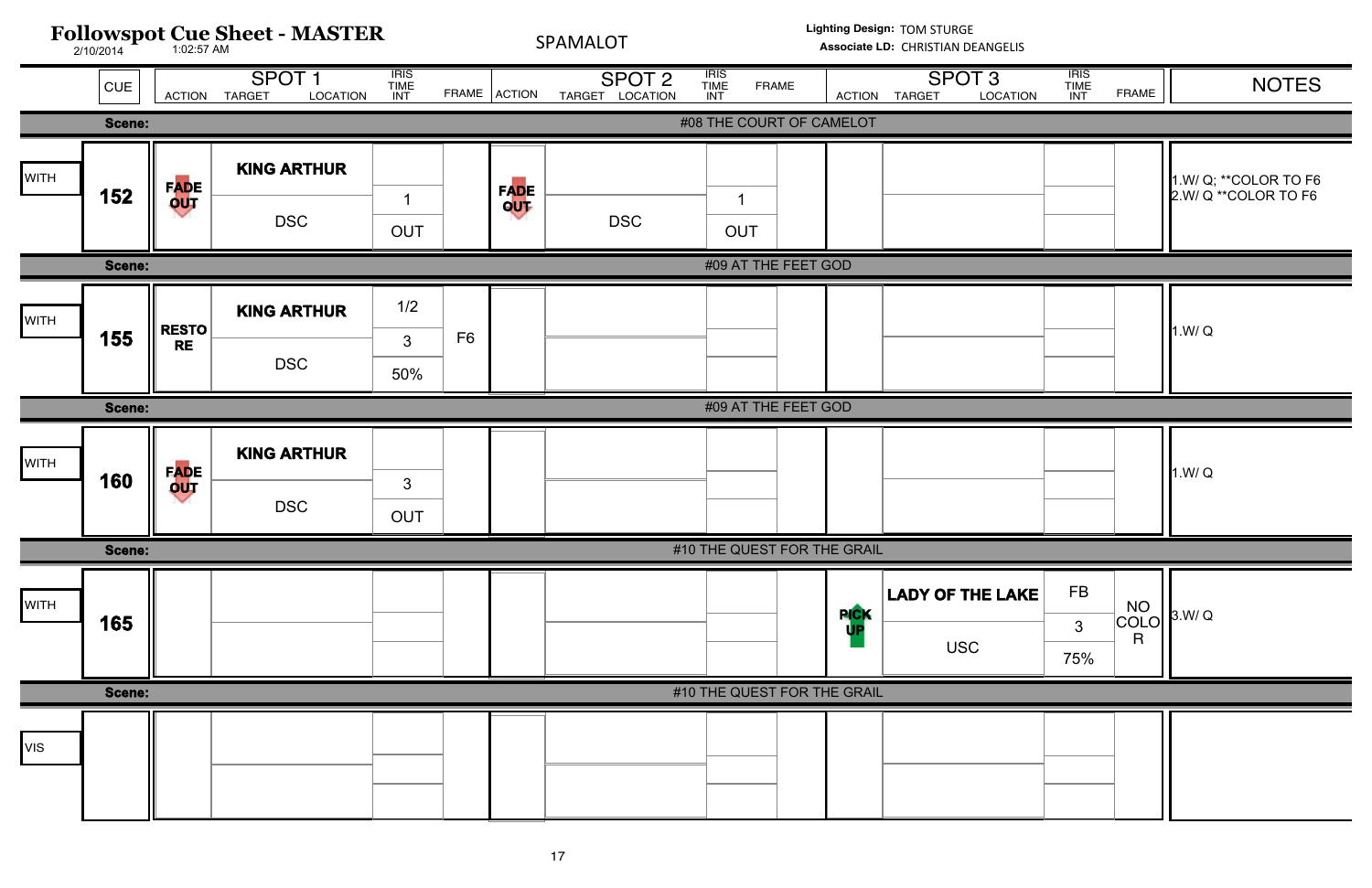# Followspot Cue Sheet - MASTER

2/10/2014 1:02:57 AM

SPAMALOT

**Lighting Design:** TOM STURGE
**Associate LD:** CHRISTIAN DEANGELIS

| | CUE | SPOT 1 ACTION | SPOT 1 TARGET / LOCATION | SPOT 1 IRIS / TIME / INT | SPOT 1 FRAME | SPOT 2 ACTION | SPOT 2 TARGET / LOCATION | SPOT 2 IRIS / TIME / INT | SPOT 2 FRAME | SPOT 3 ACTION | SPOT 3 TARGET / LOCATION | SPOT 3 IRIS / TIME / INT | SPOT 3 FRAME | NOTES |
|---|---|---|---|---|---|---|---|---|---|---|---|---|---|---|
| **Scene:** | | #08 THE COURT OF CAMELOT | | | | | | | | | | | | |
| WITH | **152** | **FADE OUT** | **KING ARTHUR** / DSC | 1 / OUT | | **FADE OUT** | DSC | 1 / OUT | | | | | | 1.W/ Q; **COLOR TO F6<br>2.W/ Q **COLOR TO F6 |
| **Scene:** | | #09 AT THE FEET GOD | | | | | | | | | | | | |
| WITH | **155** | **RESTORE** | **KING ARTHUR** / DSC | 1/2 / 3 / 50% | F6 | | | | | | | | | 1.W/ Q |
| **Scene:** | | #09 AT THE FEET GOD | | | | | | | | | | | | |
| WITH | **160** | **FADE OUT** | **KING ARTHUR** / DSC | 3 / OUT | | | | | | | | | | 1.W/ Q |
| **Scene:** | | #10 THE QUEST FOR THE GRAIL | | | | | | | | | | | | |
| WITH | **165** | | | | | | | | | **PICK UP** | **LADY OF THE LAKE** / USC | FB / 3 / 75% | NO COLOR | 3.W/ Q |
| **Scene:** | | #10 THE QUEST FOR THE GRAIL | | | | | | | | | | | | |
| VIS | | | | | | | | | | | | | | |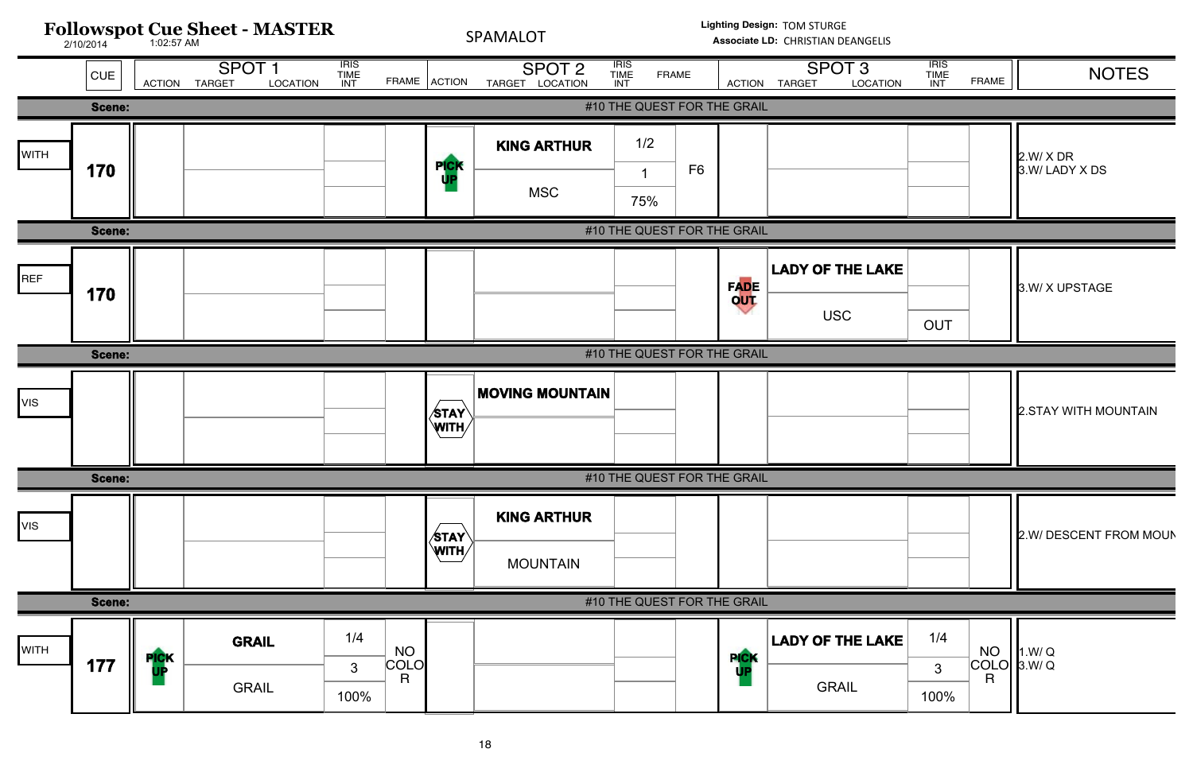# Followspot Cue Sheet - MASTER

2/10/2014 1:02:57 AM

SPAMALOT

**Lighting Design:** TOM STURGE
**Associate LD:** CHRISTIAN DEANGELIS

| | CUE | SPOT 1 ACTION | SPOT 1 TARGET / LOCATION | SPOT 1 IRIS / TIME / INT | SPOT 1 FRAME | SPOT 2 ACTION | SPOT 2 TARGET / LOCATION | SPOT 2 IRIS / TIME / INT | SPOT 2 FRAME | SPOT 3 ACTION | SPOT 3 TARGET / LOCATION | SPOT 3 IRIS / TIME / INT | SPOT 3 FRAME | NOTES |
|---|---|---|---|---|---|---|---|---|---|---|---|---|---|---|
| **Scene:** | | | | | | | #10 THE QUEST FOR THE GRAIL | | | | | | | |
| WITH | 170 | | | | | PICK UP | **KING ARTHUR** / MSC | 1/2 / 1 / 75% | F6 | | | | | 2.W/ X DR<br>3.W/ LADY X DS |
| **Scene:** | | | | | | | #10 THE QUEST FOR THE GRAIL | | | | | | | |
| REF | 170 | | | | | | | | | FADE OUT | **LADY OF THE LAKE** / USC | OUT | | 3.W/ X UPSTAGE |
| **Scene:** | | | | | | | #10 THE QUEST FOR THE GRAIL | | | | | | | |
| VIS | | | | | | STAY WITH | **MOVING MOUNTAIN** | | | | | | | 2.STAY WITH MOUNTAIN |
| **Scene:** | | | | | | | #10 THE QUEST FOR THE GRAIL | | | | | | | |
| VIS | | | | | | STAY WITH | **KING ARTHUR** / MOUNTAIN | | | | | | | 2.W/ DESCENT FROM MOUN |
| **Scene:** | | | | | | | #10 THE QUEST FOR THE GRAIL | | | | | | | |
| WITH | 177 | PICK UP | **GRAIL** / GRAIL | 1/4 / 3 / 100% | NO COLOR | | | | | PICK UP | **LADY OF THE LAKE** / GRAIL | 1/4 / 3 / 100% | NO COLOR | 1.W/ Q<br>3.W/ Q |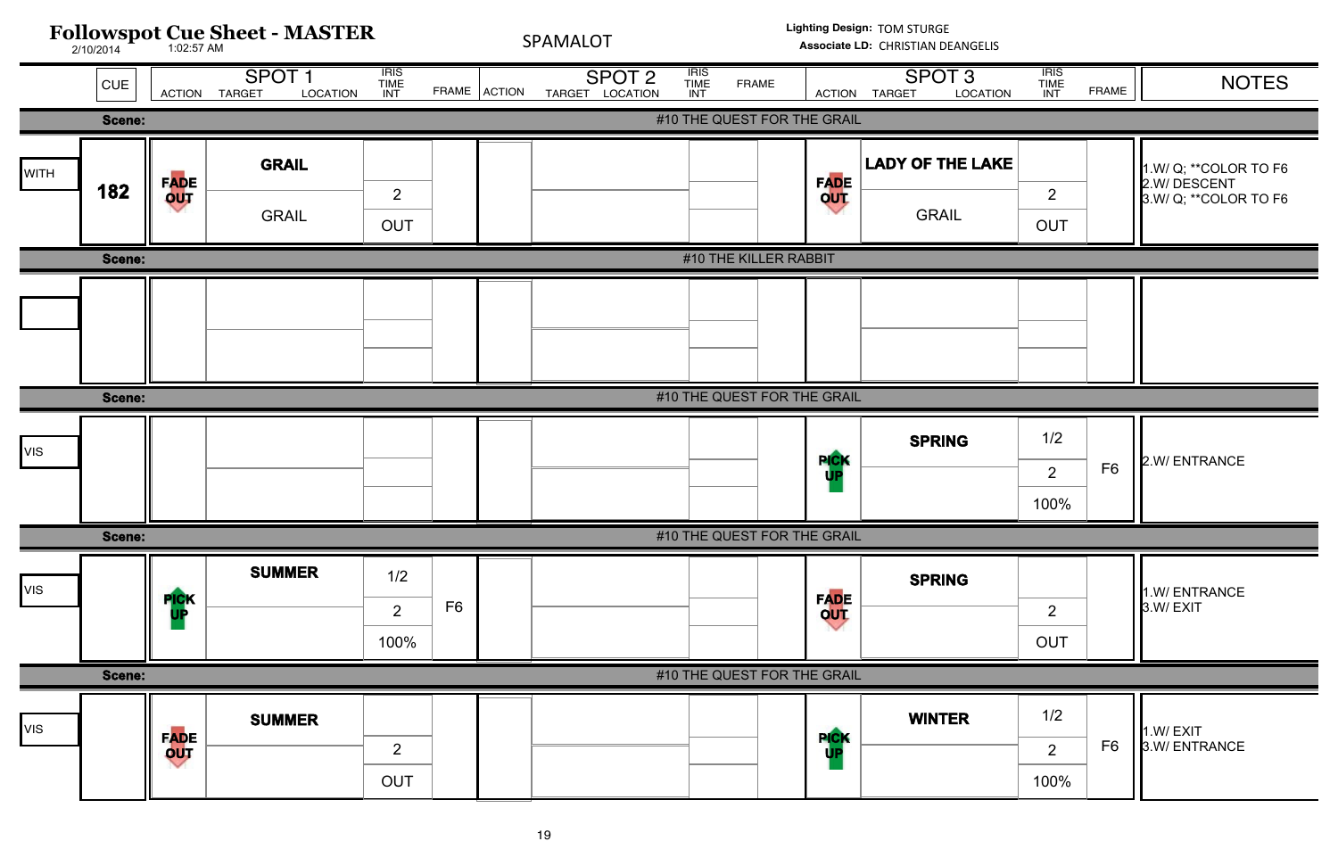# Followspot Cue Sheet - MASTER

2/10/2014 1:02:57 AM

SPAMALOT

Lighting Design: TOM STURGE
Associate LD: CHRISTIAN DEANGELIS

| | CUE | SPOT 1 ACTION | SPOT 1 TARGET / LOCATION | SPOT 1 IRIS / TIME / INT | SPOT 1 FRAME | SPOT 2 ACTION | SPOT 2 TARGET / LOCATION | SPOT 2 IRIS / TIME / INT | SPOT 2 FRAME | SPOT 3 ACTION | SPOT 3 TARGET / LOCATION | SPOT 3 IRIS / TIME / INT | SPOT 3 FRAME | NOTES |
|---|---|---|---|---|---|---|---|---|---|---|---|---|---|---|
| Scene: | | | | | | | #10 THE QUEST FOR THE GRAIL | | | | | | | |
| WITH | 182 | FADE OUT | **GRAIL** / GRAIL | 2 / OUT | | | | | | FADE OUT | **LADY OF THE LAKE** / GRAIL | 2 / OUT | | 1.W/ Q; **COLOR TO F6<br>2.W/ DESCENT<br>3.W/ Q; **COLOR TO F6 |
| Scene: | | | | | | | #10 THE KILLER RABBIT | | | | | | | |
| | | | | | | | | | | | | | | |
| Scene: | | | | | | | #10 THE QUEST FOR THE GRAIL | | | | | | | |
| VIS | | | | | | | | | | PICK UP | **SPRING** | 1/2 / 2 / 100% | F6 | 2.W/ ENTRANCE |
| Scene: | | | | | | | #10 THE QUEST FOR THE GRAIL | | | | | | | |
| VIS | | PICK UP | **SUMMER** | 1/2 / 2 / 100% | F6 | | | | | FADE OUT | **SPRING** | 2 / OUT | | 1.W/ ENTRANCE<br>3.W/ EXIT |
| Scene: | | | | | | | #10 THE QUEST FOR THE GRAIL | | | | | | | |
| VIS | | FADE OUT | **SUMMER** | 2 / OUT | | | | | | PICK UP | **WINTER** | 1/2 / 2 / 100% | F6 | 1.W/ EXIT<br>3.W/ ENTRANCE |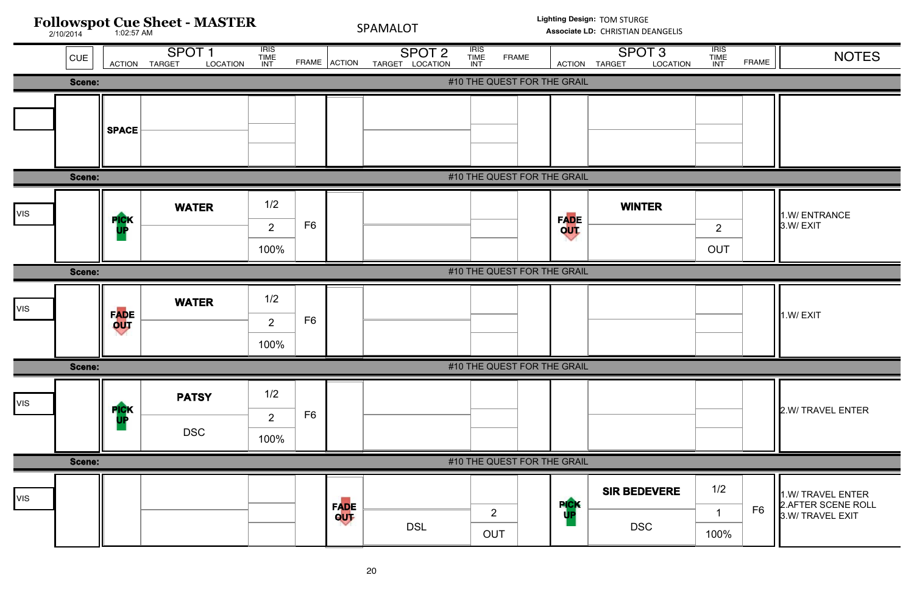# Followspot Cue Sheet - MASTER

2/10/2014 1:02:57 AM

SPAMALOT

**Lighting Design:** TOM STURGE
**Associate LD:** CHRISTIAN DEANGELIS

| | CUE | SPOT 1 ACTION | SPOT 1 TARGET / LOCATION | SPOT 1 IRIS / TIME / INT | SPOT 1 FRAME | SPOT 2 ACTION | SPOT 2 TARGET / LOCATION | SPOT 2 IRIS / TIME / INT | SPOT 2 FRAME | SPOT 3 ACTION | SPOT 3 TARGET / LOCATION | SPOT 3 IRIS / TIME / INT | SPOT 3 FRAME | NOTES |
|---|---|---|---|---|---|---|---|---|---|---|---|---|---|---|
| **Scene:** #10 THE QUEST FOR THE GRAIL | | | | | | | | | | | | | | |
| | | **SPACE** | | | | | | | | | | | | |
| **Scene:** #10 THE QUEST FOR THE GRAIL | | | | | | | | | | | | | | |
| VIS | | **PICK UP** | **WATER** | 1/2 / 2 / 100% | F6 | | | | | **FADE OUT** | **WINTER** | 2 / OUT | | 1.W/ ENTRANCE<br>3.W/ EXIT |
| **Scene:** #10 THE QUEST FOR THE GRAIL | | | | | | | | | | | | | | |
| VIS | | **FADE OUT** | **WATER** | 1/2 / 2 / 100% | F6 | | | | | | | | | 1.W/ EXIT |
| **Scene:** #10 THE QUEST FOR THE GRAIL | | | | | | | | | | | | | | |
| VIS | | **PICK UP** | **PATSY** / DSC | 1/2 / 2 / 100% | F6 | | | | | | | | | 2.W/ TRAVEL ENTER |
| **Scene:** #10 THE QUEST FOR THE GRAIL | | | | | | | | | | | | | | |
| VIS | | | | | | **FADE OUT** | DSL | 2 / OUT | | **PICK UP** | **SIR BEDEVERE** / DSC | 1/2 / 1 / 100% | F6 | 1.W/ TRAVEL ENTER<br>2.AFTER SCENE ROLL<br>3.W/ TRAVEL EXIT |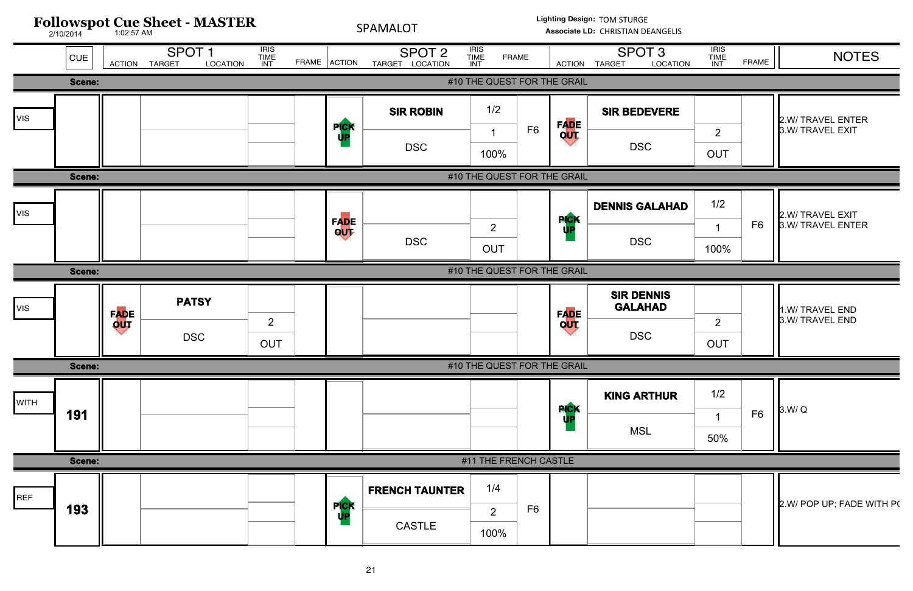# Followspot Cue Sheet - MASTER

2/10/2014 1:02:57 AM

SPAMALOT

**Lighting Design:** TOM STURGE
**Associate LD:** CHRISTIAN DEANGELIS

| | CUE | SPOT 1 ACTION | SPOT 1 TARGET / LOCATION | SPOT 1 IRIS / TIME / INT | SPOT 1 FRAME | SPOT 2 ACTION | SPOT 2 TARGET / LOCATION | SPOT 2 IRIS / TIME / INT | SPOT 2 FRAME | SPOT 3 ACTION | SPOT 3 TARGET / LOCATION | SPOT 3 IRIS / TIME / INT | SPOT 3 FRAME | NOTES |
|---|---|---|---|---|---|---|---|---|---|---|---|---|---|---|
| **Scene:** #10 THE QUEST FOR THE GRAIL | | | | | | | | | | | | | | |
| VIS | | | | | | PICK UP | **SIR ROBIN** / DSC | 1/2 / 1 / 100% | F6 | FADE OUT | **SIR BEDEVERE** / DSC | / 2 / OUT | | 2.W/ TRAVEL ENTER<br>3.W/ TRAVEL EXIT |
| **Scene:** #10 THE QUEST FOR THE GRAIL | | | | | | | | | | | | | | |
| VIS | | | | | | FADE OUT | DSC | / 2 / OUT | | PICK UP | **DENNIS GALAHAD** / DSC | 1/2 / 1 / 100% | F6 | 2.W/ TRAVEL EXIT<br>3.W/ TRAVEL ENTER |
| **Scene:** #10 THE QUEST FOR THE GRAIL | | | | | | | | | | | | | | |
| VIS | | FADE OUT | **PATSY** / DSC | / 2 / OUT | | | | | | FADE OUT | **SIR DENNIS GALAHAD** / DSC | / 2 / OUT | | 1.W/ TRAVEL END<br>3.W/ TRAVEL END |
| **Scene:** #10 THE QUEST FOR THE GRAIL | | | | | | | | | | | | | | |
| WITH | **191** | | | | | | | | | PICK UP | **KING ARTHUR** / MSL | 1/2 / 1 / 50% | F6 | 3.W/ Q |
| **Scene:** #11 THE FRENCH CASTLE | | | | | | | | | | | | | | |
| REF | **193** | | | | | PICK UP | **FRENCH TAUNTER** / CASTLE | 1/4 / 2 / 100% | F6 | | | | | 2.W/ POP UP; FADE WITH PC |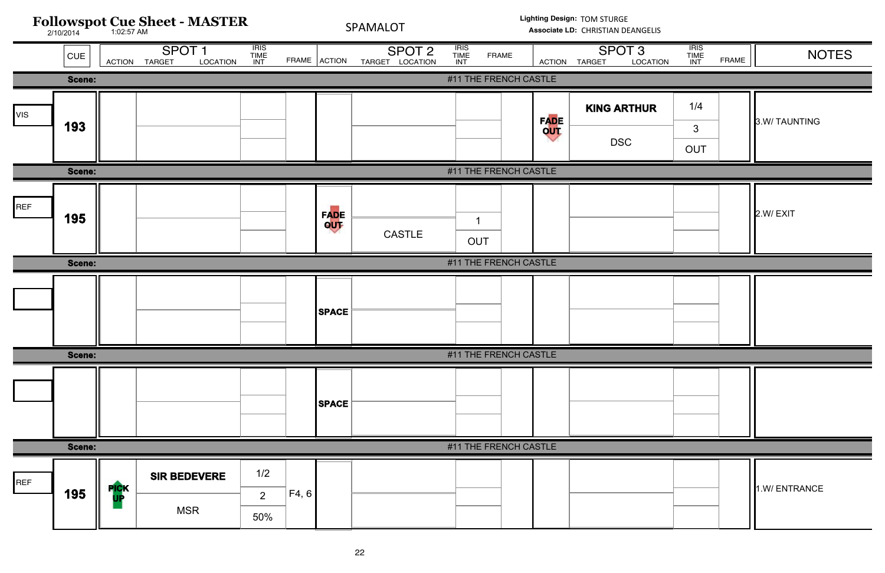# Followspot Cue Sheet - MASTER

2/10/2014 1:02:57 AM

SPAMALOT

**Lighting Design:** TOM STURGE
**Associate LD:** CHRISTIAN DEANGELIS

| | CUE | SPOT 1 ACTION | SPOT 1 TARGET / LOCATION | SPOT 1 IRIS / TIME / INT | SPOT 1 FRAME | SPOT 2 ACTION | SPOT 2 TARGET / LOCATION | SPOT 2 IRIS / TIME / INT | SPOT 2 FRAME | SPOT 3 ACTION | SPOT 3 TARGET / LOCATION | SPOT 3 IRIS / TIME / INT | SPOT 3 FRAME | NOTES |
|---|---|---|---|---|---|---|---|---|---|---|---|---|---|---|
| **Scene:** #11 THE FRENCH CASTLE | | | | | | | | | | | | | | |
| VIS | **193** | | | | | | | | | **FADE OUT** | **KING ARTHUR** / DSC | 1/4 / 3 / OUT | | 3.W/ TAUNTING |
| **Scene:** #11 THE FRENCH CASTLE | | | | | | | | | | | | | | |
| REF | **195** | | | | | **FADE OUT** | CASTLE | 1 / OUT | | | | | | 2.W/ EXIT |
| **Scene:** #11 THE FRENCH CASTLE | | | | | | | | | | | | | | |
| | | | | | | **SPACE** | | | | | | | | |
| **Scene:** #11 THE FRENCH CASTLE | | | | | | | | | | | | | | |
| | | | | | | **SPACE** | | | | | | | | |
| **Scene:** #11 THE FRENCH CASTLE | | | | | | | | | | | | | | |
| REF | **195** | **PICK UP** | **SIR BEDEVERE** / MSR | 1/2 / 2 / 50% | F4, 6 | | | | | | | | | 1.W/ ENTRANCE |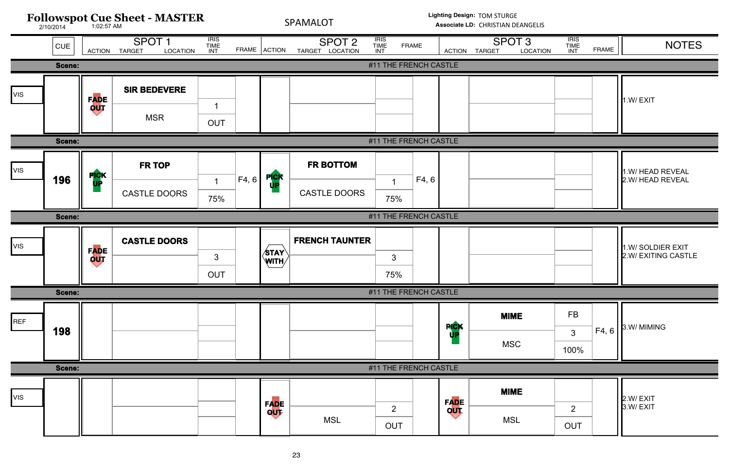# Followspot Cue Sheet - MASTER

2/10/2014 1:02:57 AM

SPAMALOT

**Lighting Design:** TOM STURGE
**Associate LD:** CHRISTIAN DEANGELIS

| | CUE | SPOT 1 ACTION | SPOT 1 TARGET / LOCATION | SPOT 1 IRIS / TIME / INT | SPOT 1 FRAME | SPOT 2 ACTION | SPOT 2 TARGET / LOCATION | SPOT 2 IRIS / TIME / INT | SPOT 2 FRAME | SPOT 3 ACTION | SPOT 3 TARGET / LOCATION | SPOT 3 IRIS / TIME / INT | SPOT 3 FRAME | NOTES |
|---|---|---|---|---|---|---|---|---|---|---|---|---|---|---|
| **Scene:** | | | | #11 THE FRENCH CASTLE | | | | | | | | | | |
| VIS | | FADE OUT | **SIR BEDEVERE** / MSR | 1 / OUT | | | | | | | | | | 1.W/ EXIT |
| **Scene:** | | | | #11 THE FRENCH CASTLE | | | | | | | | | | |
| VIS | **196** | PICK UP | **FR TOP** / CASTLE DOORS | 1 / 75% | F4, 6 | PICK UP | **FR BOTTOM** / CASTLE DOORS | 1 / 75% | F4, 6 | | | | | 1.W/ HEAD REVEAL<br>2.W/ HEAD REVEAL |
| **Scene:** | | | | #11 THE FRENCH CASTLE | | | | | | | | | | |
| VIS | | FADE OUT | **CASTLE DOORS** | 3 / OUT | | STAY WITH | **FRENCH TAUNTER** | 3 / 75% | | | | | | 1.W/ SOLDIER EXIT<br>2.W/ EXITING CASTLE |
| **Scene:** | | | | #11 THE FRENCH CASTLE | | | | | | | | | | |
| REF | **198** | | | | | | | | | PICK UP | **MIME** / MSC | FB / 3 / 100% | F4, 6 | 3.W/ MIMING |
| **Scene:** | | | | #11 THE FRENCH CASTLE | | | | | | | | | | |
| VIS | | | | | | FADE OUT | MSL | 2 / OUT | | FADE OUT | **MIME** / MSL | 2 / OUT | | 2.W/ EXIT<br>3.W/ EXIT |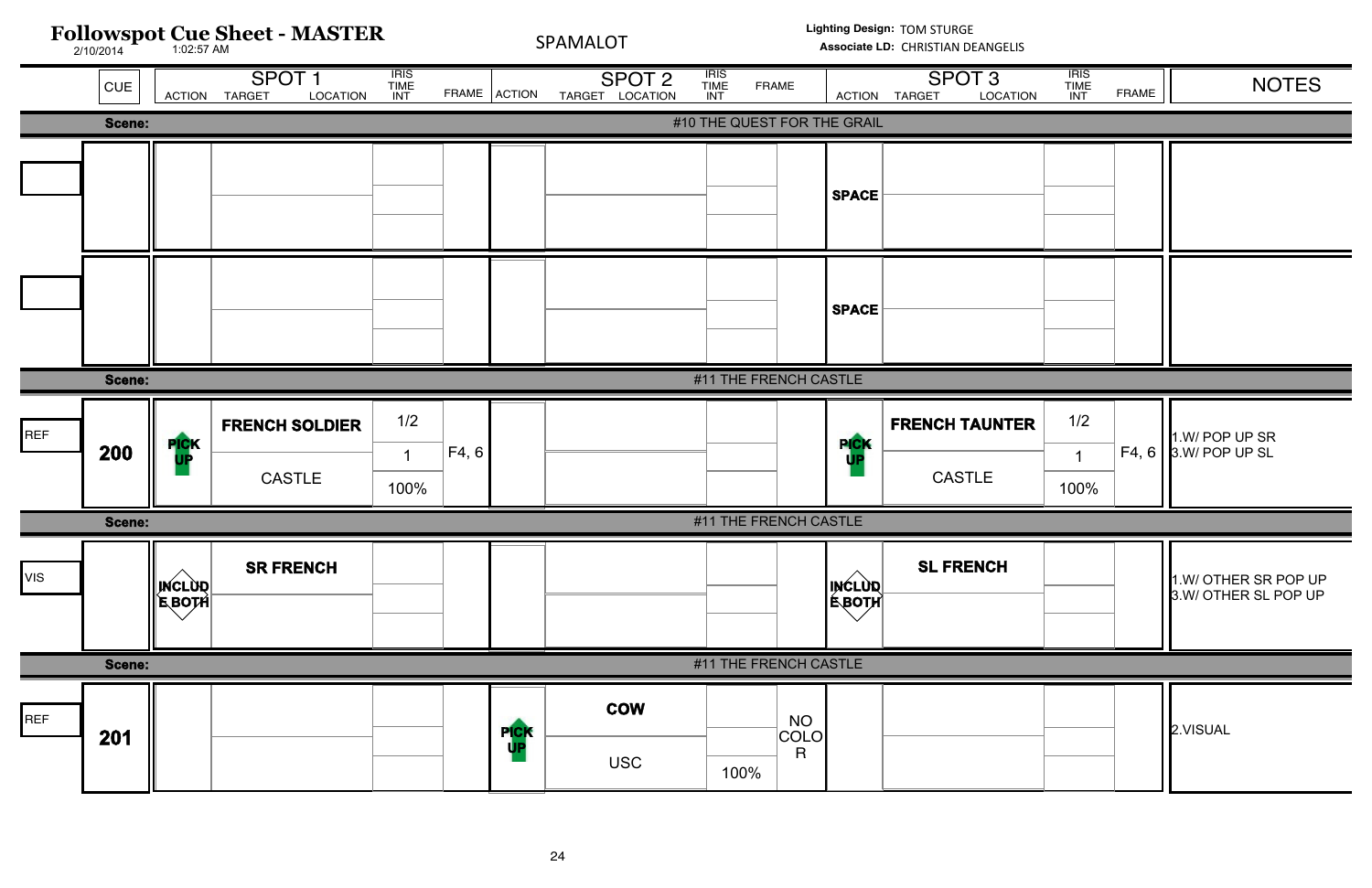# Followspot Cue Sheet - MASTER

2/10/2014 1:02:57 AM

SPAMALOT

**Lighting Design:** TOM STURGE
**Associate LD:** CHRISTIAN DEANGELIS

| | CUE | SPOT 1 ACTION | SPOT 1 TARGET / LOCATION | SPOT 1 IRIS / TIME / INT | SPOT 1 FRAME | SPOT 2 ACTION | SPOT 2 TARGET / LOCATION | SPOT 2 IRIS / TIME / INT | SPOT 2 FRAME | SPOT 3 ACTION | SPOT 3 TARGET / LOCATION | SPOT 3 IRIS / TIME / INT | SPOT 3 FRAME | NOTES |
|---|---|---|---|---|---|---|---|---|---|---|---|---|---|---|
| **Scene:** | | #10 THE QUEST FOR THE GRAIL | | | | | | | | | | | | |
| | | | | | | | | | | **SPACE** | | | | |
| | | | | | | | | | | **SPACE** | | | | |
| **Scene:** | | #11 THE FRENCH CASTLE | | | | | | | | | | | | |
| REF | **200** | PICK UP | **FRENCH SOLDIER** / CASTLE | 1/2 / 1 / 100% | F4, 6 | | | | | PICK UP | **FRENCH TAUNTER** / CASTLE | 1/2 / 1 / 100% | F4, 6 | 1.W/ POP UP SR<br>3.W/ POP UP SL |
| **Scene:** | | #11 THE FRENCH CASTLE | | | | | | | | | | | | |
| VIS | | INCLUDE BOTH | **SR FRENCH** | | | | | | | INCLUDE BOTH | **SL FRENCH** | | | 1.W/ OTHER SR POP UP<br>3.W/ OTHER SL POP UP |
| **Scene:** | | #11 THE FRENCH CASTLE | | | | | | | | | | | | |
| REF | **201** | | | | | PICK UP | **COW** / USC | 100% | NO COLOR | | | | | 2.VISUAL |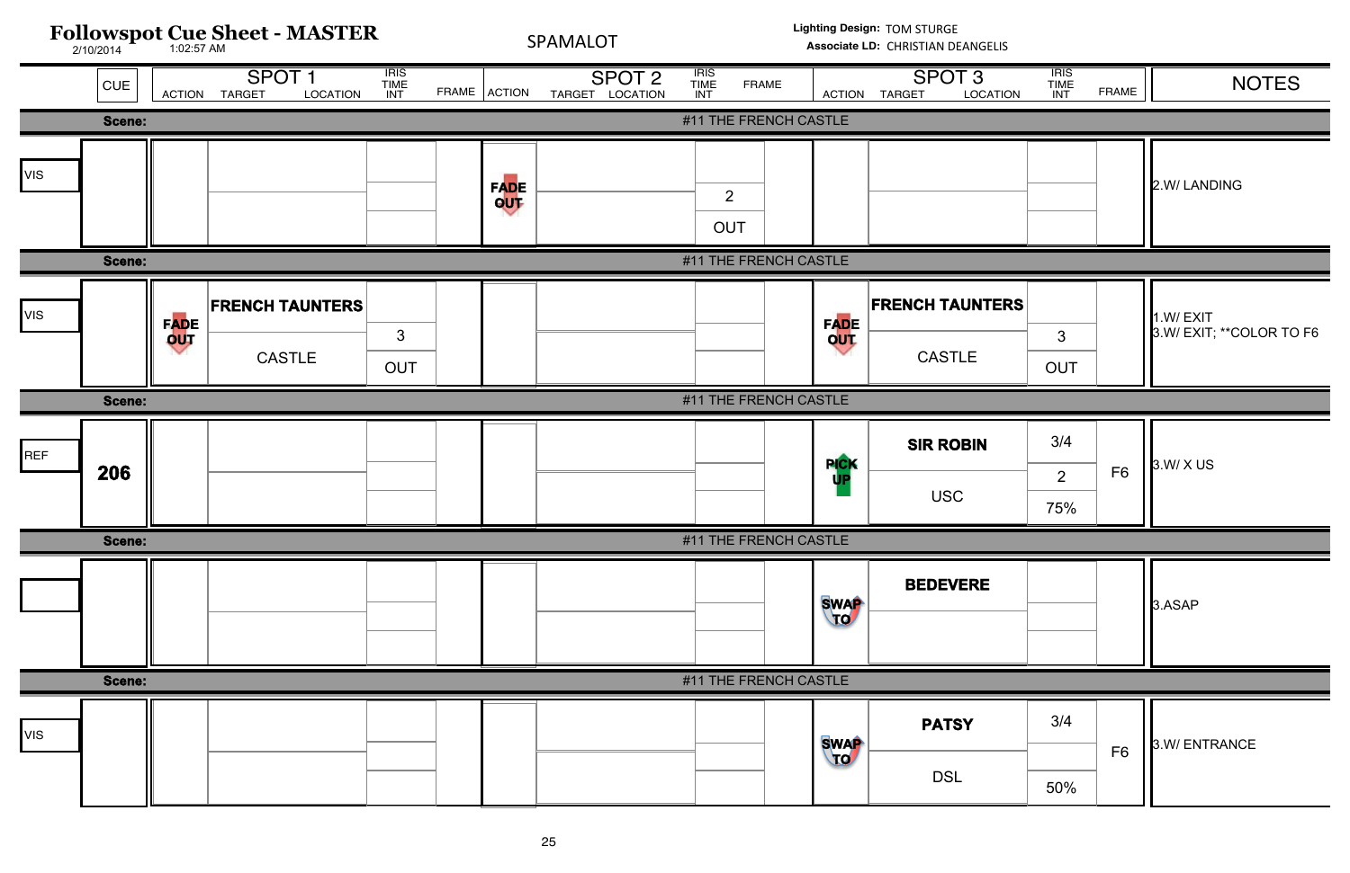# Followspot Cue Sheet - MASTER

2/10/2014 1:02:57 AM

SPAMALOT

**Lighting Design:** TOM STURGE
**Associate LD:** CHRISTIAN DEANGELIS

| | CUE | SPOT 1 ACTION | SPOT 1 TARGET / LOCATION | SPOT 1 IRIS / TIME / INT | SPOT 1 FRAME | SPOT 2 ACTION | SPOT 2 TARGET / LOCATION | SPOT 2 IRIS / TIME / INT | SPOT 2 FRAME | SPOT 3 ACTION | SPOT 3 TARGET / LOCATION | SPOT 3 IRIS / TIME / INT | SPOT 3 FRAME | NOTES |
|---|---|---|---|---|---|---|---|---|---|---|---|---|---|---|
| **Scene:** #11 THE FRENCH CASTLE | | | | | | | | | | | | | | |
| VIS | | | | | | FADE OUT | | 2 / OUT | | | | | | 2.W/ LANDING |
| **Scene:** #11 THE FRENCH CASTLE | | | | | | | | | | | | | | |
| VIS | | FADE OUT | **FRENCH TAUNTERS** / CASTLE | 3 / OUT | | | | | | FADE OUT | **FRENCH TAUNTERS** / CASTLE | 3 / OUT | | 1.W/ EXIT<br>3.W/ EXIT; **COLOR TO F6 |
| **Scene:** #11 THE FRENCH CASTLE | | | | | | | | | | | | | | |
| REF | **206** | | | | | | | | | PICK UP | **SIR ROBIN** / USC | 3/4 / 2 / 75% | F6 | 3.W/ X US |
| **Scene:** #11 THE FRENCH CASTLE | | | | | | | | | | | | | | |
| | | | | | | | | | | SWAP TO | **BEDEVERE** | | | 3.ASAP |
| **Scene:** #11 THE FRENCH CASTLE | | | | | | | | | | | | | | |
| VIS | | | | | | | | | | SWAP TO | **PATSY** / DSL | 3/4 / / 50% | F6 | 3.W/ ENTRANCE |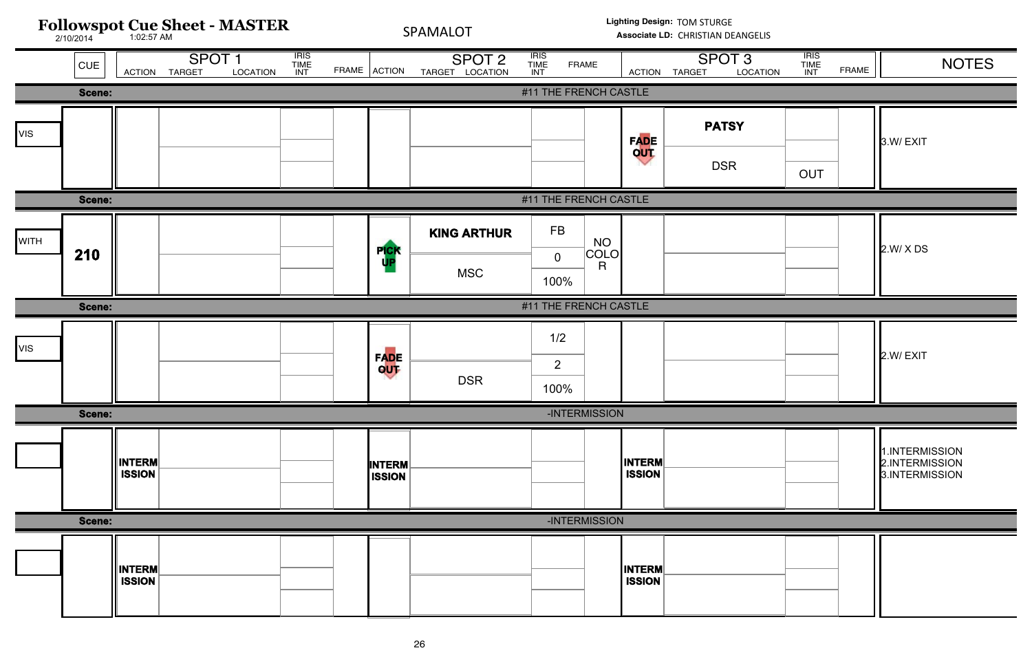# Followspot Cue Sheet - MASTER

2/10/2014 1:02:57 AM

SPAMALOT

Lighting Design: TOM STURGE
Associate LD: CHRISTIAN DEANGELIS

| | CUE | SPOT 1 ACTION | SPOT 1 TARGET / LOCATION | SPOT 1 IRIS / TIME / INT | SPOT 1 FRAME | SPOT 2 ACTION | SPOT 2 TARGET / LOCATION | SPOT 2 IRIS / TIME / INT | SPOT 2 FRAME | SPOT 3 ACTION | SPOT 3 TARGET / LOCATION | SPOT 3 IRIS / TIME / INT | SPOT 3 FRAME | NOTES |
|---|---|---|---|---|---|---|---|---|---|---|---|---|---|---|
| **Scene:** #11 THE FRENCH CASTLE | | | | | | | | | | | | | | |
| VIS | | | | | | | | | | FADE OUT | **PATSY** / DSR | OUT | | 3.W/ EXIT |
| **Scene:** #11 THE FRENCH CASTLE | | | | | | | | | | | | | | |
| WITH | **210** | | | | | PICK UP | **KING ARTHUR** / MSC | FB / 0 / 100% | NO COLOR | | | | | 2.W/ X DS |
| **Scene:** #11 THE FRENCH CASTLE | | | | | | | | | | | | | | |
| VIS | | | | | | FADE OUT | DSR | 1/2 / 2 / 100% | | | | | | 2.W/ EXIT |
| **Scene:** -INTERMISSION | | | | | | | | | | | | | | |
| | | INTERMISSION | | | | INTERMISSION | | | | INTERMISSION | | | | 1.INTERMISSION 2.INTERMISSION 3.INTERMISSION |
| **Scene:** -INTERMISSION | | | | | | | | | | | | | | |
| | | INTERMISSION | | | | | | | | INTERMISSION | | | | |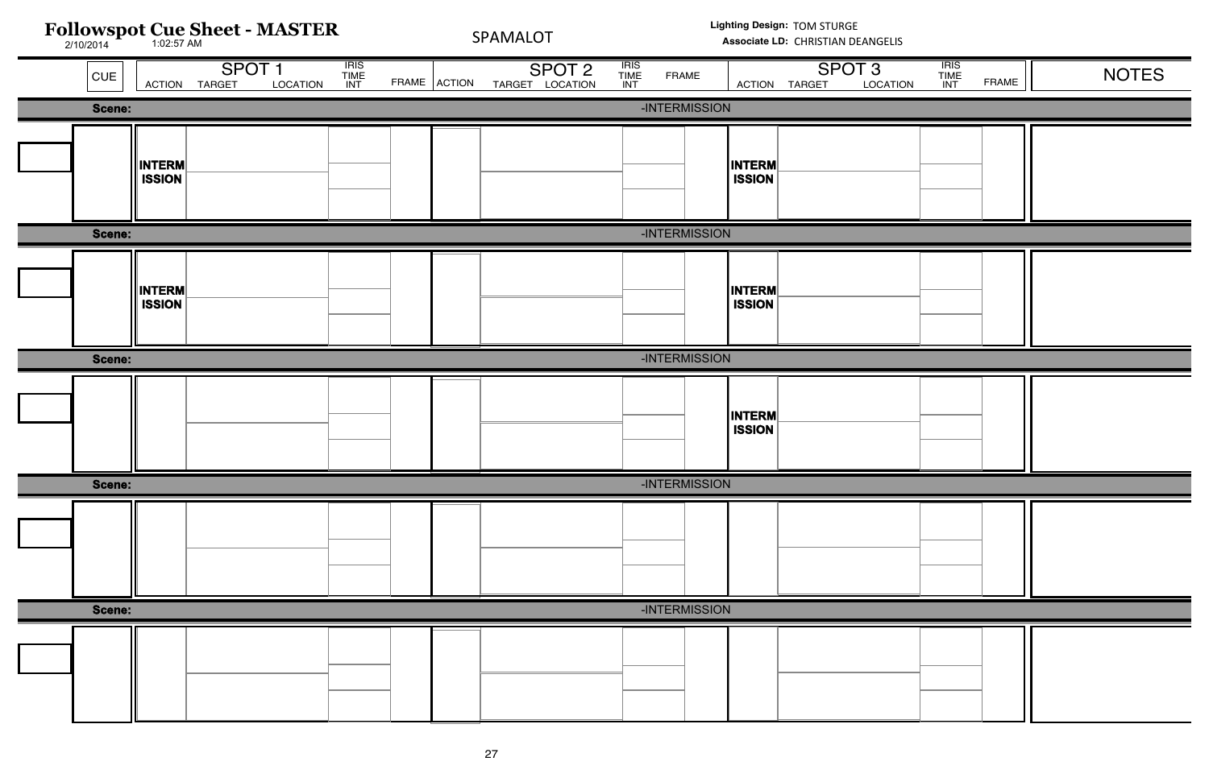# Followspot Cue Sheet - MASTER

2/10/2014 1:02:57 AM

SPAMALOT

**Lighting Design:** TOM STURGE
**Associate LD:** CHRISTIAN DEANGELIS

| CUE | SPOT 1 ACTION | SPOT 1 TARGET / LOCATION | SPOT 1 IRIS TIME INT | SPOT 1 FRAME | SPOT 2 ACTION | SPOT 2 TARGET / LOCATION | SPOT 2 IRIS TIME INT | SPOT 2 FRAME | SPOT 3 ACTION | SPOT 3 TARGET / LOCATION | SPOT 3 IRIS TIME INT | SPOT 3 FRAME | NOTES |
|---|---|---|---|---|---|---|---|---|---|---|---|---|---|
| **Scene:** -INTERMISSION | | | | | | | | | | | | | |
| | **INTERMISSION** | | | | | | | | **INTERMISSION** | | | | |
| **Scene:** -INTERMISSION | | | | | | | | | | | | | |
| | **INTERMISSION** | | | | | | | | **INTERMISSION** | | | | |
| **Scene:** -INTERMISSION | | | | | | | | | | | | | |
| | | | | | | | | | **INTERMISSION** | | | | |
| **Scene:** -INTERMISSION | | | | | | | | | | | | | |
| | | | | | | | | | | | | | |
| **Scene:** -INTERMISSION | | | | | | | | | | | | | |
| | | | | | | | | | | | | | |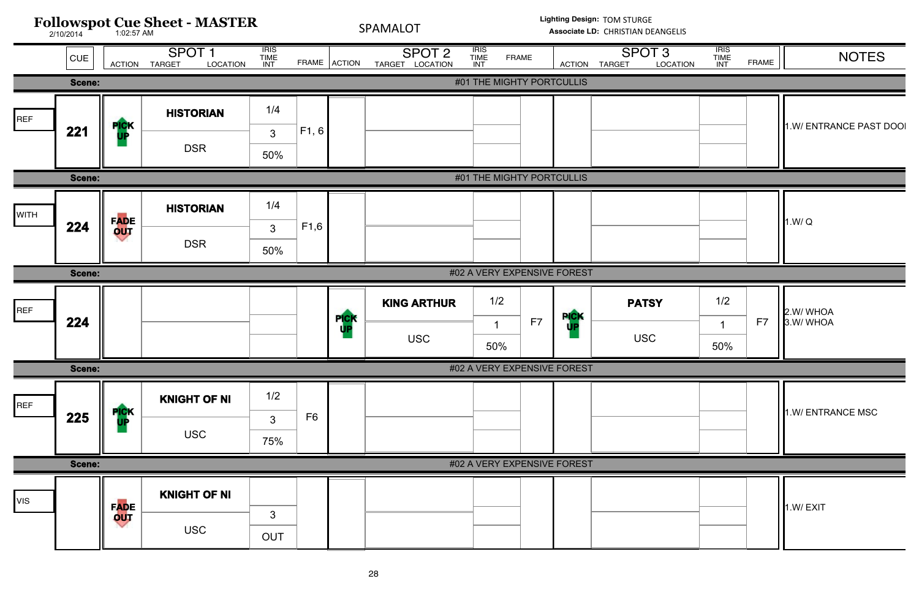# Followspot Cue Sheet - MASTER

2/10/2014 1:02:57 AM

SPAMALOT

**Lighting Design:** TOM STURGE
**Associate LD:** CHRISTIAN DEANGELIS

| | CUE | SPOT 1 ACTION | SPOT 1 TARGET / LOCATION | SPOT 1 IRIS / TIME / INT | SPOT 1 FRAME | SPOT 2 ACTION | SPOT 2 TARGET / LOCATION | SPOT 2 IRIS / TIME / INT | SPOT 2 FRAME | SPOT 3 ACTION | SPOT 3 TARGET / LOCATION | SPOT 3 IRIS / TIME / INT | SPOT 3 FRAME | NOTES |
|---|---|---|---|---|---|---|---|---|---|---|---|---|---|---|
| Scene: | #01 THE MIGHTY PORTCULLIS | | | | | | | | | | | | | |
| REF | 221 | PICK UP | **HISTORIAN** / DSR | 1/4 / 3 / 50% | F1, 6 | | | | | | | | | 1.W/ ENTRANCE PAST DOOI |
| Scene: | #01 THE MIGHTY PORTCULLIS | | | | | | | | | | | | | |
| WITH | 224 | FADE OUT | **HISTORIAN** / DSR | 1/4 / 3 / 50% | F1,6 | | | | | | | | | 1.W/ Q |
| Scene: | #02 A VERY EXPENSIVE FOREST | | | | | | | | | | | | | |
| REF | 224 | | | | | PICK UP | **KING ARTHUR** / USC | 1/2 / 1 / 50% | F7 | PICK UP | **PATSY** / USC | 1/2 / 1 / 50% | F7 | 2.W/ WHOA<br>3.W/ WHOA |
| Scene: | #02 A VERY EXPENSIVE FOREST | | | | | | | | | | | | | |
| REF | 225 | PICK UP | **KNIGHT OF NI** / USC | 1/2 / 3 / 75% | F6 | | | | | | | | | 1.W/ ENTRANCE MSC |
| Scene: | #02 A VERY EXPENSIVE FOREST | | | | | | | | | | | | | |
| VIS | | FADE OUT | **KNIGHT OF NI** / USC | 3 / OUT | | | | | | | | | | 1.W/ EXIT |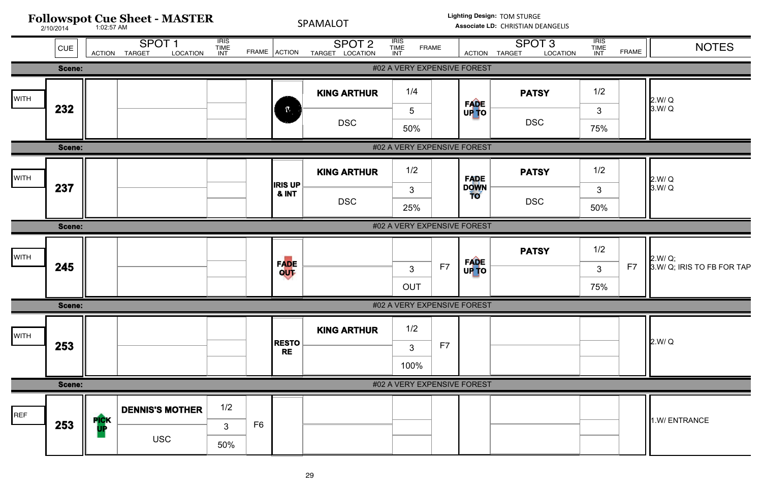# Followspot Cue Sheet - MASTER

2/10/2014 1:02:57 AM

SPAMALOT

Lighting Design: TOM STURGE
Associate LD: CHRISTIAN DEANGELIS

| | CUE | SPOT 1 ACTION | SPOT 1 TARGET / LOCATION | SPOT 1 IRIS / TIME / INT | SPOT 1 FRAME | SPOT 2 ACTION | SPOT 2 TARGET / LOCATION | SPOT 2 IRIS / TIME / INT | SPOT 2 FRAME | SPOT 3 ACTION | SPOT 3 TARGET / LOCATION | SPOT 3 IRIS / TIME / INT | SPOT 3 FRAME | NOTES |
|---|---|---|---|---|---|---|---|---|---|---|---|---|---|---|
| **Scene:** | #02 A VERY EXPENSIVE FOREST | | | | | | | | | | | | | |
| WITH | **232** | | | | | | **KING ARTHUR** / DSC | 1/4 / 5 / 50% | | **FADE UP TO** | **PATSY** / DSC | 1/2 / 3 / 75% | | 2.W/ Q 3.W/ Q |
| **Scene:** | #02 A VERY EXPENSIVE FOREST | | | | | | | | | | | | | |
| WITH | **237** | | | | | **IRIS UP & INT** | **KING ARTHUR** / DSC | 1/2 / 3 / 25% | | **FADE DOWN TO** | **PATSY** / DSC | 1/2 / 3 / 50% | | 2.W/ Q 3.W/ Q |
| **Scene:** | #02 A VERY EXPENSIVE FOREST | | | | | | | | | | | | | |
| WITH | **245** | | | | | **FADE OUT** | | 3 / OUT | F7 | **FADE UP TO** | **PATSY** | 1/2 / 3 / 75% | F7 | 2.W/ Q; 3.W/ Q; IRIS TO FB FOR TAP |
| **Scene:** | #02 A VERY EXPENSIVE FOREST | | | | | | | | | | | | | |
| WITH | **253** | | | | | **RESTORE** | **KING ARTHUR** | 1/2 / 3 / 100% | F7 | | | | | 2.W/ Q |
| **Scene:** | #02 A VERY EXPENSIVE FOREST | | | | | | | | | | | | | |
| REF | **253** | **PICK UP** | **DENNIS'S MOTHER** / USC | 1/2 / 3 / 50% | F6 | | | | | | | | | 1.W/ ENTRANCE |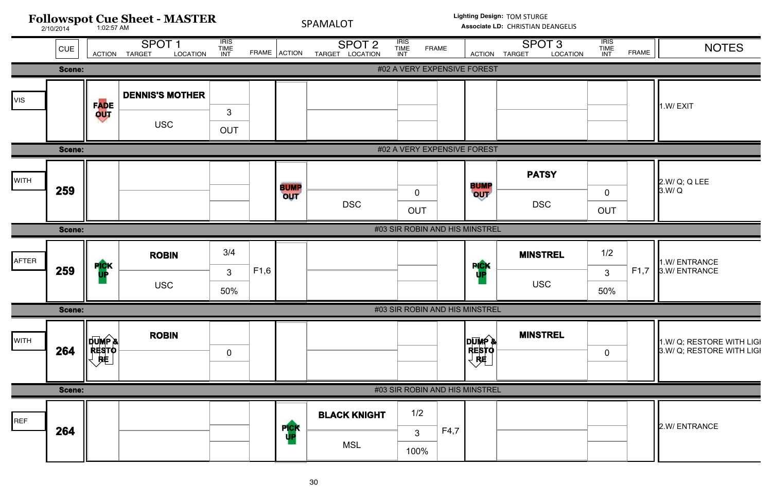# Followspot Cue Sheet - MASTER

2/10/2014 1:02:57 AM

SPAMALOT

Lighting Design: TOM STURGE
Associate LD: CHRISTIAN DEANGELIS

| | CUE | SPOT 1 ACTION | SPOT 1 TARGET / LOCATION | SPOT 1 IRIS / TIME / INT | SPOT 1 FRAME | SPOT 2 ACTION | SPOT 2 TARGET / LOCATION | SPOT 2 IRIS / TIME / INT | SPOT 2 FRAME | SPOT 3 ACTION | SPOT 3 TARGET / LOCATION | SPOT 3 IRIS / TIME / INT | SPOT 3 FRAME | NOTES |
|---|---|---|---|---|---|---|---|---|---|---|---|---|---|---|
| **Scene:** | | | | | | | #02 A VERY EXPENSIVE FOREST | | | | | | | |
| VIS | | FADE OUT | **DENNIS'S MOTHER** / USC | 3 / OUT | | | | | | | | | | 1.W/ EXIT |
| **Scene:** | | | | | | | #02 A VERY EXPENSIVE FOREST | | | | | | | |
| WITH | **259** | | | | | BUMP OUT | DSC | 0 / OUT | | BUMP OUT | **PATSY** / DSC | 0 / OUT | | 2.W/ Q; Q LEE<br>3.W/ Q |
| **Scene:** | | | | | | | #03 SIR ROBIN AND HIS MINSTREL | | | | | | | |
| AFTER | **259** | PICK UP | **ROBIN** / USC | 3/4 / 3 / 50% | F1,6 | | | | | PICK UP | **MINSTREL** / USC | 1/2 / 3 / 50% | F1,7 | 1.W/ ENTRANCE<br>3.W/ ENTRANCE |
| **Scene:** | | | | | | | #03 SIR ROBIN AND HIS MINSTREL | | | | | | | |
| WITH | **264** | DUMP & RESTORE | **ROBIN** | 0 | | | | | | DUMP & RESTORE | **MINSTREL** | 0 | | 1.W/ Q; RESTORE WITH LIGI<br>3.W/ Q; RESTORE WITH LIGI |
| **Scene:** | | | | | | | #03 SIR ROBIN AND HIS MINSTREL | | | | | | | |
| REF | **264** | | | | | PICK UP | **BLACK KNIGHT** / MSL | 1/2 / 3 / 100% | F4,7 | | | | | 2.W/ ENTRANCE |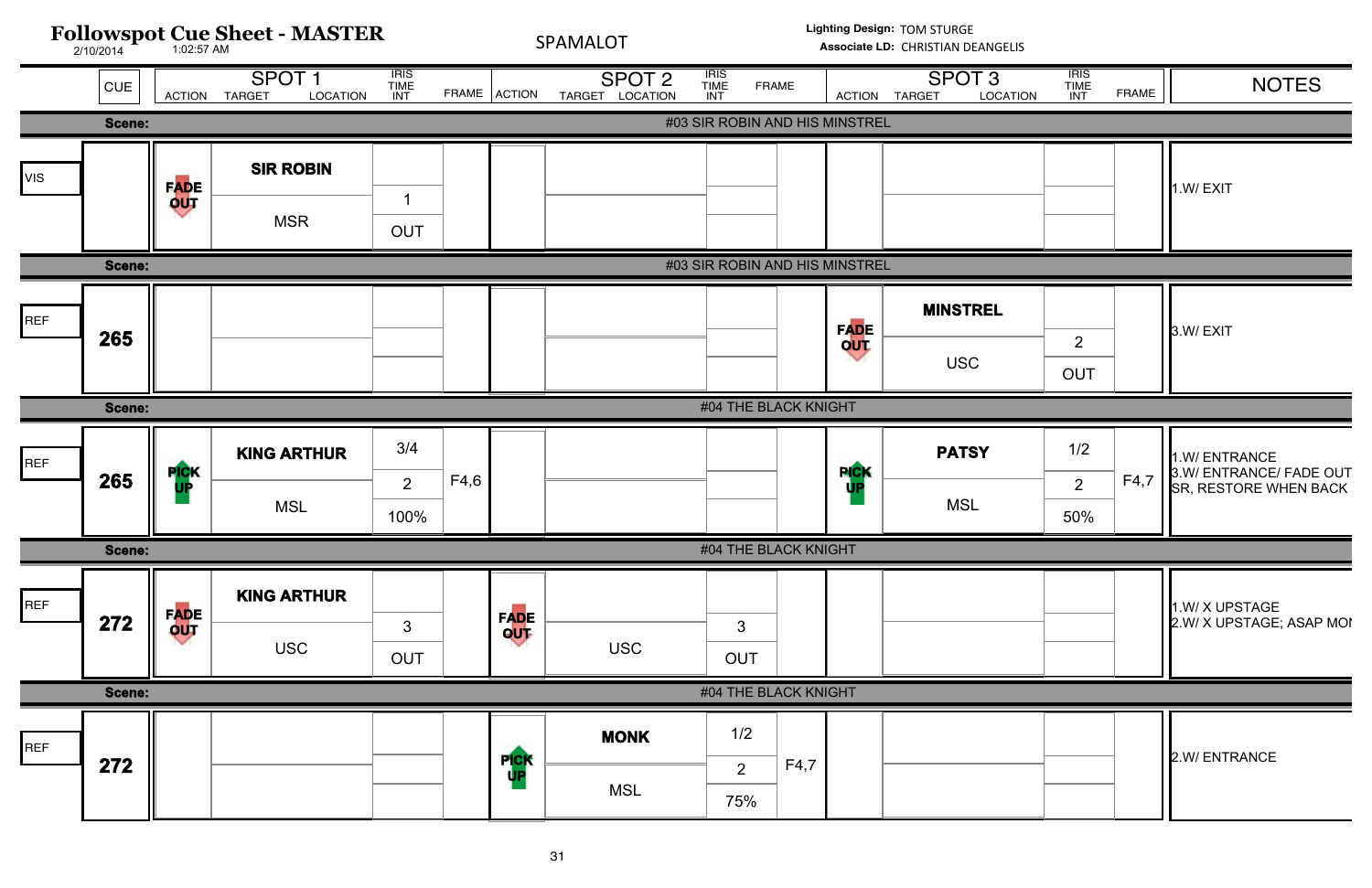# Followspot Cue Sheet - MASTER

2/10/2014 1:02:57 AM

SPAMALOT

**Lighting Design:** TOM STURGE
**Associate LD:** CHRISTIAN DEANGELIS

| | CUE | SPOT 1 ACTION | SPOT 1 TARGET / LOCATION | SPOT 1 IRIS / TIME / INT | SPOT 1 FRAME | SPOT 2 ACTION | SPOT 2 TARGET / LOCATION | SPOT 2 IRIS / TIME / INT | SPOT 2 FRAME | SPOT 3 ACTION | SPOT 3 TARGET / LOCATION | SPOT 3 IRIS / TIME / INT | SPOT 3 FRAME | NOTES |
|---|---|---|---|---|---|---|---|---|---|---|---|---|---|---|
| **Scene:** | | | | | | | #03 SIR ROBIN AND HIS MINSTREL | | | | | | | |
| VIS | | FADE OUT | **SIR ROBIN** / MSR | 1 / OUT | | | | | | | | | | 1.W/ EXIT |
| **Scene:** | | | | | | | #03 SIR ROBIN AND HIS MINSTREL | | | | | | | |
| REF | 265 | | | | | | | | | FADE OUT | **MINSTREL** / USC | 2 / OUT | | 3.W/ EXIT |
| **Scene:** | | | | | | | #04 THE BLACK KNIGHT | | | | | | | |
| REF | 265 | PICK UP | **KING ARTHUR** / MSL | 3/4 / 2 / 100% | F4,6 | | | | | PICK UP | **PATSY** / MSL | 1/2 / 2 / 50% | F4,7 | 1.W/ ENTRANCE<br>3.W/ ENTRANCE/ FADE OUT SR, RESTORE WHEN BACK |
| **Scene:** | | | | | | | #04 THE BLACK KNIGHT | | | | | | | |
| REF | 272 | FADE OUT | **KING ARTHUR** / USC | 3 / OUT | | FADE OUT | USC | 3 / OUT | | | | | | 1.W/ X UPSTAGE<br>2.W/ X UPSTAGE; ASAP MO |
| **Scene:** | | | | | | | #04 THE BLACK KNIGHT | | | | | | | |
| REF | 272 | | | | | PICK UP | **MONK** / MSL | 1/2 / 2 / 75% | F4,7 | | | | | 2.W/ ENTRANCE |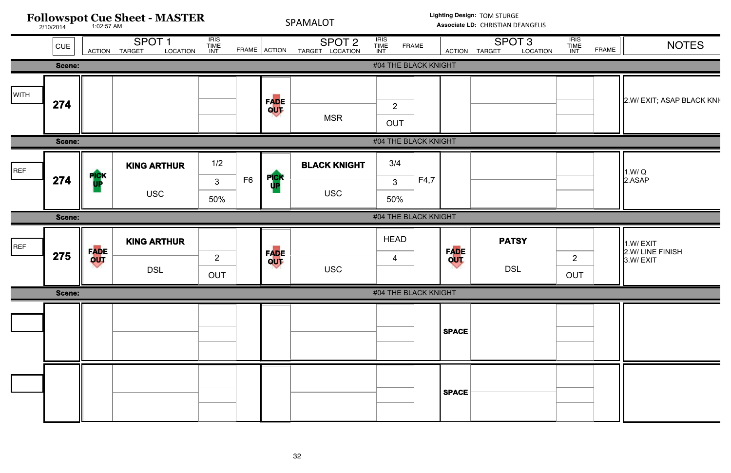# Followspot Cue Sheet - MASTER

2/10/2014 1:02:57 AM

SPAMALOT

Lighting Design: TOM STURGE
Associate LD: CHRISTIAN DEANGELIS

| | CUE | SPOT 1 ACTION | SPOT 1 TARGET / LOCATION | SPOT 1 IRIS / TIME / INT | SPOT 1 FRAME | SPOT 2 ACTION | SPOT 2 TARGET / LOCATION | SPOT 2 IRIS / TIME / INT | SPOT 2 FRAME | SPOT 3 ACTION | SPOT 3 TARGET / LOCATION | SPOT 3 IRIS / TIME / INT | SPOT 3 FRAME | NOTES |
|---|---|---|---|---|---|---|---|---|---|---|---|---|---|---|
| **Scene:** | | | | | | | #04 THE BLACK KNIGHT | | | | | | | |
| WITH | 274 | | | | | FADE OUT | MSR | 2 / OUT | | | | | | 2.W/ EXIT; ASAP BLACK KNI |
| **Scene:** | | | | | | | #04 THE BLACK KNIGHT | | | | | | | |
| REF | 274 | PICK UP | KING ARTHUR / USC | 1/2 / 3 / 50% | F6 | PICK UP | BLACK KNIGHT / USC | 3/4 / 3 / 50% | F4,7 | | | | | 1.W/ Q<br>2.ASAP |
| **Scene:** | | | | | | | #04 THE BLACK KNIGHT | | | | | | | |
| REF | 275 | FADE OUT | KING ARTHUR / DSL | 2 / OUT | | FADE OUT | USC | HEAD / 4 | | FADE OUT | PATSY / DSL | 2 / OUT | | 1.W/ EXIT<br>2.W/ LINE FINISH<br>3.W/ EXIT |
| **Scene:** | | | | | | | #04 THE BLACK KNIGHT | | | | | | | |
| | | | | | | | | | | SPACE | | | | |
| | | | | | | | | | | SPACE | | | | |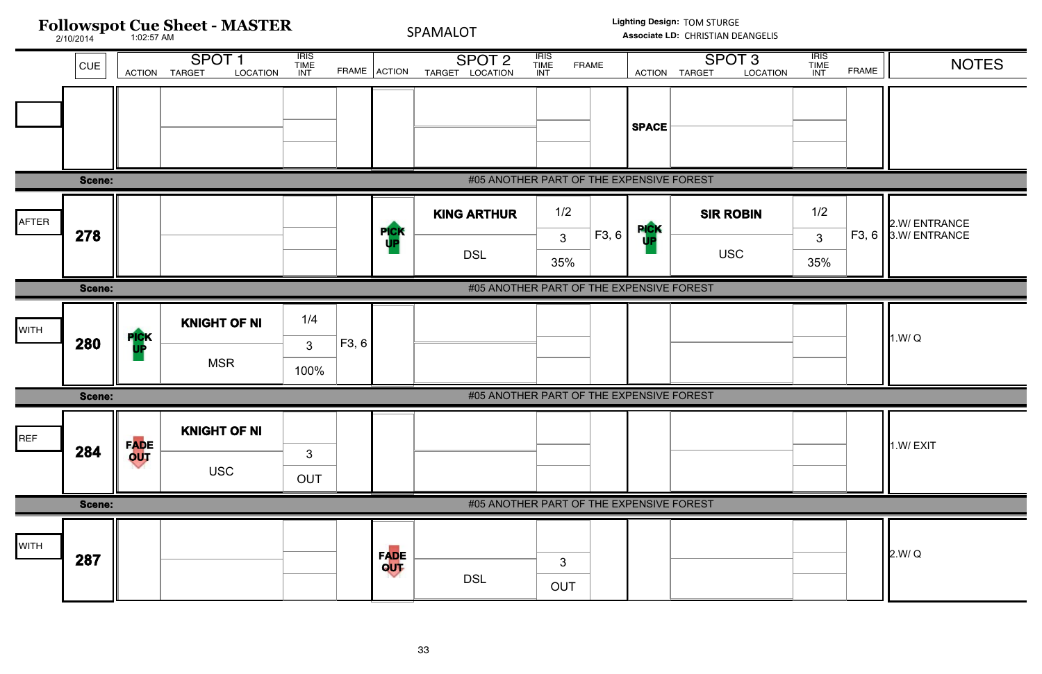# Followspot Cue Sheet - MASTER

2/10/2014 1:02:57 AM

SPAMALOT

**Lighting Design:** TOM STURGE
**Associate LD:** CHRISTIAN DEANGELIS

| | CUE | SPOT 1 ACTION | SPOT 1 TARGET / LOCATION | SPOT 1 IRIS / TIME / INT | SPOT 1 FRAME | SPOT 2 ACTION | SPOT 2 TARGET / LOCATION | SPOT 2 IRIS / TIME / INT | SPOT 2 FRAME | SPOT 3 ACTION | SPOT 3 TARGET / LOCATION | SPOT 3 IRIS / TIME / INT | SPOT 3 FRAME | NOTES |
|---|---|---|---|---|---|---|---|---|---|---|---|---|---|---|
| | | | | | | | | | | SPACE | | | | |
| **Scene:** | | | | | | #05 ANOTHER PART OF THE EXPENSIVE FOREST | | | | | | | | |
| AFTER | **278** | | | | | PICK UP | **KING ARTHUR** / DSL | 1/2 / 3 / 35% | F3, 6 | PICK UP | **SIR ROBIN** / USC | 1/2 / 3 / 35% | F3, 6 | 2.W/ ENTRANCE 3.W/ ENTRANCE |
| **Scene:** | | | | | | #05 ANOTHER PART OF THE EXPENSIVE FOREST | | | | | | | | |
| WITH | **280** | PICK UP | **KNIGHT OF NI** / MSR | 1/4 / 3 / 100% | F3, 6 | | | | | | | | | 1.W/ Q |
| **Scene:** | | | | | | #05 ANOTHER PART OF THE EXPENSIVE FOREST | | | | | | | | |
| REF | **284** | FADE OUT | **KNIGHT OF NI** / USC | 3 / OUT | | | | | | | | | | 1.W/ EXIT |
| **Scene:** | | | | | | #05 ANOTHER PART OF THE EXPENSIVE FOREST | | | | | | | | |
| WITH | **287** | | | | | FADE OUT | DSL | 3 / OUT | | | | | | 2.W/ Q |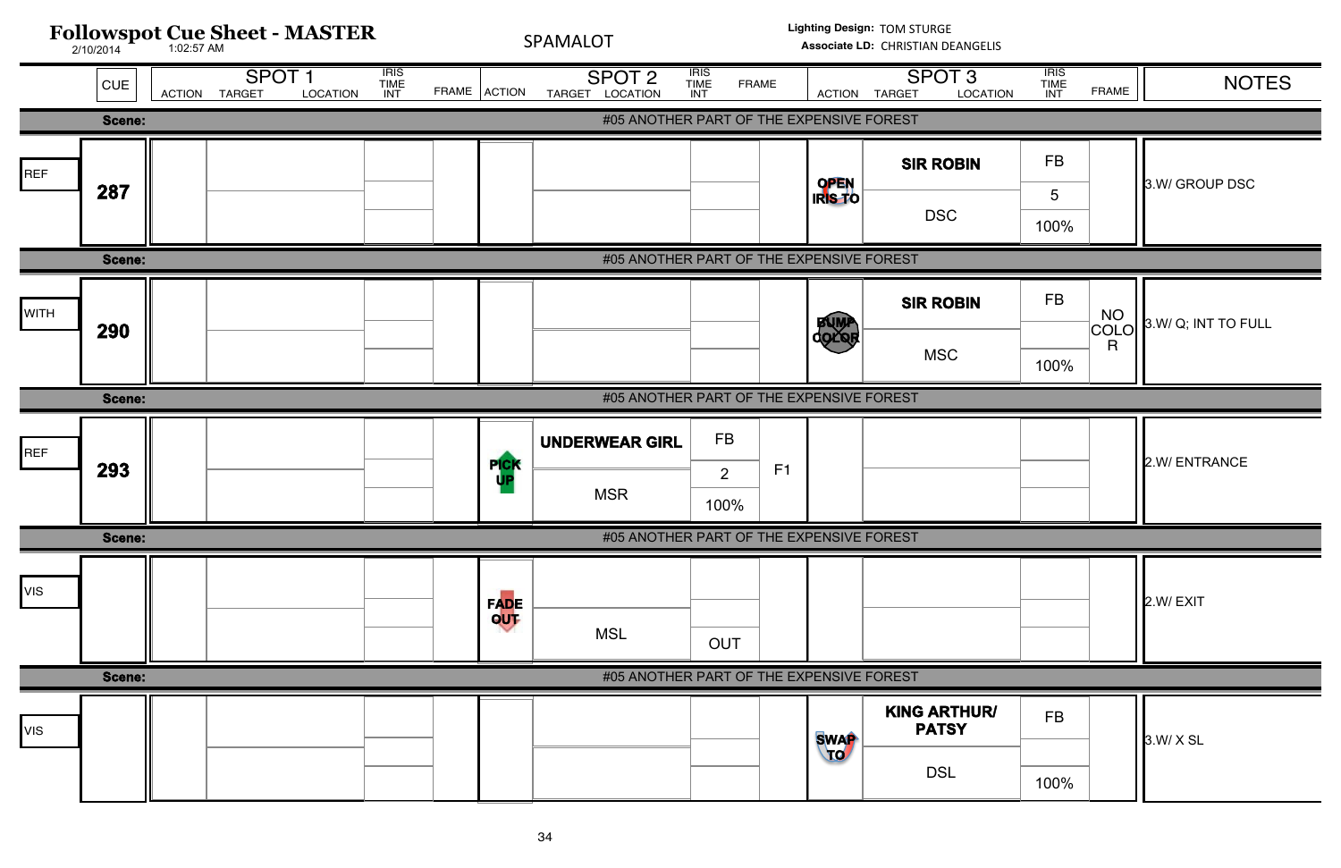# Followspot Cue Sheet - MASTER

2/10/2014 1:02:57 AM

SPAMALOT

**Lighting Design:** TOM STURGE
**Associate LD:** CHRISTIAN DEANGELIS

| | CUE | SPOT 1 ACTION | SPOT 1 TARGET / LOCATION | SPOT 1 IRIS / TIME / INT | SPOT 1 FRAME | SPOT 2 ACTION | SPOT 2 TARGET / LOCATION | SPOT 2 IRIS / TIME / INT | SPOT 2 FRAME | SPOT 3 ACTION | SPOT 3 TARGET / LOCATION | SPOT 3 IRIS / TIME / INT | SPOT 3 FRAME | NOTES |
|---|---|---|---|---|---|---|---|---|---|---|---|---|---|---|
| **Scene:** | | #05 ANOTHER PART OF THE EXPENSIVE FOREST | | | | | | | | | | | | |
| REF | **287** | | | | | | | | | OPEN IRIS TO | **SIR ROBIN** / DSC | FB / 5 / 100% | | 3.W/ GROUP DSC |
| **Scene:** | | #05 ANOTHER PART OF THE EXPENSIVE FOREST | | | | | | | | | | | | |
| WITH | **290** | | | | | | | | | BUMP COLOR | **SIR ROBIN** / MSC | FB / / 100% | NO COLOR | 3.W/ Q; INT TO FULL |
| **Scene:** | | #05 ANOTHER PART OF THE EXPENSIVE FOREST | | | | | | | | | | | | |
| REF | **293** | | | | | PICK UP | **UNDERWEAR GIRL** / MSR | FB / 2 / 100% | F1 | | | | | 2.W/ ENTRANCE |
| **Scene:** | | #05 ANOTHER PART OF THE EXPENSIVE FOREST | | | | | | | | | | | | |
| VIS | | | | | | FADE OUT | MSL | OUT | | | | | | 2.W/ EXIT |
| **Scene:** | | #05 ANOTHER PART OF THE EXPENSIVE FOREST | | | | | | | | | | | | |
| VIS | | | | | | | | | | SWAP TO | **KING ARTHUR/ PATSY** / DSL | FB / / 100% | | 3.W/ X SL |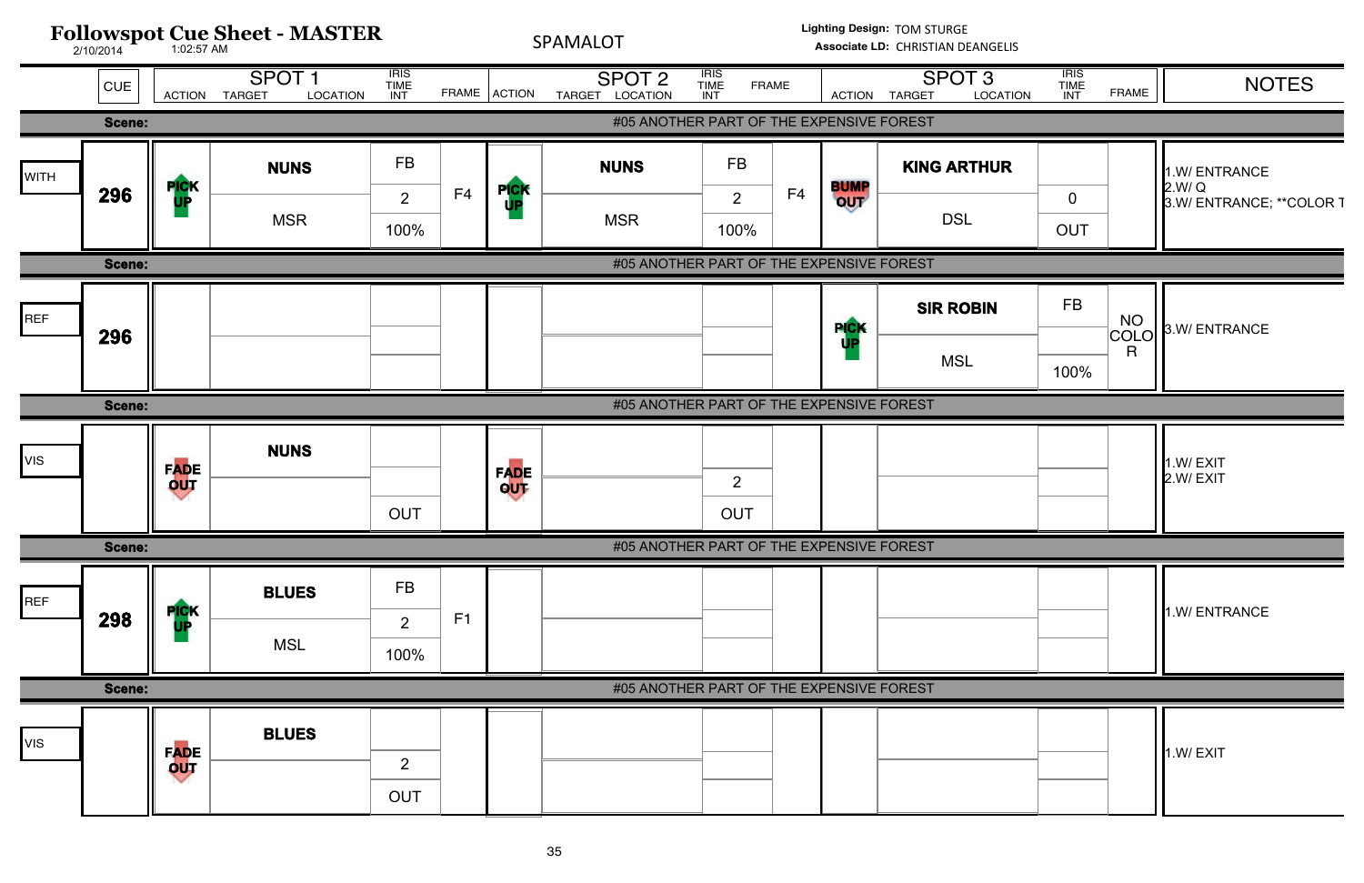# Followspot Cue Sheet - MASTER

2/10/2014 1:02:57 AM

SPAMALOT

**Lighting Design:** TOM STURGE
**Associate LD:** CHRISTIAN DEANGELIS

| | CUE | SPOT 1 ACTION | SPOT 1 TARGET / LOCATION | SPOT 1 IRIS / TIME / INT | SPOT 1 FRAME | SPOT 2 ACTION | SPOT 2 TARGET / LOCATION | SPOT 2 IRIS / TIME / INT | SPOT 2 FRAME | SPOT 3 ACTION | SPOT 3 TARGET / LOCATION | SPOT 3 IRIS / TIME / INT | SPOT 3 FRAME | NOTES |
|---|---|---|---|---|---|---|---|---|---|---|---|---|---|---|
| **Scene:** | #05 ANOTHER PART OF THE EXPENSIVE FOREST | | | | | | | | | | | | | |
| WITH | 296 | PICK UP | NUNS / MSR | FB / 2 / 100% | F4 | PICK UP | NUNS / MSR | FB / 2 / 100% | F4 | BUMP OUT | KING ARTHUR / DSL | 0 / OUT | | 1.W/ ENTRANCE 2.W/ Q 3.W/ ENTRANCE; **COLOR T |
| **Scene:** | #05 ANOTHER PART OF THE EXPENSIVE FOREST | | | | | | | | | | | | | |
| REF | 296 | | | | | | | | | PICK UP | SIR ROBIN / MSL | FB / 100% | NO COLOR | 3.W/ ENTRANCE |
| **Scene:** | #05 ANOTHER PART OF THE EXPENSIVE FOREST | | | | | | | | | | | | | |
| VIS | | FADE OUT | NUNS | OUT | | FADE OUT | | 2 / OUT | | | | | | 1.W/ EXIT 2.W/ EXIT |
| **Scene:** | #05 ANOTHER PART OF THE EXPENSIVE FOREST | | | | | | | | | | | | | |
| REF | 298 | PICK UP | BLUES / MSL | FB / 2 / 100% | F1 | | | | | | | | | 1.W/ ENTRANCE |
| **Scene:** | #05 ANOTHER PART OF THE EXPENSIVE FOREST | | | | | | | | | | | | | |
| VIS | | FADE OUT | BLUES | 2 / OUT | | | | | | | | | | 1.W/ EXIT |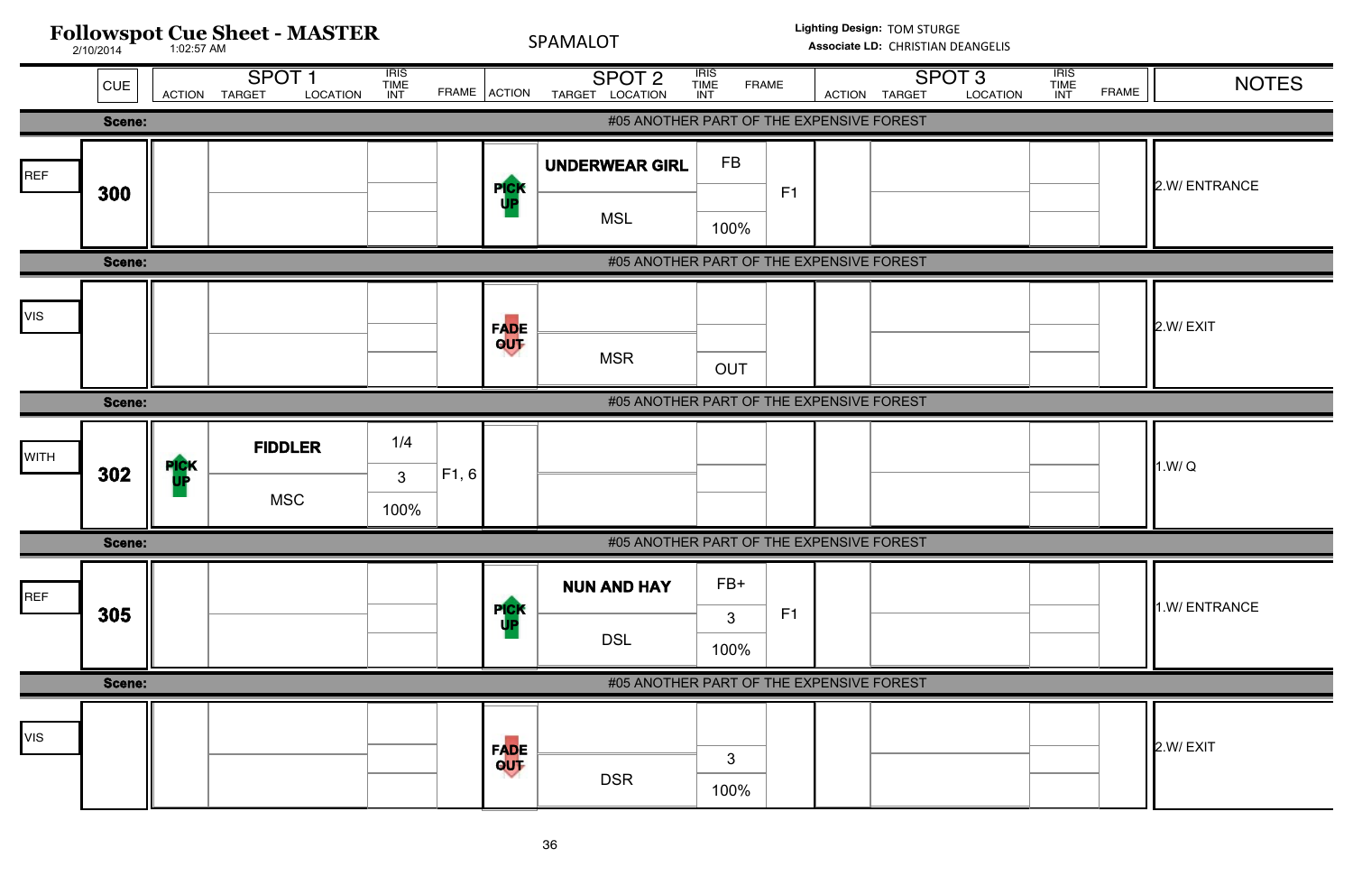# Followspot Cue Sheet - MASTER

2/10/2014 1:02:57 AM

SPAMALOT

**Lighting Design:** TOM STURGE
**Associate LD:** CHRISTIAN DEANGELIS

| | CUE | SPOT 1 ACTION | SPOT 1 TARGET / LOCATION | SPOT 1 IRIS / TIME / INT | SPOT 1 FRAME | SPOT 2 ACTION | SPOT 2 TARGET / LOCATION | SPOT 2 IRIS / TIME / INT | SPOT 2 FRAME | SPOT 3 ACTION | SPOT 3 TARGET / LOCATION | SPOT 3 IRIS / TIME / INT | SPOT 3 FRAME | NOTES |
|---|---|---|---|---|---|---|---|---|---|---|---|---|---|---|
| | **Scene:** | #05 ANOTHER PART OF THE EXPENSIVE FOREST | | | | | | | | | | | | |
| REF | **300** | | | | | PICK UP | **UNDERWEAR GIRL** / MSL | FB / / 100% | F1 | | | | | 2.W/ ENTRANCE |
| | **Scene:** | #05 ANOTHER PART OF THE EXPENSIVE FOREST | | | | | | | | | | | | |
| VIS | | | | | | FADE OUT | / MSR | / / OUT | | | | | | 2.W/ EXIT |
| | **Scene:** | #05 ANOTHER PART OF THE EXPENSIVE FOREST | | | | | | | | | | | | |
| WITH | **302** | PICK UP | **FIDDLER** / MSC | 1/4 / 3 / 100% | F1, 6 | | | | | | | | | 1.W/ Q |
| | **Scene:** | #05 ANOTHER PART OF THE EXPENSIVE FOREST | | | | | | | | | | | | |
| REF | **305** | | | | | PICK UP | **NUN AND HAY** / DSL | FB+ / 3 / 100% | F1 | | | | | 1.W/ ENTRANCE |
| | **Scene:** | #05 ANOTHER PART OF THE EXPENSIVE FOREST | | | | | | | | | | | | |
| VIS | | | | | | FADE OUT | / DSR | / 3 / 100% | | | | | | 2.W/ EXIT |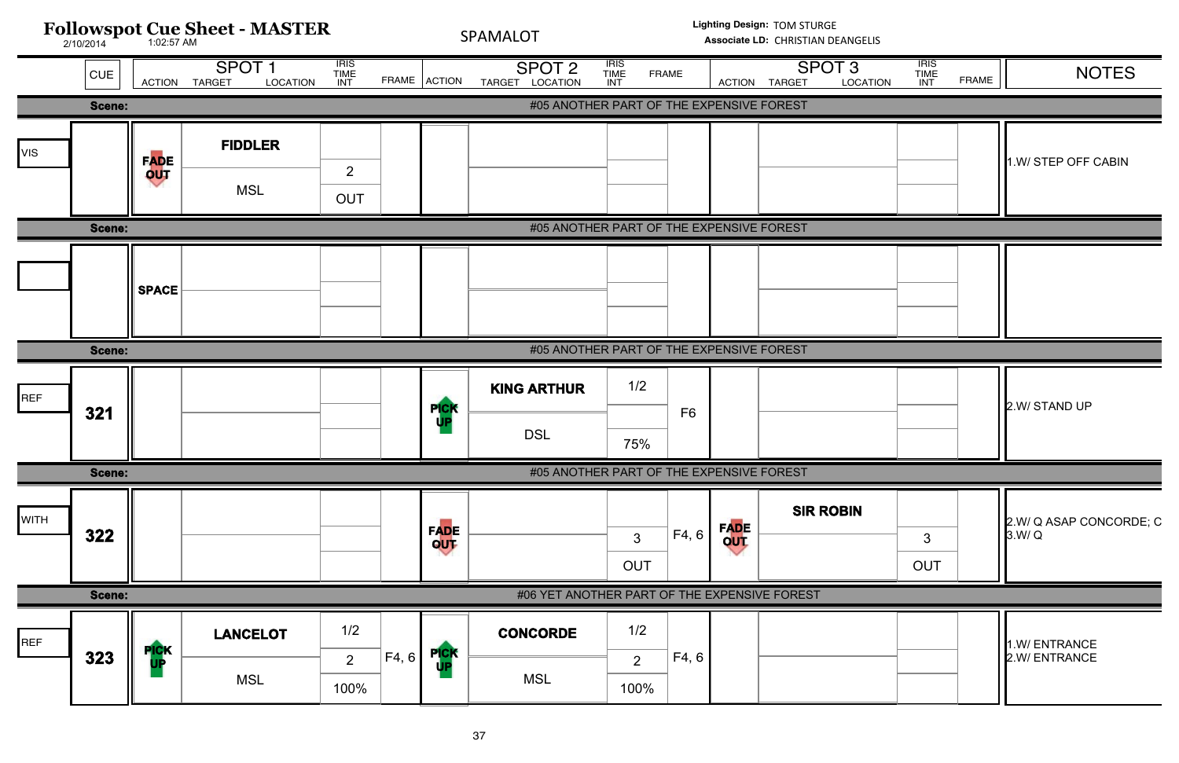# Followspot Cue Sheet - MASTER

2/10/2014 1:02:57 AM

SPAMALOT

**Lighting Design:** TOM STURGE
**Associate LD:** CHRISTIAN DEANGELIS

| | CUE | SPOT 1 ACTION | SPOT 1 TARGET / LOCATION | SPOT 1 IRIS / TIME / INT | SPOT 1 FRAME | SPOT 2 ACTION | SPOT 2 TARGET / LOCATION | SPOT 2 IRIS / TIME / INT | SPOT 2 FRAME | SPOT 3 ACTION | SPOT 3 TARGET / LOCATION | SPOT 3 IRIS / TIME / INT | SPOT 3 FRAME | NOTES |
|---|---|---|---|---|---|---|---|---|---|---|---|---|---|---|
| **Scene:** | | #05 ANOTHER PART OF THE EXPENSIVE FOREST | | | | | | | | | | | | |
| VIS | | FADE OUT | **FIDDLER** / MSL | 2 / OUT | | | | | | | | | | 1.W/ STEP OFF CABIN |
| **Scene:** | | #05 ANOTHER PART OF THE EXPENSIVE FOREST | | | | | | | | | | | | |
| | | **SPACE** | | | | | | | | | | | | |
| **Scene:** | | #05 ANOTHER PART OF THE EXPENSIVE FOREST | | | | | | | | | | | | |
| REF | **321** | | | | | PICK UP | **KING ARTHUR** / DSL | 1/2 / / 75% | F6 | | | | | 2.W/ STAND UP |
| **Scene:** | | #05 ANOTHER PART OF THE EXPENSIVE FOREST | | | | | | | | | | | | |
| WITH | **322** | | | | | FADE OUT | | 3 / OUT | F4, 6 | FADE OUT | **SIR ROBIN** | 3 / OUT | | 2.W/ Q ASAP CONCORDE; C 3.W/ Q |
| **Scene:** | | #06 YET ANOTHER PART OF THE EXPENSIVE FOREST | | | | | | | | | | | | |
| REF | **323** | PICK UP | **LANCELOT** / MSL | 1/2 / 2 / 100% | F4, 6 | PICK UP | **CONCORDE** / MSL | 1/2 / 2 / 100% | F4, 6 | | | | | 1.W/ ENTRANCE 2.W/ ENTRANCE |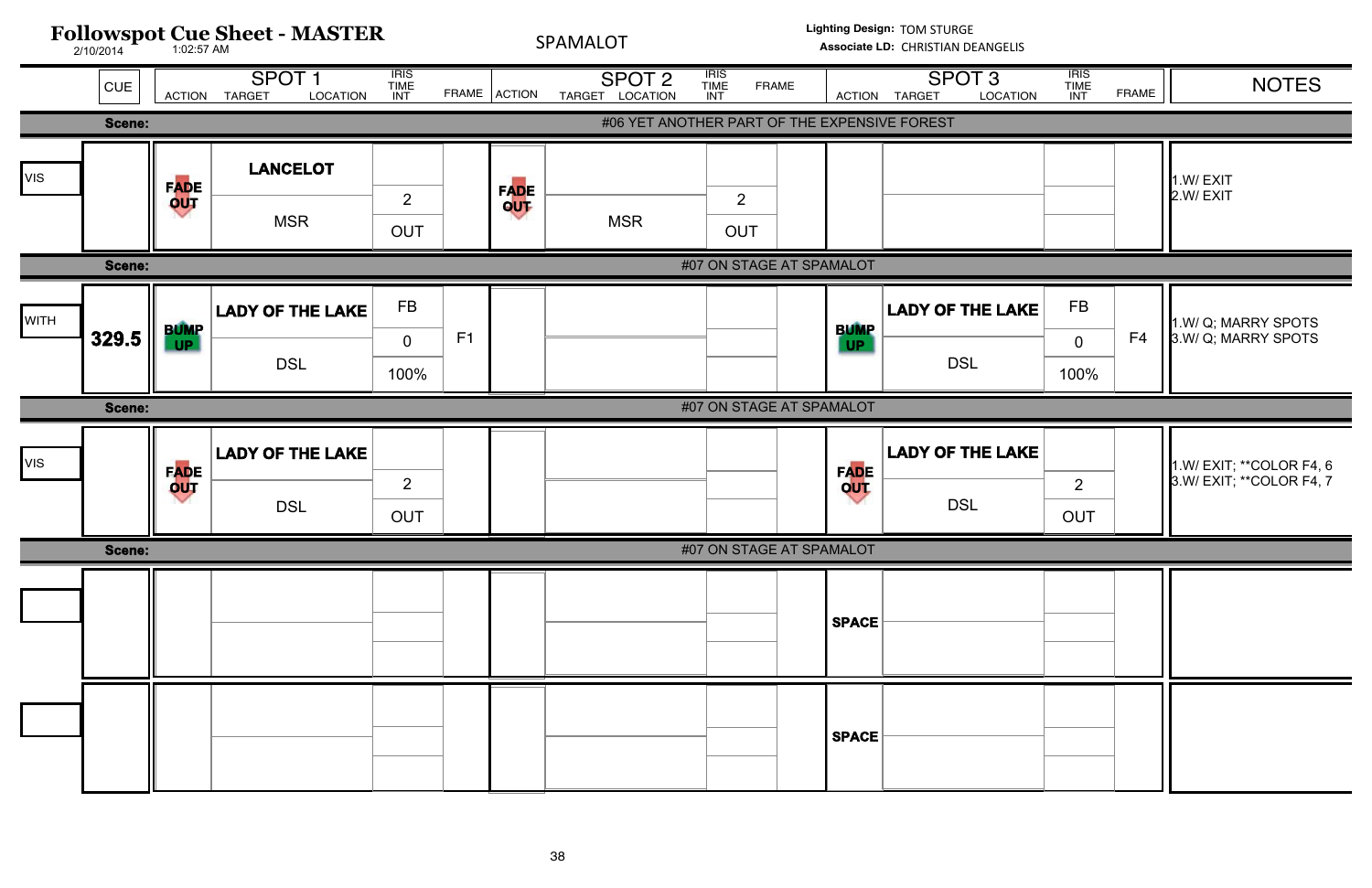# Followspot Cue Sheet - MASTER

2/10/2014 1:02:57 AM

SPAMALOT

Lighting Design: TOM STURGE
Associate LD: CHRISTIAN DEANGELIS

| | CUE | SPOT 1 ACTION | SPOT 1 TARGET / LOCATION | SPOT 1 IRIS / TIME / INT | SPOT 1 FRAME | SPOT 2 ACTION | SPOT 2 TARGET / LOCATION | SPOT 2 IRIS / TIME / INT | SPOT 2 FRAME | SPOT 3 ACTION | SPOT 3 TARGET / LOCATION | SPOT 3 IRIS / TIME / INT | SPOT 3 FRAME | NOTES |
|---|---|---|---|---|---|---|---|---|---|---|---|---|---|---|
| **Scene:** | | #06 YET ANOTHER PART OF THE EXPENSIVE FOREST | | | | | | | | | | | | |
| VIS | | FADE OUT | LANCELOT / MSR | 2 / OUT | | FADE OUT | MSR | 2 / OUT | | | | | | 1.W/ EXIT<br>2.W/ EXIT |
| **Scene:** | | #07 ON STAGE AT SPAMALOT | | | | | | | | | | | | |
| WITH | 329.5 | BUMP UP | LADY OF THE LAKE / DSL | FB / 0 / 100% | F1 | | | | | BUMP UP | LADY OF THE LAKE / DSL | FB / 0 / 100% | F4 | 1.W/ Q; MARRY SPOTS<br>3.W/ Q; MARRY SPOTS |
| **Scene:** | | #07 ON STAGE AT SPAMALOT | | | | | | | | | | | | |
| VIS | | FADE OUT | LADY OF THE LAKE / DSL | 2 / OUT | | | | | | FADE OUT | LADY OF THE LAKE / DSL | 2 / OUT | | 1.W/ EXIT; **COLOR F4, 6<br>3.W/ EXIT; **COLOR F4, 7 |
| **Scene:** | | #07 ON STAGE AT SPAMALOT | | | | | | | | | | | | |
| | | | | | | | | | | SPACE | | | | |
| | | | | | | | | | | SPACE | | | | |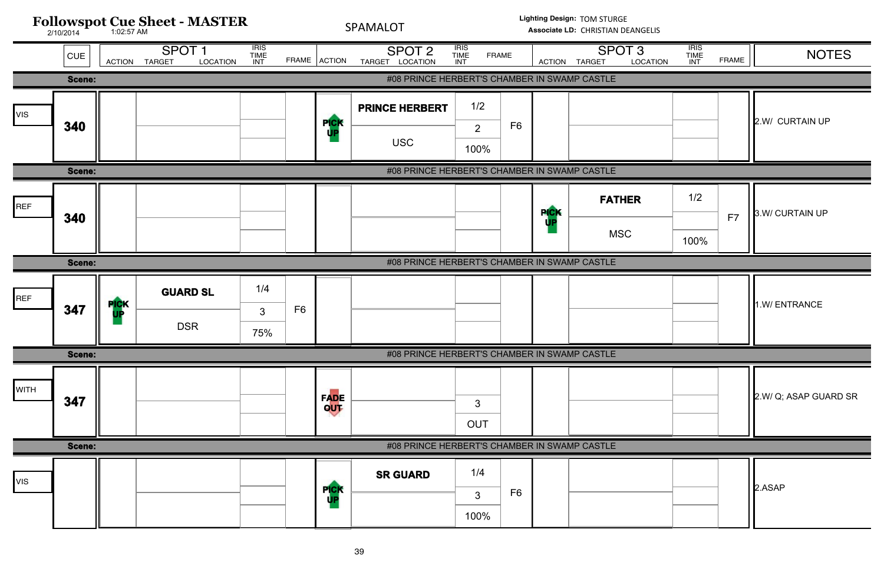# Followspot Cue Sheet - MASTER

2/10/2014 1:02:57 AM

SPAMALOT

**Lighting Design:** TOM STURGE
**Associate LD:** CHRISTIAN DEANGELIS

| | CUE | SPOT 1 ACTION | SPOT 1 TARGET / LOCATION | SPOT 1 IRIS / TIME / INT | SPOT 1 FRAME | SPOT 2 ACTION | SPOT 2 TARGET / LOCATION | SPOT 2 IRIS / TIME / INT | SPOT 2 FRAME | SPOT 3 ACTION | SPOT 3 TARGET / LOCATION | SPOT 3 IRIS / TIME / INT | SPOT 3 FRAME | NOTES |
|---|---|---|---|---|---|---|---|---|---|---|---|---|---|---|
| **Scene:** | | #08 PRINCE HERBERT'S CHAMBER IN SWAMP CASTLE | | | | | | | | | | | | |
| VIS | 340 | | | | | PICK UP | **PRINCE HERBERT** / USC | 1/2 / 2 / 100% | F6 | | | | | 2.W/ CURTAIN UP |
| **Scene:** | | #08 PRINCE HERBERT'S CHAMBER IN SWAMP CASTLE | | | | | | | | | | | | |
| REF | 340 | | | | | | | | | PICK UP | **FATHER** / MSC | 1/2 / / 100% | F7 | 3.W/ CURTAIN UP |
| **Scene:** | | #08 PRINCE HERBERT'S CHAMBER IN SWAMP CASTLE | | | | | | | | | | | | |
| REF | 347 | PICK UP | **GUARD SL** / DSR | 1/4 / 3 / 75% | F6 | | | | | | | | | 1.W/ ENTRANCE |
| **Scene:** | | #08 PRINCE HERBERT'S CHAMBER IN SWAMP CASTLE | | | | | | | | | | | | |
| WITH | 347 | | | | | FADE OUT | | / 3 / OUT | | | | | | 2.W/ Q; ASAP GUARD SR |
| **Scene:** | | #08 PRINCE HERBERT'S CHAMBER IN SWAMP CASTLE | | | | | | | | | | | | |
| VIS | | | | | | PICK UP | **SR GUARD** | 1/4 / 3 / 100% | F6 | | | | | 2.ASAP |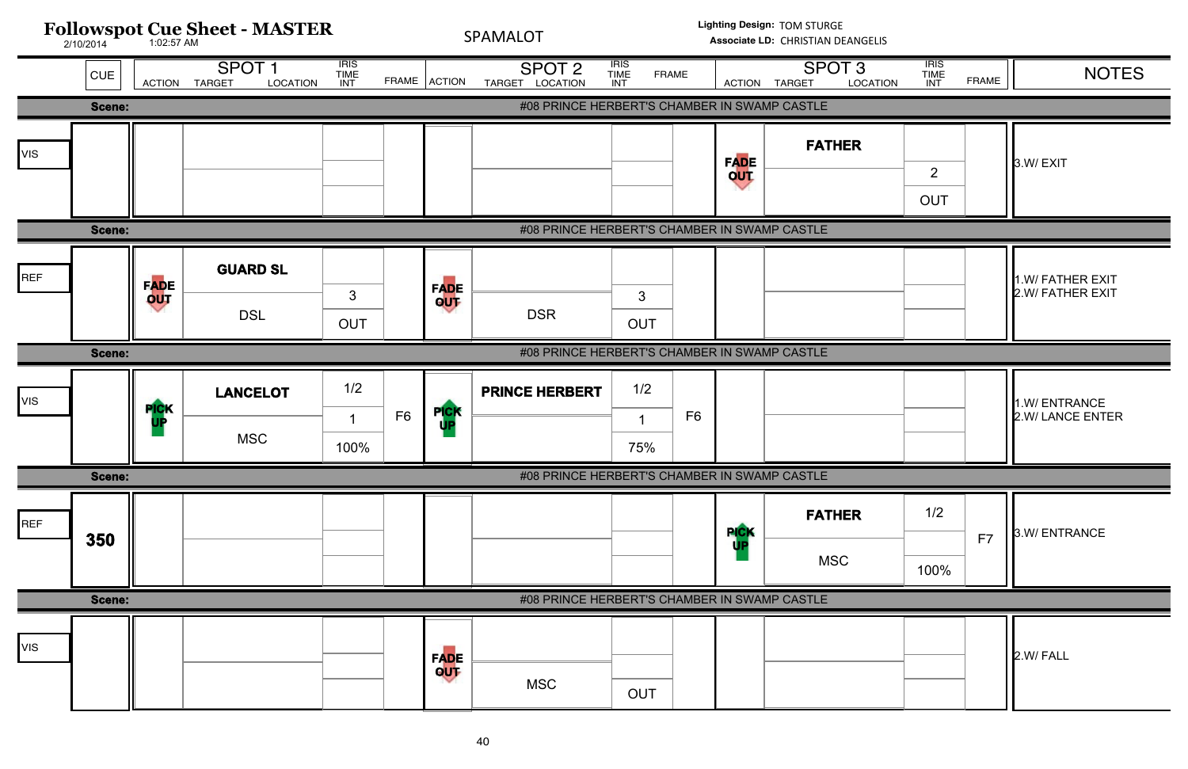# Followspot Cue Sheet - MASTER

2/10/2014 1:02:57 AM

SPAMALOT

**Lighting Design:** TOM STURGE
**Associate LD:** CHRISTIAN DEANGELIS

| | CUE | SPOT 1 ACTION | SPOT 1 TARGET / LOCATION | SPOT 1 IRIS / TIME / INT | SPOT 1 FRAME | SPOT 2 ACTION | SPOT 2 TARGET / LOCATION | SPOT 2 IRIS / TIME / INT | SPOT 2 FRAME | SPOT 3 ACTION | SPOT 3 TARGET / LOCATION | SPOT 3 IRIS / TIME / INT | SPOT 3 FRAME | NOTES |
|---|---|---|---|---|---|---|---|---|---|---|---|---|---|---|
| **Scene:** #08 PRINCE HERBERT'S CHAMBER IN SWAMP CASTLE | | | | | | | | | | | | | | |
| VIS | | | | | | | | | | FADE OUT | **FATHER** | 2 / OUT | | 3.W/ EXIT |
| **Scene:** #08 PRINCE HERBERT'S CHAMBER IN SWAMP CASTLE | | | | | | | | | | | | | | |
| REF | | FADE OUT | **GUARD SL** / DSL | 3 / OUT | | FADE OUT | DSR | 3 / OUT | | | | | | 1.W/ FATHER EXIT 2.W/ FATHER EXIT |
| **Scene:** #08 PRINCE HERBERT'S CHAMBER IN SWAMP CASTLE | | | | | | | | | | | | | | |
| VIS | | PICK UP | **LANCELOT** / MSC | 1/2 / 1 / 100% | F6 | PICK UP | **PRINCE HERBERT** | 1/2 / 1 / 75% | F6 | | | | | 1.W/ ENTRANCE 2.W/ LANCE ENTER |
| **Scene:** #08 PRINCE HERBERT'S CHAMBER IN SWAMP CASTLE | | | | | | | | | | | | | | |
| REF | **350** | | | | | | | | | PICK UP | **FATHER** / MSC | 1/2 / 100% | F7 | 3.W/ ENTRANCE |
| **Scene:** #08 PRINCE HERBERT'S CHAMBER IN SWAMP CASTLE | | | | | | | | | | | | | | |
| VIS | | | | | | FADE OUT | MSC | OUT | | | | | | 2.W/ FALL |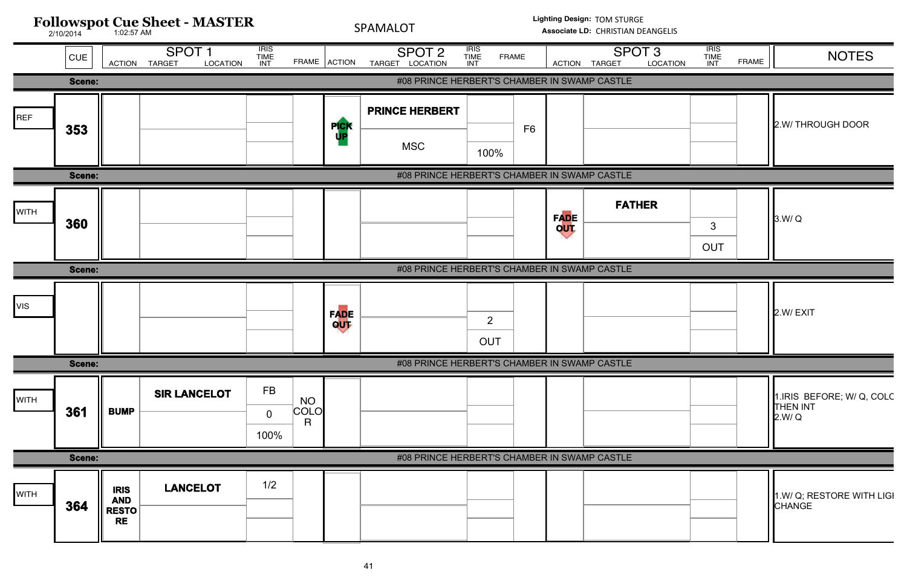# Followspot Cue Sheet - MASTER

2/10/2014 1:02:57 AM

SPAMALOT

**Lighting Design:** TOM STURGE
**Associate LD:** CHRISTIAN DEANGELIS

| | CUE | SPOT 1 ACTION | SPOT 1 TARGET / LOCATION | SPOT 1 IRIS / TIME / INT | SPOT 1 FRAME | SPOT 2 ACTION | SPOT 2 TARGET / LOCATION | SPOT 2 IRIS / TIME / INT | SPOT 2 FRAME | SPOT 3 ACTION | SPOT 3 TARGET / LOCATION | SPOT 3 IRIS / TIME / INT | SPOT 3 FRAME | NOTES |
|---|---|---|---|---|---|---|---|---|---|---|---|---|---|---|
| **Scene:** | | | | | | #08 PRINCE HERBERT'S CHAMBER IN SWAMP CASTLE | | | | | | | | |
| REF | **353** | | | | | **PICK UP** | **PRINCE HERBERT** / MSC | 100% | F6 | | | | | 2.W/ THROUGH DOOR |
| **Scene:** | | | | | | #08 PRINCE HERBERT'S CHAMBER IN SWAMP CASTLE | | | | | | | | |
| WITH | **360** | | | | | | | | | **FADE OUT** | **FATHER** | 3 / OUT | | 3.W/ Q |
| **Scene:** | | | | | | #08 PRINCE HERBERT'S CHAMBER IN SWAMP CASTLE | | | | | | | | |
| VIS | | | | | | **FADE OUT** | | 2 / OUT | | | | | | 2.W/ EXIT |
| **Scene:** | | | | | | #08 PRINCE HERBERT'S CHAMBER IN SWAMP CASTLE | | | | | | | | |
| WITH | **361** | **BUMP** | **SIR LANCELOT** | FB / 0 / 100% | NO COLOR | | | | | | | | | 1.IRIS BEFORE; W/ Q, COLO THEN INT 2.W/ Q |
| **Scene:** | | | | | | #08 PRINCE HERBERT'S CHAMBER IN SWAMP CASTLE | | | | | | | | |
| WITH | **364** | **IRIS AND RESTORE** | **LANCELOT** | 1/2 | | | | | | | | | | 1.W/ Q; RESTORE WITH LIGH CHANGE |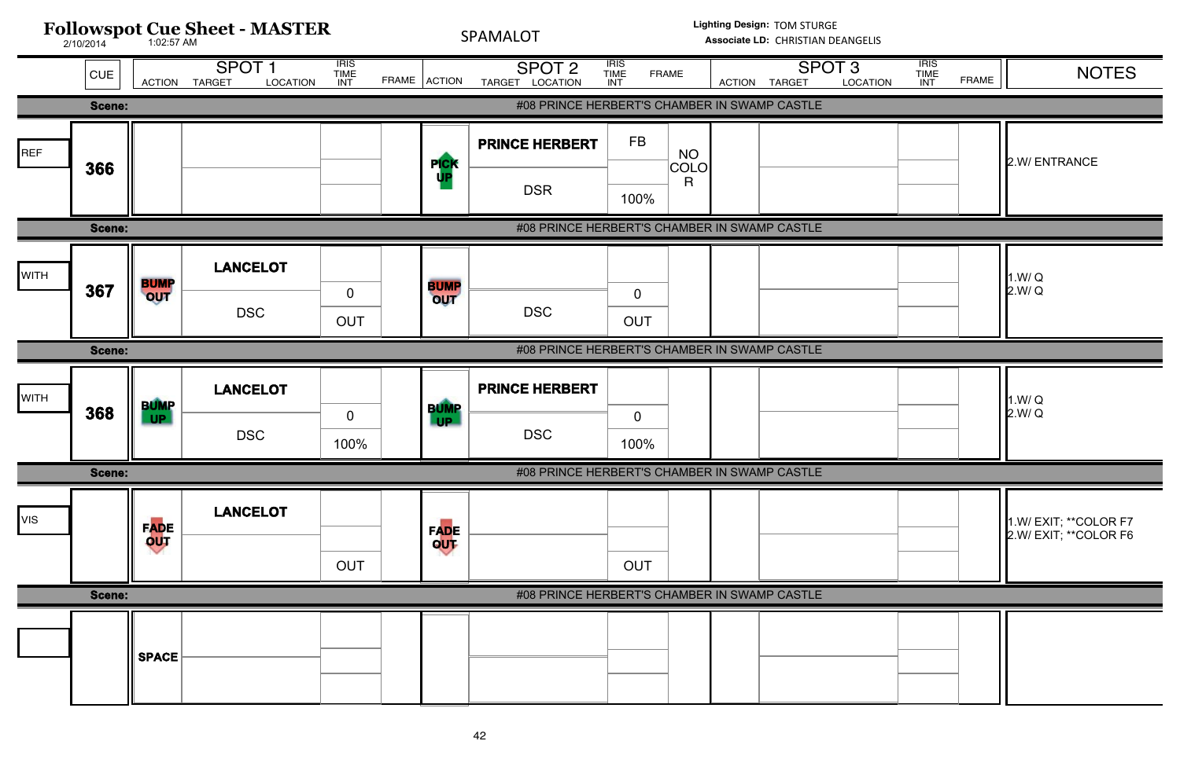# Followspot Cue Sheet - MASTER

2/10/2014 1:02:57 AM

SPAMALOT

**Lighting Design:** TOM STURGE
**Associate LD:** CHRISTIAN DEANGELIS

| | CUE | SPOT 1 ACTION | SPOT 1 TARGET / LOCATION | SPOT 1 IRIS / TIME / INT | SPOT 1 FRAME | SPOT 2 ACTION | SPOT 2 TARGET / LOCATION | SPOT 2 IRIS / TIME / INT | SPOT 2 FRAME | SPOT 3 ACTION | SPOT 3 TARGET / LOCATION | SPOT 3 IRIS / TIME / INT | SPOT 3 FRAME | NOTES |
|---|---|---|---|---|---|---|---|---|---|---|---|---|---|---|
| Scene: #08 PRINCE HERBERT'S CHAMBER IN SWAMP CASTLE | | | | | | | | | | | | | | |
| REF | 366 | | | | | PICK UP | PRINCE HERBERT / DSR | FB / / 100% | NO COLOR | | | | | 2.W/ ENTRANCE |
| Scene: #08 PRINCE HERBERT'S CHAMBER IN SWAMP CASTLE | | | | | | | | | | | | | | |
| WITH | 367 | BUMP OUT | LANCELOT / DSC | / 0 / OUT | | BUMP OUT | / DSC | / 0 / OUT | | | | | | 1.W/ Q<br>2.W/ Q |
| Scene: #08 PRINCE HERBERT'S CHAMBER IN SWAMP CASTLE | | | | | | | | | | | | | | |
| WITH | 368 | BUMP UP | LANCELOT / DSC | / 0 / 100% | | BUMP UP | PRINCE HERBERT / DSC | / 0 / 100% | | | | | | 1.W/ Q<br>2.W/ Q |
| Scene: #08 PRINCE HERBERT'S CHAMBER IN SWAMP CASTLE | | | | | | | | | | | | | | |
| VIS | | FADE OUT | LANCELOT | / / OUT | | FADE OUT | | / / OUT | | | | | | 1.W/ EXIT; **COLOR F7<br>2.W/ EXIT; **COLOR F6 |
| Scene: #08 PRINCE HERBERT'S CHAMBER IN SWAMP CASTLE | | | | | | | | | | | | | | |
| | | SPACE | | | | | | | | | | | | |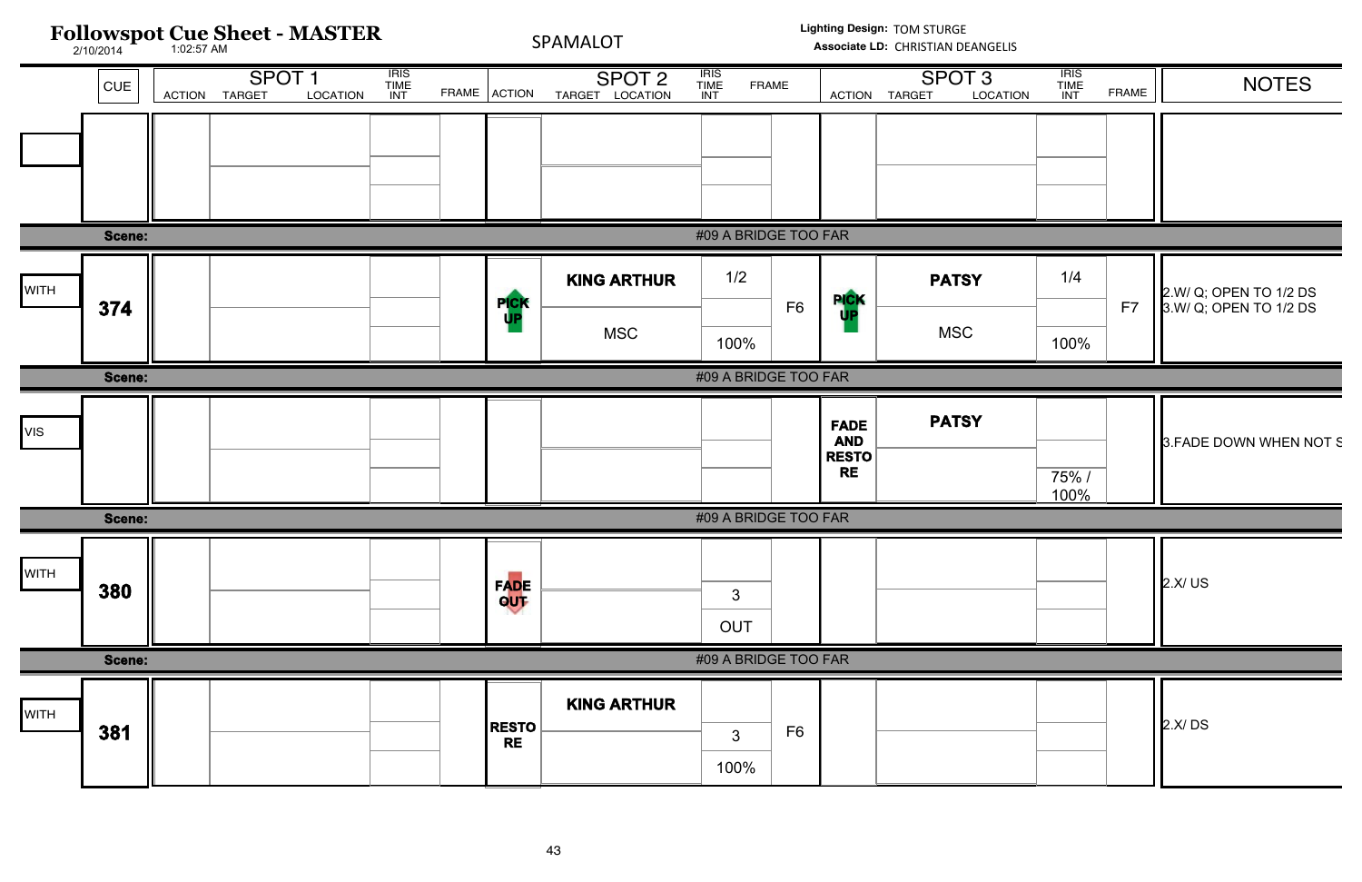# Followspot Cue Sheet - MASTER

2/10/2014 1:02:57 AM

SPAMALOT

**Lighting Design:** TOM STURGE
**Associate LD:** CHRISTIAN DEANGELIS

| | CUE | SPOT 1 ACTION | SPOT 1 TARGET / LOCATION | SPOT 1 IRIS / TIME / INT | SPOT 1 FRAME | SPOT 2 ACTION | SPOT 2 TARGET / LOCATION | SPOT 2 IRIS / TIME / INT | SPOT 2 FRAME | SPOT 3 ACTION | SPOT 3 TARGET / LOCATION | SPOT 3 IRIS / TIME / INT | SPOT 3 FRAME | NOTES |
|---|---|---|---|---|---|---|---|---|---|---|---|---|---|---|
| | | | | | | | | | | | | | | |
| **Scene:** | | | | | | | #09 A BRIDGE TOO FAR | | | | | | | |
| WITH | **374** | | | | | PICK UP | **KING ARTHUR** / MSC | 1/2 / / 100% | F6 | PICK UP | **PATSY** / MSC | 1/4 / / 100% | F7 | 2.W/ Q; OPEN TO 1/2 DS<br>3.W/ Q; OPEN TO 1/2 DS |
| **Scene:** | | | | | | | #09 A BRIDGE TOO FAR | | | | | | | |
| VIS | | | | | | | | | | FADE AND RESTORE | **PATSY** | / / 75% / 100% | | 3.FADE DOWN WHEN NOT S |
| **Scene:** | | | | | | | #09 A BRIDGE TOO FAR | | | | | | | |
| WITH | **380** | | | | | FADE OUT | | / 3 / OUT | | | | | | 2.X/ US |
| **Scene:** | | | | | | | #09 A BRIDGE TOO FAR | | | | | | | |
| WITH | **381** | | | | | RESTORE | **KING ARTHUR** | / 3 / 100% | F6 | | | | | 2.X/ DS |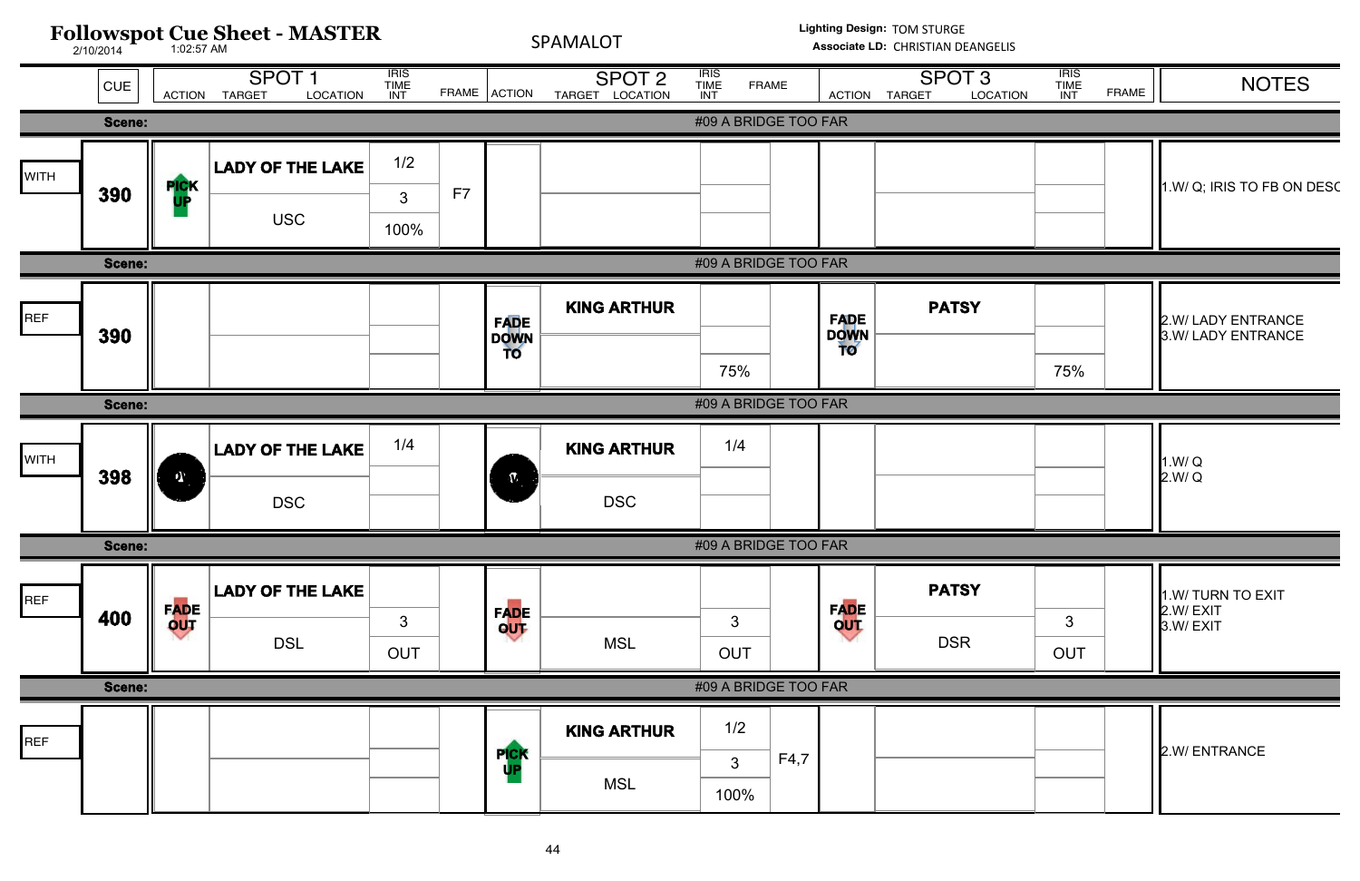# Followspot Cue Sheet - MASTER

2/10/2014 1:02:57 AM

SPAMALOT

**Lighting Design:** TOM STURGE
**Associate LD:** CHRISTIAN DEANGELIS

| | CUE | SPOT 1 ACTION | SPOT 1 TARGET / LOCATION | SPOT 1 IRIS / TIME / INT | SPOT 1 FRAME | SPOT 2 ACTION | SPOT 2 TARGET / LOCATION | SPOT 2 IRIS / TIME / INT | SPOT 2 FRAME | SPOT 3 ACTION | SPOT 3 TARGET / LOCATION | SPOT 3 IRIS / TIME / INT | SPOT 3 FRAME | NOTES |
|---|---|---|---|---|---|---|---|---|---|---|---|---|---|---|
| **Scene:** | | #09 A BRIDGE TOO FAR | | | | | | | | | | | | |
| WITH | **390** | PICK UP | **LADY OF THE LAKE** / USC | 1/2 / 3 / 100% | F7 | | | | | | | | | 1.W/ Q; IRIS TO FB ON DESC |
| **Scene:** | | #09 A BRIDGE TOO FAR | | | | | | | | | | | | |
| REF | **390** | | | | | FADE DOWN TO | **KING ARTHUR** | 75% | | FADE DOWN TO | **PATSY** | 75% | | 2.W/ LADY ENTRANCE<br>3.W/ LADY ENTRANCE |
| **Scene:** | | #09 A BRIDGE TOO FAR | | | | | | | | | | | | |
| WITH | **398** | | **LADY OF THE LAKE** / DSC | 1/4 | | | **KING ARTHUR** / DSC | 1/4 | | | | | | 1.W/ Q<br>2.W/ Q |
| **Scene:** | | #09 A BRIDGE TOO FAR | | | | | | | | | | | | |
| REF | **400** | FADE OUT | **LADY OF THE LAKE** / DSL | 3 / OUT | | FADE OUT | MSL | 3 / OUT | | FADE OUT | **PATSY** / DSR | 3 / OUT | | 1.W/ TURN TO EXIT<br>2.W/ EXIT<br>3.W/ EXIT |
| **Scene:** | | #09 A BRIDGE TOO FAR | | | | | | | | | | | | |
| REF | | | | | | PICK UP | **KING ARTHUR** / MSL | 1/2 / 3 / 100% | F4,7 | | | | | 2.W/ ENTRANCE |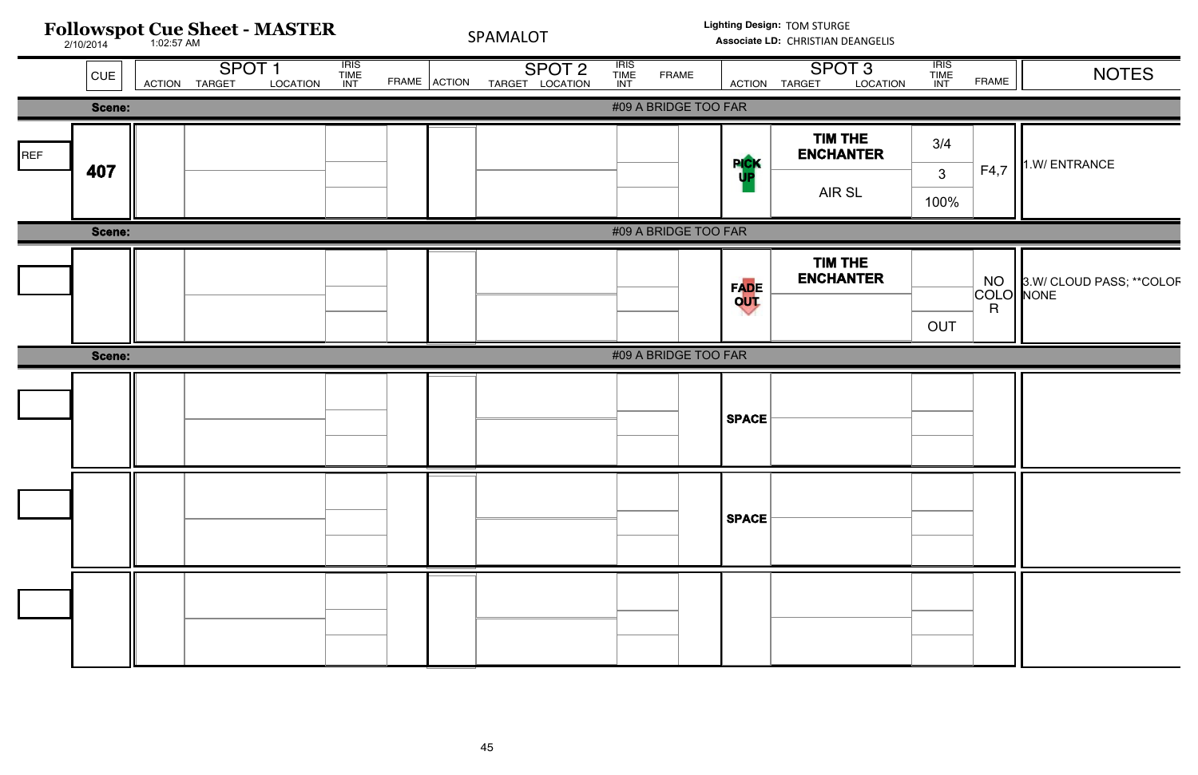# Followspot Cue Sheet - MASTER

2/10/2014 1:02:57 AM

SPAMALOT

**Lighting Design:** TOM STURGE
**Associate LD:** CHRISTIAN DEANGELIS

| | CUE | SPOT 1 ACTION | SPOT 1 TARGET / LOCATION | SPOT 1 IRIS / TIME / INT | SPOT 1 FRAME | SPOT 2 ACTION | SPOT 2 TARGET / LOCATION | SPOT 2 IRIS / TIME / INT | SPOT 2 FRAME | SPOT 3 ACTION | SPOT 3 TARGET / LOCATION | SPOT 3 IRIS / TIME / INT | SPOT 3 FRAME | NOTES |
|---|---|---|---|---|---|---|---|---|---|---|---|---|---|---|
| **Scene:** | | | | | | #09 A BRIDGE TOO FAR | | | | | | | | |
| REF | **407** | | | | | | | | | **PICK UP** | **TIM THE ENCHANTER** / AIR SL | 3/4 / 3 / 100% | F4,7 | 1.W/ ENTRANCE |
| **Scene:** | | | | | | #09 A BRIDGE TOO FAR | | | | | | | | |
| | | | | | | | | | | **FADE OUT** | **TIM THE ENCHANTER** | OUT | NO COLOR | 3.W/ CLOUD PASS; **COLOR NONE |
| **Scene:** | | | | | | #09 A BRIDGE TOO FAR | | | | | | | | |
| | | | | | | | | | | **SPACE** | | | | |
| | | | | | | | | | | **SPACE** | | | | |
| | | | | | | | | | | | | | | |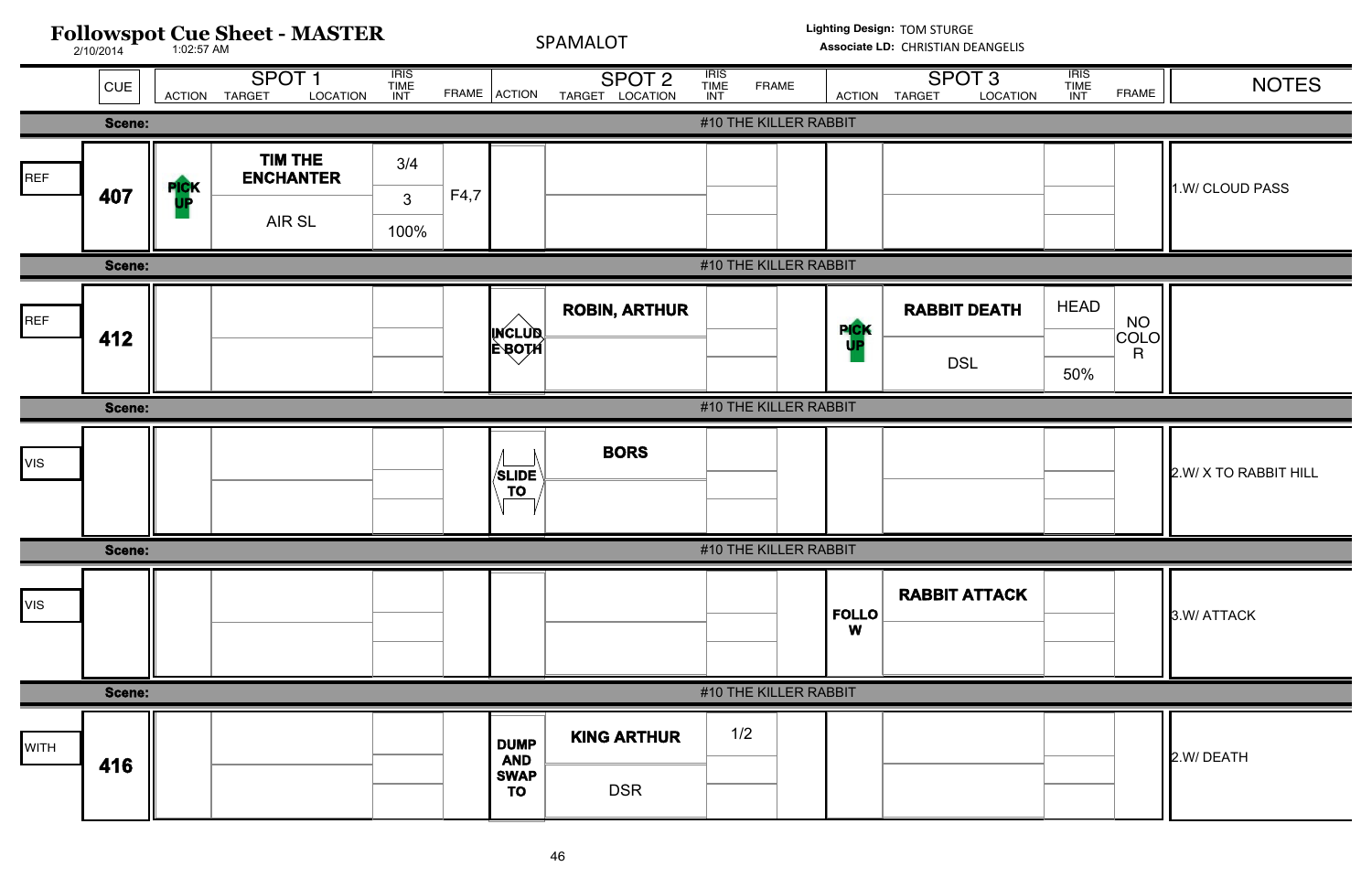# Followspot Cue Sheet - MASTER

2/10/2014 1:02:57 AM

SPAMALOT

**Lighting Design:** TOM STURGE
**Associate LD:** CHRISTIAN DEANGELIS

| | CUE | SPOT 1 ACTION | SPOT 1 TARGET / LOCATION | SPOT 1 IRIS / TIME / INT | SPOT 1 FRAME | SPOT 2 ACTION | SPOT 2 TARGET / LOCATION | SPOT 2 IRIS / TIME / INT | SPOT 2 FRAME | SPOT 3 ACTION | SPOT 3 TARGET / LOCATION | SPOT 3 IRIS / TIME / INT | SPOT 3 FRAME | NOTES |
|---|---|---|---|---|---|---|---|---|---|---|---|---|---|---|
| **Scene:** | | | | | | #10 THE KILLER RABBIT | | | | | | | | |
| REF | **407** | **PICK UP** | **TIM THE ENCHANTER** / AIR SL | 3/4 / 3 / 100% | F4,7 | | | | | | | | | 1.W/ CLOUD PASS |
| **Scene:** | | | | | | #10 THE KILLER RABBIT | | | | | | | | |
| REF | **412** | | | | | **INCLUDE BOTH** | **ROBIN, ARTHUR** | | | **PICK UP** | **RABBIT DEATH** / DSL | HEAD / / 50% | NO COLOR | |
| **Scene:** | | | | | | #10 THE KILLER RABBIT | | | | | | | | |
| VIS | | | | | | **SLIDE TO** | **BORS** | | | | | | | 2.W/ X TO RABBIT HILL |
| **Scene:** | | | | | | #10 THE KILLER RABBIT | | | | | | | | |
| VIS | | | | | | | | | | **FOLLOW** | **RABBIT ATTACK** | | | 3.W/ ATTACK |
| **Scene:** | | | | | | #10 THE KILLER RABBIT | | | | | | | | |
| WITH | **416** | | | | | **DUMP AND SWAP TO** | **KING ARTHUR** / DSR | 1/2 | | | | | | 2.W/ DEATH |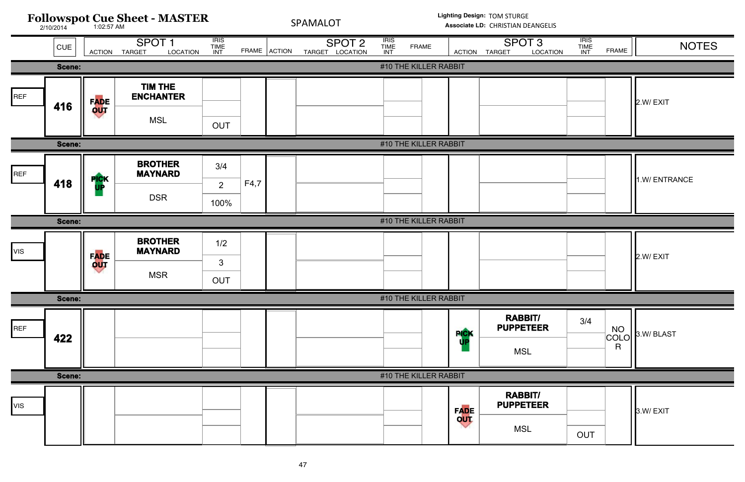# Followspot Cue Sheet - MASTER

2/10/2014 1:02:57 AM

SPAMALOT

**Lighting Design:** TOM STURGE
**Associate LD:** CHRISTIAN DEANGELIS

| | CUE | SPOT 1 ACTION | SPOT 1 TARGET / LOCATION | SPOT 1 IRIS / TIME / INT | SPOT 1 FRAME | SPOT 2 ACTION | SPOT 2 TARGET / LOCATION | SPOT 2 IRIS / TIME / INT | SPOT 2 FRAME | SPOT 3 ACTION | SPOT 3 TARGET / LOCATION | SPOT 3 IRIS / TIME / INT | SPOT 3 FRAME | NOTES |
|---|---|---|---|---|---|---|---|---|---|---|---|---|---|---|
| **Scene:** | | | | | | #10 THE KILLER RABBIT | | | | | | | | |
| REF | 416 | FADE OUT | **TIM THE ENCHANTER** / MSL | OUT | | | | | | | | | | 2.W/ EXIT |
| **Scene:** | | | | | | #10 THE KILLER RABBIT | | | | | | | | |
| REF | 418 | PICK UP | **BROTHER MAYNARD** / DSR | 3/4 / 2 / 100% | F4,7 | | | | | | | | | 1.W/ ENTRANCE |
| **Scene:** | | | | | | #10 THE KILLER RABBIT | | | | | | | | |
| VIS | | FADE OUT | **BROTHER MAYNARD** / MSR | 1/2 / 3 / OUT | | | | | | | | | | 2.W/ EXIT |
| **Scene:** | | | | | | #10 THE KILLER RABBIT | | | | | | | | |
| REF | 422 | | | | | | | | | PICK UP | **RABBIT/ PUPPETEER** / MSL | 3/4 | NO COLOR | 3.W/ BLAST |
| **Scene:** | | | | | | #10 THE KILLER RABBIT | | | | | | | | |
| VIS | | | | | | | | | | FADE OUT | **RABBIT/ PUPPETEER** / MSL | OUT | | 3.W/ EXIT |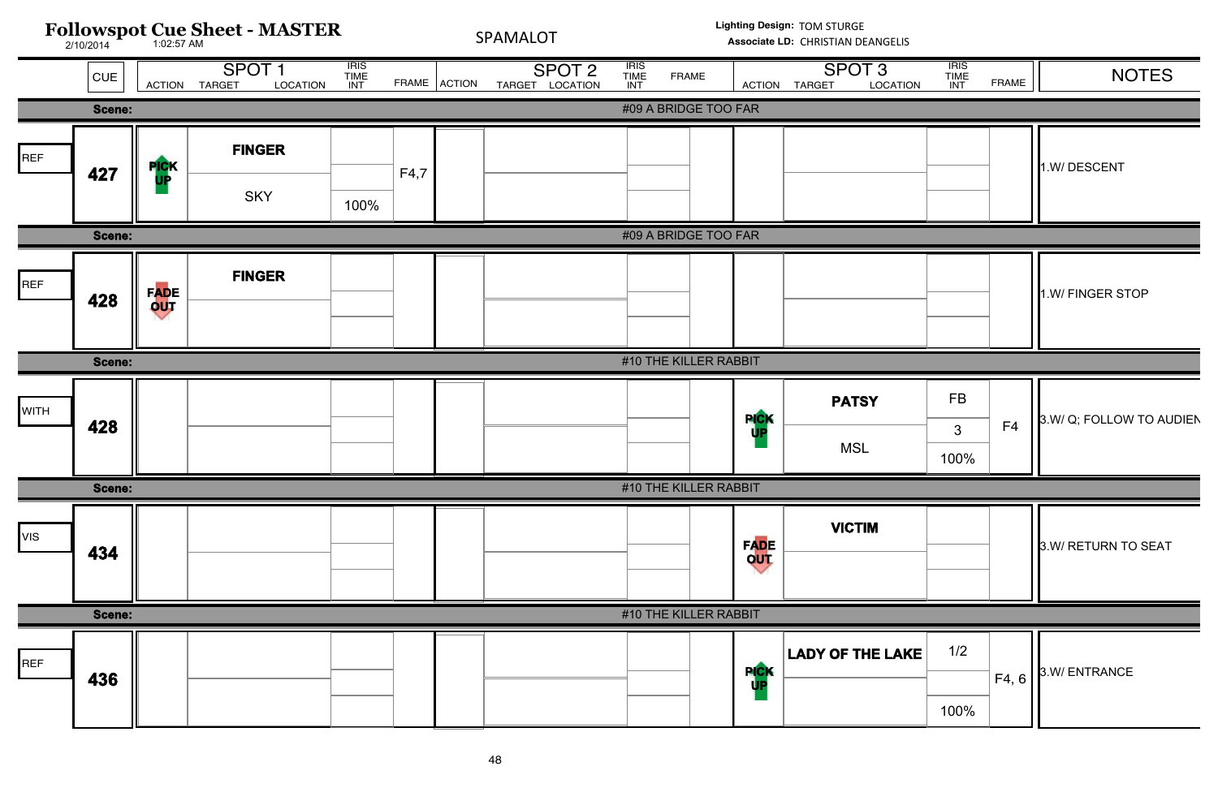# Followspot Cue Sheet - MASTER

2/10/2014 1:02:57 AM

SPAMALOT

**Lighting Design:** TOM STURGE
**Associate LD:** CHRISTIAN DEANGELIS

| | CUE | SPOT 1 ACTION | SPOT 1 TARGET / LOCATION | SPOT 1 IRIS / TIME / INT | SPOT 1 FRAME | SPOT 2 ACTION | SPOT 2 TARGET / LOCATION | SPOT 2 IRIS / TIME / INT | SPOT 2 FRAME | SPOT 3 ACTION | SPOT 3 TARGET / LOCATION | SPOT 3 IRIS / TIME / INT | SPOT 3 FRAME | NOTES |
|---|---|---|---|---|---|---|---|---|---|---|---|---|---|---|
| **Scene:** | | #09 A BRIDGE TOO FAR | | | | | | | | | | | | |
| REF | 427 | PICK UP | **FINGER** / SKY | 100% | F4,7 | | | | | | | | | 1.W/ DESCENT |
| **Scene:** | | #09 A BRIDGE TOO FAR | | | | | | | | | | | | |
| REF | 428 | FADE OUT | **FINGER** | | | | | | | | | | | 1.W/ FINGER STOP |
| **Scene:** | | #10 THE KILLER RABBIT | | | | | | | | | | | | |
| WITH | 428 | | | | | | | | | PICK UP | **PATSY** / MSL | FB / 3 / 100% | F4 | 3.W/ Q; FOLLOW TO AUDIEN |
| **Scene:** | | #10 THE KILLER RABBIT | | | | | | | | | | | | |
| VIS | 434 | | | | | | | | | FADE OUT | **VICTIM** | | | 3.W/ RETURN TO SEAT |
| **Scene:** | | #10 THE KILLER RABBIT | | | | | | | | | | | | |
| REF | 436 | | | | | | | | | PICK UP | **LADY OF THE LAKE** | 1/2 / 100% | F4, 6 | 3.W/ ENTRANCE |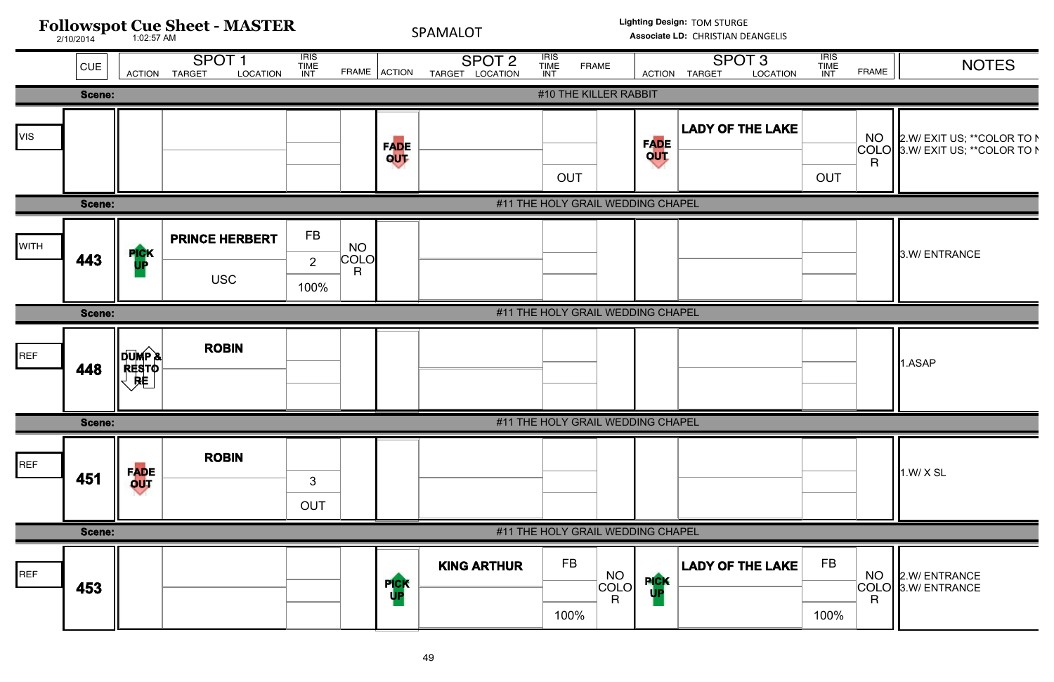# Followspot Cue Sheet - MASTER

2/10/2014 1:02:57 AM

SPAMALOT

**Lighting Design:** TOM STURGE
**Associate LD:** CHRISTIAN DEANGELIS

| | CUE | SPOT 1 ACTION | SPOT 1 TARGET / LOCATION | SPOT 1 IRIS TIME INT | SPOT 1 FRAME | SPOT 2 ACTION | SPOT 2 TARGET / LOCATION | SPOT 2 IRIS TIME INT | SPOT 2 FRAME | SPOT 3 ACTION | SPOT 3 TARGET / LOCATION | SPOT 3 IRIS TIME INT | SPOT 3 FRAME | NOTES |
|---|---|---|---|---|---|---|---|---|---|---|---|---|---|---|
| **Scene:** | | | | | | #10 THE KILLER RABBIT | | | | | | | | |
| VIS | | | | | | FADE OUT | | OUT | | FADE OUT | LADY OF THE LAKE | OUT | NO COLOR | 2.W/ EXIT US; **COLOR TO N<br>3.W/ EXIT US; **COLOR TO N |
| **Scene:** | | | | | | #11 THE HOLY GRAIL WEDDING CHAPEL | | | | | | | | |
| WITH | 443 | PICK UP | PRINCE HERBERT<br>USC | FB<br>2<br>100% | NO COLOR | | | | | | | | | 3.W/ ENTRANCE |
| **Scene:** | | | | | | #11 THE HOLY GRAIL WEDDING CHAPEL | | | | | | | | |
| REF | 448 | DUMP & RESTORE | ROBIN | | | | | | | | | | | 1.ASAP |
| **Scene:** | | | | | | #11 THE HOLY GRAIL WEDDING CHAPEL | | | | | | | | |
| REF | 451 | FADE OUT | ROBIN | 3<br>OUT | | | | | | | | | | 1.W/ X SL |
| **Scene:** | | | | | | #11 THE HOLY GRAIL WEDDING CHAPEL | | | | | | | | |
| REF | 453 | | | | | PICK UP | KING ARTHUR | FB<br>100% | NO COLOR | PICK UP | LADY OF THE LAKE | FB<br>100% | NO COLOR | 2.W/ ENTRANCE<br>3.W/ ENTRANCE |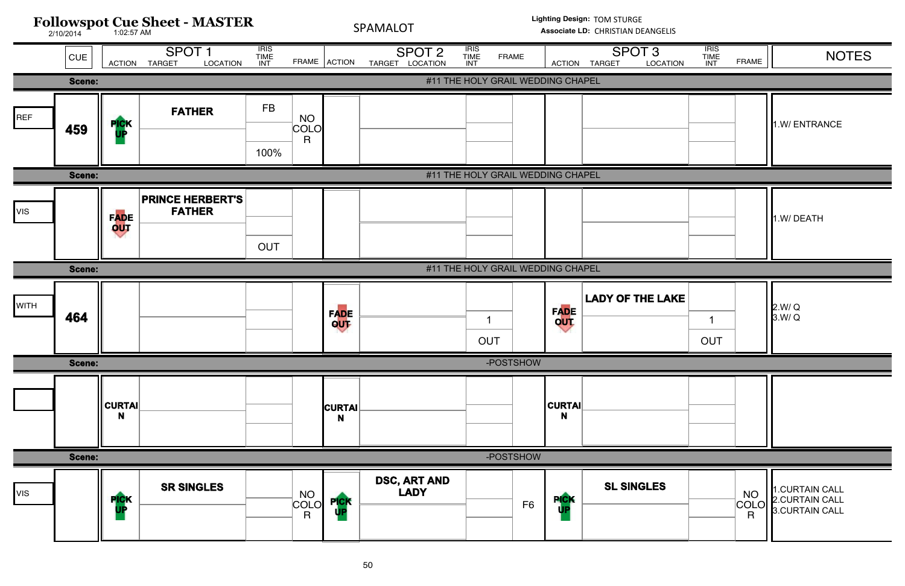# Followspot Cue Sheet - MASTER

2/10/2014 1:02:57 AM

SPAMALOT

**Lighting Design:** TOM STURGE
**Associate LD:** CHRISTIAN DEANGELIS

| | CUE | SPOT 1 ACTION | SPOT 1 TARGET / LOCATION | SPOT 1 IRIS / TIME / INT | SPOT 1 FRAME | SPOT 2 ACTION | SPOT 2 TARGET / LOCATION | SPOT 2 IRIS / TIME / INT | SPOT 2 FRAME | SPOT 3 ACTION | SPOT 3 TARGET / LOCATION | SPOT 3 IRIS / TIME / INT | SPOT 3 FRAME | NOTES |
|---|---|---|---|---|---|---|---|---|---|---|---|---|---|---|
| **Scene:** | | | | | | | #11 THE HOLY GRAIL WEDDING CHAPEL | | | | | | | |
| REF | 459 | PICK UP | FATHER | FB / 100% | NO COLOR | | | | | | | | | 1.W/ ENTRANCE |
| **Scene:** | | | | | | | #11 THE HOLY GRAIL WEDDING CHAPEL | | | | | | | |
| VIS | | FADE OUT | PRINCE HERBERT'S FATHER | OUT | | | | | | | | | | 1.W/ DEATH |
| **Scene:** | | | | | | | #11 THE HOLY GRAIL WEDDING CHAPEL | | | | | | | |
| WITH | 464 | | | | | FADE OUT | | 1 / OUT | | FADE OUT | LADY OF THE LAKE | 1 / OUT | | 2.W/ Q<br>3.W/ Q |
| **Scene:** | | | | | | | -POSTSHOW | | | | | | | |
| | | CURTAIN | | | | CURTAIN | | | | CURTAIN | | | | |
| **Scene:** | | | | | | | -POSTSHOW | | | | | | | |
| VIS | | PICK UP | SR SINGLES | | NO COLOR | PICK UP | DSC, ART AND LADY | | F6 | PICK UP | SL SINGLES | | NO COLOR | 1.CURTAIN CALL<br>2.CURTAIN CALL<br>3.CURTAIN CALL |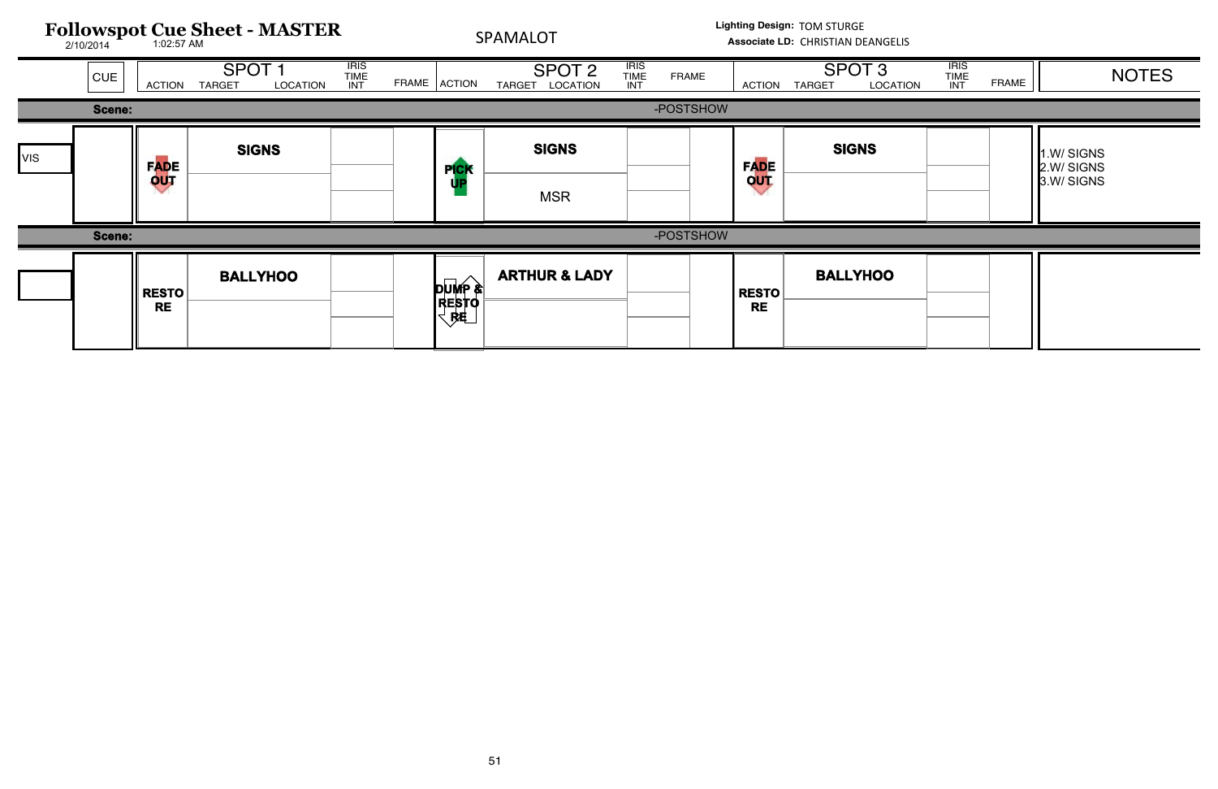# Followspot Cue Sheet - MASTER

2/10/2014 1:02:57 AM

SPAMALOT

**Lighting Design:** TOM STURGE
**Associate LD:** CHRISTIAN DEANGELIS

| | CUE | SPOT 1 ACTION | SPOT 1 TARGET | SPOT 1 LOCATION | SPOT 1 IRIS TIME INT | SPOT 1 FRAME | SPOT 2 ACTION | SPOT 2 TARGET | SPOT 2 LOCATION | SPOT 2 IRIS TIME INT | SPOT 2 FRAME | SPOT 3 ACTION | SPOT 3 TARGET | SPOT 3 LOCATION | SPOT 3 IRIS TIME INT | SPOT 3 FRAME | NOTES |
|---|---|---|---|---|---|---|---|---|---|---|---|---|---|---|---|---|---|
| **Scene:** -POSTSHOW | | | | | | | | | | | | | | | | | |
| VIS | | FADE OUT | SIGNS | | | | PICK UP | SIGNS | MSR | | | FADE OUT | SIGNS | | | | 1.W/ SIGNS 2.W/ SIGNS 3.W/ SIGNS |
| **Scene:** -POSTSHOW | | | | | | | | | | | | | | | | | |
| | | RESTORE | BALLYHOO | | | | DUMP & RESTORE | ARTHUR & LADY | | | | RESTORE | BALLYHOO | | | | |